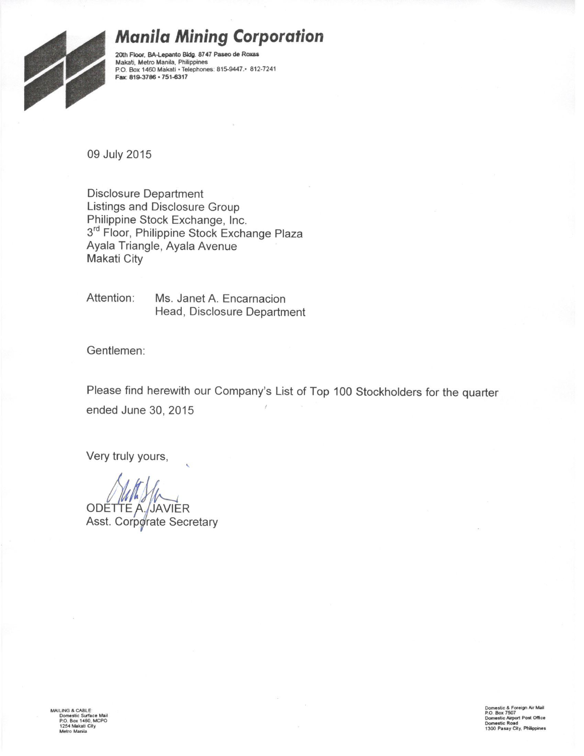# Manila Mining Corporation

**20th Floor, BA-Lepanto Bldg. 8747 Paseo de Roxas**
**Makati, Metro Manila, Philippines**
**P.O. Box 1460 Makati • Telephones: 815-9447 • 812-7241**
**Fax: 819-3786 • 751-6317**

09 July 2015

Disclosure Department
Listings and Disclosure Group
Philippine Stock Exchange, Inc.
3rd Floor, Philippine Stock Exchange Plaza
Ayala Triangle, Ayala Avenue
Makati City

Attention: Ms. Janet A. Encarnacion
Head, Disclosure Department

Gentlemen:

Please find herewith our Company's List of Top 100 Stockholders for the quarter ended June 30, 2015

Very truly yours,

ODETTE A. JAVIER
Asst. Corporate Secretary

MAILING & CABLE:
Domestic Surface Mail
P.O. Box 1460, MCPO
1254 Makati City
Metro Manila

Domestic & Foreign Air Mail
P.O. Box 7507
Domestic Airport Post Office
Domestic Road
1300 Pasay City, Philippines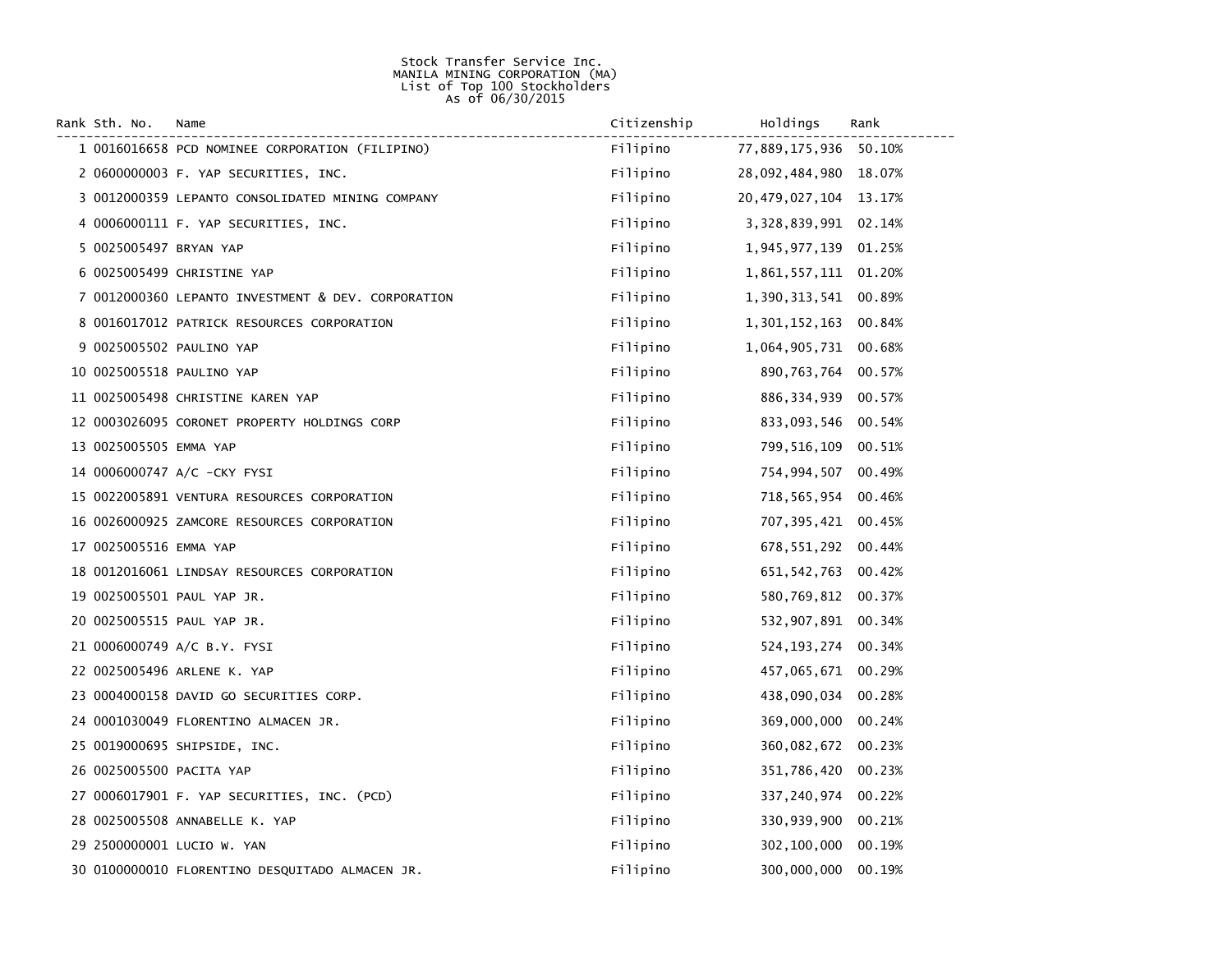Stock Transfer Service Inc.
MANILA MINING CORPORATION (MA)
List of Top 100 Stockholders
As of 06/30/2015

| Rank | Sth. No. | Name | Citizenship | Holdings | Rank |
|---|---|---|---|---|---|
| 1 | 0016016658 | PCD NOMINEE CORPORATION (FILIPINO) | Filipino | 77,889,175,936 | 50.10% |
| 2 | 0600000003 | F. YAP SECURITIES, INC. | Filipino | 28,092,484,980 | 18.07% |
| 3 | 0012000359 | LEPANTO CONSOLIDATED MINING COMPANY | Filipino | 20,479,027,104 | 13.17% |
| 4 | 0006000111 | F. YAP SECURITIES, INC. | Filipino | 3,328,839,991 | 02.14% |
| 5 | 0025005497 | BRYAN YAP | Filipino | 1,945,977,139 | 01.25% |
| 6 | 0025005499 | CHRISTINE YAP | Filipino | 1,861,557,111 | 01.20% |
| 7 | 0012000360 | LEPANTO INVESTMENT & DEV. CORPORATION | Filipino | 1,390,313,541 | 00.89% |
| 8 | 0016017012 | PATRICK RESOURCES CORPORATION | Filipino | 1,301,152,163 | 00.84% |
| 9 | 0025005502 | PAULINO YAP | Filipino | 1,064,905,731 | 00.68% |
| 10 | 0025005518 | PAULINO YAP | Filipino | 890,763,764 | 00.57% |
| 11 | 0025005498 | CHRISTINE KAREN YAP | Filipino | 886,334,939 | 00.57% |
| 12 | 0003026095 | CORONET PROPERTY HOLDINGS CORP | Filipino | 833,093,546 | 00.54% |
| 13 | 0025005505 | EMMA YAP | Filipino | 799,516,109 | 00.51% |
| 14 | 0006000747 | A/C -CKY FYSI | Filipino | 754,994,507 | 00.49% |
| 15 | 0022005891 | VENTURA RESOURCES CORPORATION | Filipino | 718,565,954 | 00.46% |
| 16 | 0026000925 | ZAMCORE RESOURCES CORPORATION | Filipino | 707,395,421 | 00.45% |
| 17 | 0025005516 | EMMA YAP | Filipino | 678,551,292 | 00.44% |
| 18 | 0012016061 | LINDSAY RESOURCES CORPORATION | Filipino | 651,542,763 | 00.42% |
| 19 | 0025005501 | PAUL YAP JR. | Filipino | 580,769,812 | 00.37% |
| 20 | 0025005515 | PAUL YAP JR. | Filipino | 532,907,891 | 00.34% |
| 21 | 0006000749 | A/C B.Y. FYSI | Filipino | 524,193,274 | 00.34% |
| 22 | 0025005496 | ARLENE K. YAP | Filipino | 457,065,671 | 00.29% |
| 23 | 0004000158 | DAVID GO SECURITIES CORP. | Filipino | 438,090,034 | 00.28% |
| 24 | 0001030049 | FLORENTINO ALMACEN JR. | Filipino | 369,000,000 | 00.24% |
| 25 | 0019000695 | SHIPSIDE, INC. | Filipino | 360,082,672 | 00.23% |
| 26 | 0025005500 | PACITA YAP | Filipino | 351,786,420 | 00.23% |
| 27 | 0006017901 | F. YAP SECURITIES, INC. (PCD) | Filipino | 337,240,974 | 00.22% |
| 28 | 0025005508 | ANNABELLE K. YAP | Filipino | 330,939,900 | 00.21% |
| 29 | 2500000001 | LUCIO W. YAN | Filipino | 302,100,000 | 00.19% |
| 30 | 0100000010 | FLORENTINO DESQUITADO ALMACEN JR. | Filipino | 300,000,000 | 00.19% |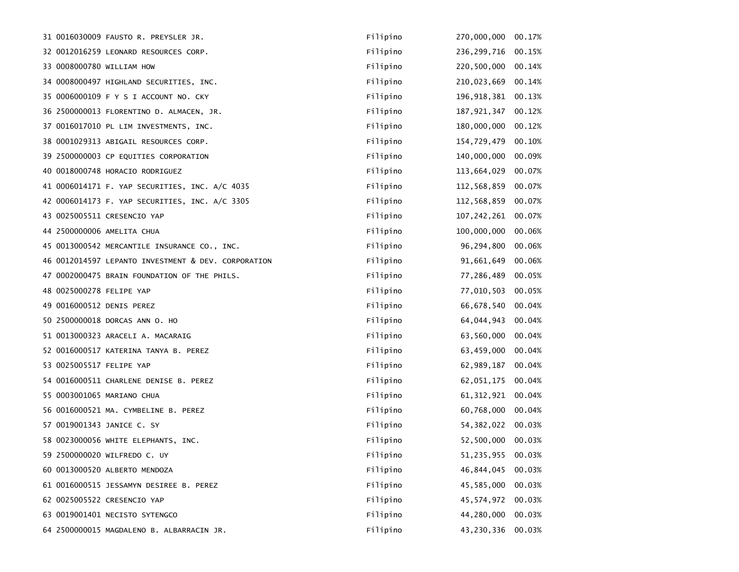| | | | | | |
|---|---|---|---|---|---|
| 31 | 0016030009 | FAUSTO R. PREYSLER JR. | Filipino | 270,000,000 | 00.17% |
| 32 | 0012016259 | LEONARD RESOURCES CORP. | Filipino | 236,299,716 | 00.15% |
| 33 | 0008000780 | WILLIAM HOW | Filipino | 220,500,000 | 00.14% |
| 34 | 0008000497 | HIGHLAND SECURITIES, INC. | Filipino | 210,023,669 | 00.14% |
| 35 | 0006000109 | F Y S I ACCOUNT NO. CKY | Filipino | 196,918,381 | 00.13% |
| 36 | 2500000013 | FLORENTINO D. ALMACEN, JR. | Filipino | 187,921,347 | 00.12% |
| 37 | 0016017010 | PL LIM INVESTMENTS, INC. | Filipino | 180,000,000 | 00.12% |
| 38 | 0001029313 | ABIGAIL RESOURCES CORP. | Filipino | 154,729,479 | 00.10% |
| 39 | 2500000003 | CP EQUITIES CORPORATION | Filipino | 140,000,000 | 00.09% |
| 40 | 0018000748 | HORACIO RODRIGUEZ | Filipino | 113,664,029 | 00.07% |
| 41 | 0006014171 | F. YAP SECURITIES, INC. A/C 4035 | Filipino | 112,568,859 | 00.07% |
| 42 | 0006014173 | F. YAP SECURITIES, INC. A/C 3305 | Filipino | 112,568,859 | 00.07% |
| 43 | 0025005511 | CRESENCIO YAP | Filipino | 107,242,261 | 00.07% |
| 44 | 2500000006 | AMELITA CHUA | Filipino | 100,000,000 | 00.06% |
| 45 | 0013000542 | MERCANTILE INSURANCE CO., INC. | Filipino | 96,294,800 | 00.06% |
| 46 | 0012014597 | LEPANTO INVESTMENT & DEV. CORPORATION | Filipino | 91,661,649 | 00.06% |
| 47 | 0002000475 | BRAIN FOUNDATION OF THE PHILS. | Filipino | 77,286,489 | 00.05% |
| 48 | 0025000278 | FELIPE YAP | Filipino | 77,010,503 | 00.05% |
| 49 | 0016000512 | DENIS PEREZ | Filipino | 66,678,540 | 00.04% |
| 50 | 2500000018 | DORCAS ANN O. HO | Filipino | 64,044,943 | 00.04% |
| 51 | 0013000323 | ARACELI A. MACARAIG | Filipino | 63,560,000 | 00.04% |
| 52 | 0016000517 | KATERINA TANYA B. PEREZ | Filipino | 63,459,000 | 00.04% |
| 53 | 0025005517 | FELIPE YAP | Filipino | 62,989,187 | 00.04% |
| 54 | 0016000511 | CHARLENE DENISE B. PEREZ | Filipino | 62,051,175 | 00.04% |
| 55 | 0003001065 | MARIANO CHUA | Filipino | 61,312,921 | 00.04% |
| 56 | 0016000521 | MA. CYMBELINE B. PEREZ | Filipino | 60,768,000 | 00.04% |
| 57 | 0019001343 | JANICE C. SY | Filipino | 54,382,022 | 00.03% |
| 58 | 0023000056 | WHITE ELEPHANTS, INC. | Filipino | 52,500,000 | 00.03% |
| 59 | 2500000020 | WILFREDO C. UY | Filipino | 51,235,955 | 00.03% |
| 60 | 0013000520 | ALBERTO MENDOZA | Filipino | 46,844,045 | 00.03% |
| 61 | 0016000515 | JESSAMYN DESIREE B. PEREZ | Filipino | 45,585,000 | 00.03% |
| 62 | 0025005522 | CRESENCIO YAP | Filipino | 45,574,972 | 00.03% |
| 63 | 0019001401 | NECISTO SYTENGCO | Filipino | 44,280,000 | 00.03% |
| 64 | 2500000015 | MAGDALENO B. ALBARRACIN JR. | Filipino | 43,230,336 | 00.03% |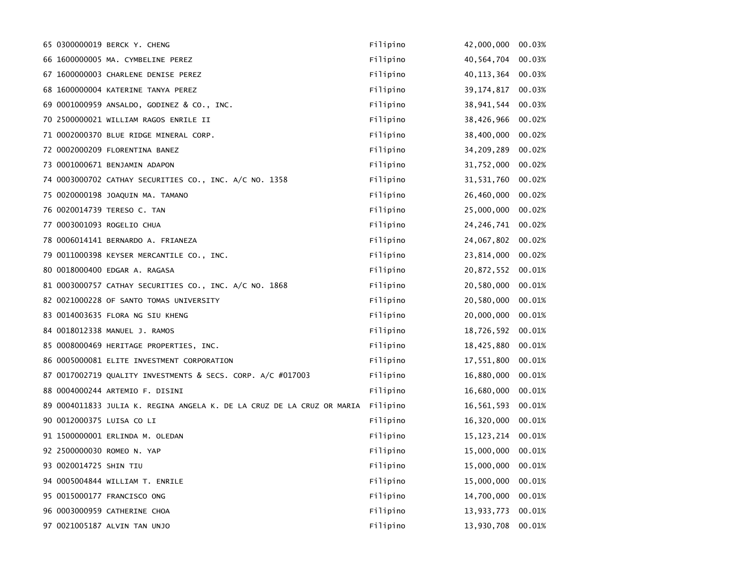| | | | | | |
|---|---|---|---|---|---|
| 65 | 0300000019 | BERCK Y. CHENG | Filipino | 42,000,000 | 00.03% |
| 66 | 1600000005 | MA. CYMBELINE PEREZ | Filipino | 40,564,704 | 00.03% |
| 67 | 1600000003 | CHARLENE DENISE PEREZ | Filipino | 40,113,364 | 00.03% |
| 68 | 1600000004 | KATERINE TANYA PEREZ | Filipino | 39,174,817 | 00.03% |
| 69 | 0001000959 | ANSALDO, GODINEZ & CO., INC. | Filipino | 38,941,544 | 00.03% |
| 70 | 2500000021 | WILLIAM RAGOS ENRILE II | Filipino | 38,426,966 | 00.02% |
| 71 | 0002000370 | BLUE RIDGE MINERAL CORP. | Filipino | 38,400,000 | 00.02% |
| 72 | 0002000209 | FLORENTINA BANEZ | Filipino | 34,209,289 | 00.02% |
| 73 | 0001000671 | BENJAMIN ADAPON | Filipino | 31,752,000 | 00.02% |
| 74 | 0003000702 | CATHAY SECURITIES CO., INC. A/C NO. 1358 | Filipino | 31,531,760 | 00.02% |
| 75 | 0020000198 | JOAQUIN MA. TAMANO | Filipino | 26,460,000 | 00.02% |
| 76 | 0020014739 | TERESO C. TAN | Filipino | 25,000,000 | 00.02% |
| 77 | 0003001093 | ROGELIO CHUA | Filipino | 24,246,741 | 00.02% |
| 78 | 0006014141 | BERNARDO A. FRIANEZA | Filipino | 24,067,802 | 00.02% |
| 79 | 0011000398 | KEYSER MERCANTILE CO., INC. | Filipino | 23,814,000 | 00.02% |
| 80 | 0018000400 | EDGAR A. RAGASA | Filipino | 20,872,552 | 00.01% |
| 81 | 0003000757 | CATHAY SECURITIES CO., INC. A/C NO. 1868 | Filipino | 20,580,000 | 00.01% |
| 82 | 0021000228 | OF SANTO TOMAS UNIVERSITY | Filipino | 20,580,000 | 00.01% |
| 83 | 0014003635 | FLORA NG SIU KHENG | Filipino | 20,000,000 | 00.01% |
| 84 | 0018012338 | MANUEL J. RAMOS | Filipino | 18,726,592 | 00.01% |
| 85 | 0008000469 | HERITAGE PROPERTIES, INC. | Filipino | 18,425,880 | 00.01% |
| 86 | 0005000081 | ELITE INVESTMENT CORPORATION | Filipino | 17,551,800 | 00.01% |
| 87 | 0017002719 | QUALITY INVESTMENTS & SECS. CORP. A/C #017003 | Filipino | 16,880,000 | 00.01% |
| 88 | 0004000244 | ARTEMIO F. DISINI | Filipino | 16,680,000 | 00.01% |
| 89 | 0004011833 | JULIA K. REGINA ANGELA K. DE LA CRUZ DE LA CRUZ OR MARIA | Filipino | 16,561,593 | 00.01% |
| 90 | 0012000375 | LUISA CO LI | Filipino | 16,320,000 | 00.01% |
| 91 | 1500000001 | ERLINDA M. OLEDAN | Filipino | 15,123,214 | 00.01% |
| 92 | 2500000030 | ROMEO N. YAP | Filipino | 15,000,000 | 00.01% |
| 93 | 0020014725 | SHIN TIU | Filipino | 15,000,000 | 00.01% |
| 94 | 0005004844 | WILLIAM T. ENRILE | Filipino | 15,000,000 | 00.01% |
| 95 | 0015000177 | FRANCISCO ONG | Filipino | 14,700,000 | 00.01% |
| 96 | 0003000959 | CATHERINE CHOA | Filipino | 13,933,773 | 00.01% |
| 97 | 0021005187 | ALVIN TAN UNJO | Filipino | 13,930,708 | 00.01% |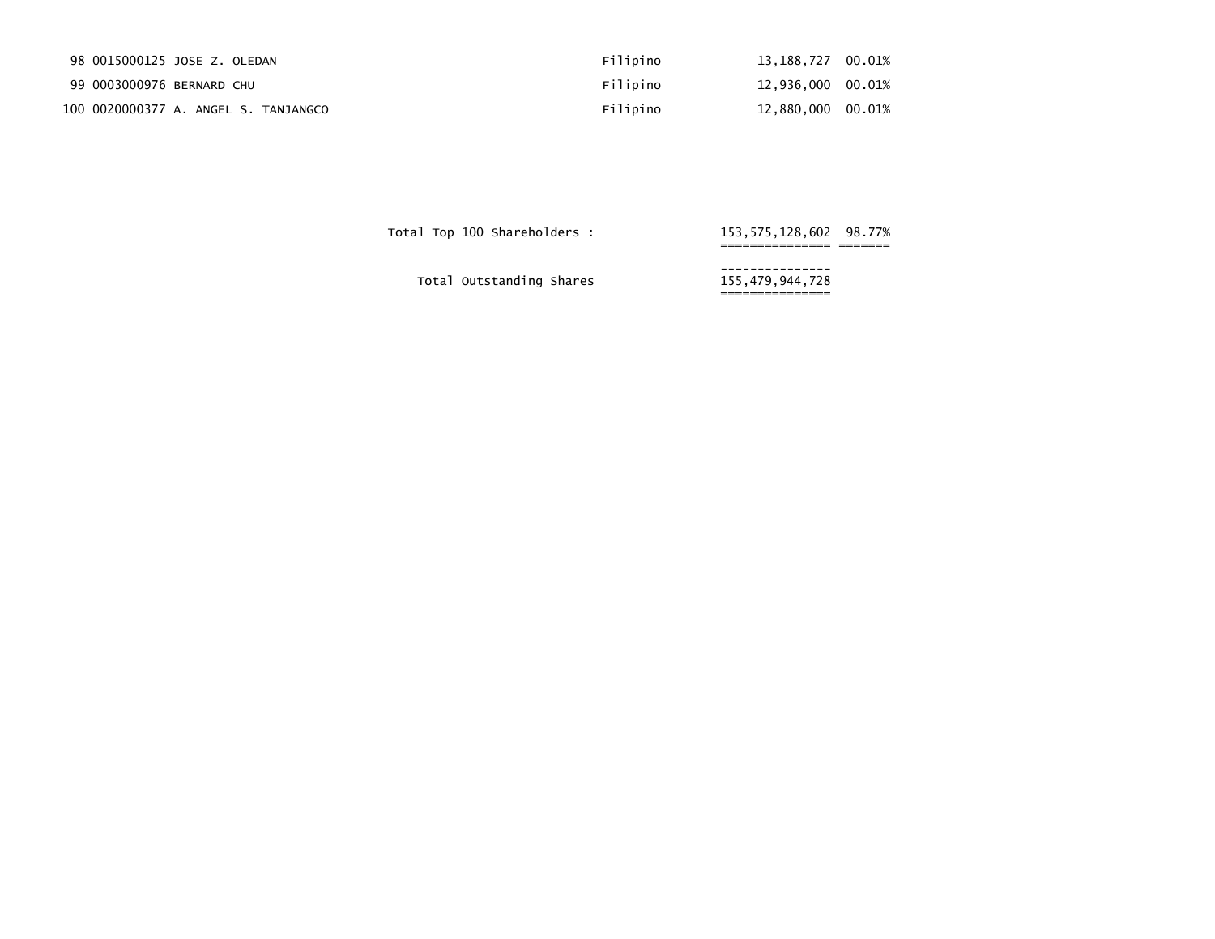| | | | | | |
|---|---|---|---|---|---|
| 98 | 0015000125 | JOSE Z. OLEDAN | Filipino | 13,188,727 | 00.01% |
| 99 | 0003000976 | BERNARD CHU | Filipino | 12,936,000 | 00.01% |
| 100 | 0020000377 | A. ANGEL S. TANJANGCO | Filipino | 12,880,000 | 00.01% |

| | | |
|---|---|---|
| Total Top 100 Shareholders : | 153,575,128,602 | 98.77% |
| Total Outstanding Shares | 155,479,944,728 | |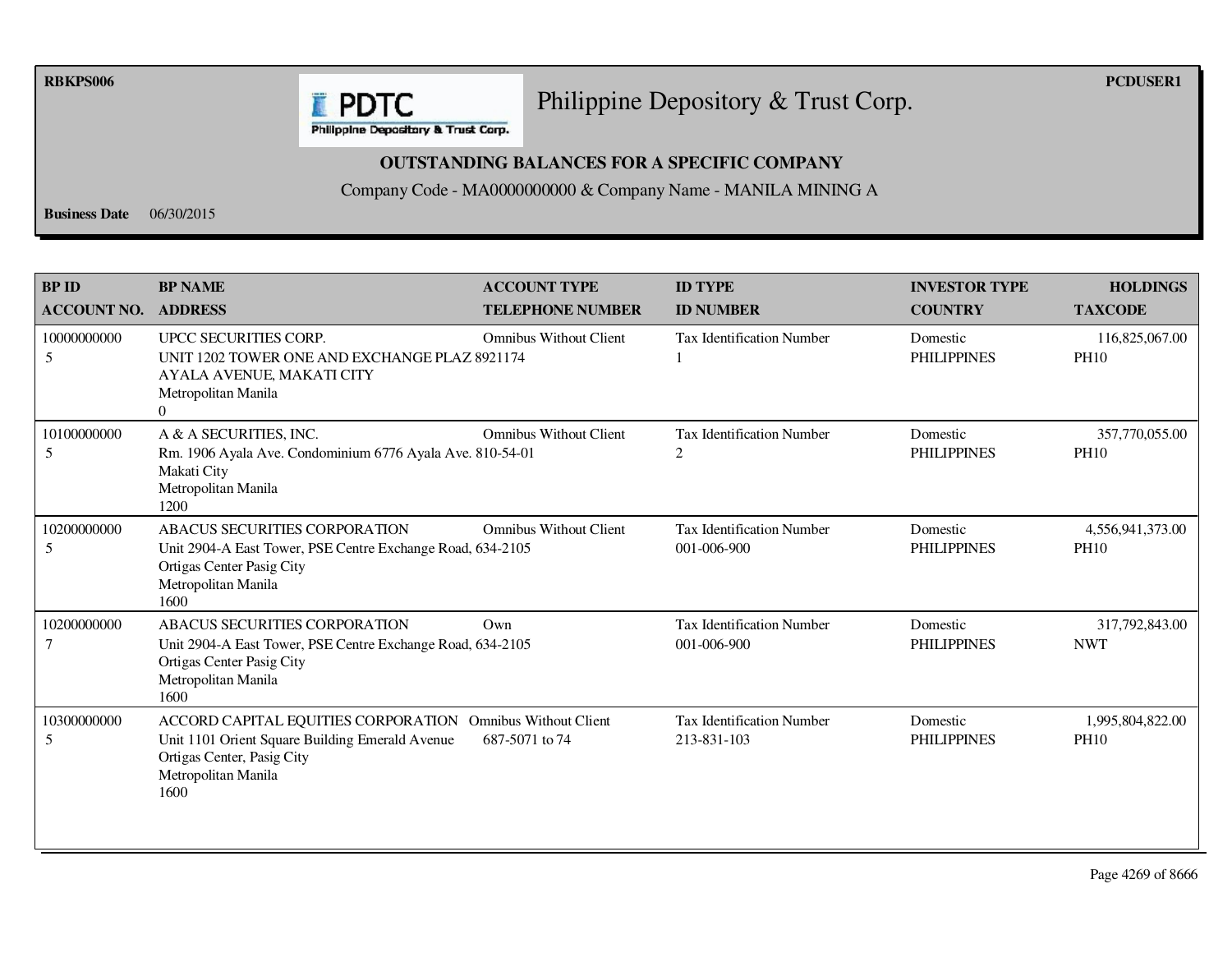RBKPS006

PCDUSER1

# Philippine Depository & Trust Corp.

## OUTSTANDING BALANCES FOR A SPECIFIC COMPANY

Company Code - MA0000000000 & Company Name - MANILA MINING A

**Business Date** 06/30/2015

| BP ID<br>ACCOUNT NO. | BP NAME<br>ADDRESS | ACCOUNT TYPE<br>TELEPHONE NUMBER | ID TYPE<br>ID NUMBER | INVESTOR TYPE<br>COUNTRY | HOLDINGS<br>TAXCODE |
|---|---|---|---|---|---|
| 10000000000<br>5 | UPCC SECURITIES CORP.<br>UNIT 1202 TOWER ONE AND EXCHANGE PLAZ<br>AYALA AVENUE, MAKATI CITY<br>Metropolitan Manila<br>0 | Omnibus Without Client<br>8921174 | Tax Identification Number<br>1 | Domestic<br>PHILIPPINES | 116,825,067.00<br>PH10 |
| 10100000000<br>5 | A & A SECURITIES, INC.<br>Rm. 1906 Ayala Ave. Condominium 6776 Ayala Ave.<br>Makati City<br>Metropolitan Manila<br>1200 | Omnibus Without Client<br>810-54-01 | Tax Identification Number<br>2 | Domestic<br>PHILIPPINES | 357,770,055.00<br>PH10 |
| 10200000000<br>5 | ABACUS SECURITIES CORPORATION<br>Unit 2904-A East Tower, PSE Centre Exchange Road,<br>Ortigas Center Pasig City<br>Metropolitan Manila<br>1600 | Omnibus Without Client<br>634-2105 | Tax Identification Number<br>001-006-900 | Domestic<br>PHILIPPINES | 4,556,941,373.00<br>PH10 |
| 10200000000<br>7 | ABACUS SECURITIES CORPORATION<br>Unit 2904-A East Tower, PSE Centre Exchange Road,<br>Ortigas Center Pasig City<br>Metropolitan Manila<br>1600 | Own<br>634-2105 | Tax Identification Number<br>001-006-900 | Domestic<br>PHILIPPINES | 317,792,843.00<br>NWT |
| 10300000000<br>5 | ACCORD CAPITAL EQUITIES CORPORATION<br>Unit 1101 Orient Square Building Emerald Avenue<br>Ortigas Center, Pasig City<br>Metropolitan Manila<br>1600 | Omnibus Without Client<br>687-5071 to 74 | Tax Identification Number<br>213-831-103 | Domestic<br>PHILIPPINES | 1,995,804,822.00<br>PH10 |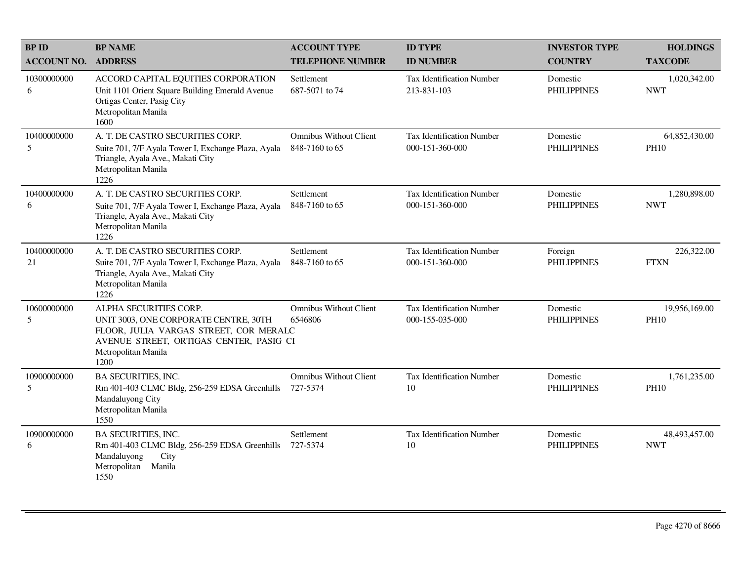| BP ID<br>ACCOUNT NO. | BP NAME<br>ADDRESS | ACCOUNT TYPE<br>TELEPHONE NUMBER | ID TYPE<br>ID NUMBER | INVESTOR TYPE<br>COUNTRY | HOLDINGS<br>TAXCODE |
|---|---|---|---|---|---|
| 10300000000<br>6 | ACCORD CAPITAL EQUITIES CORPORATION<br>Unit 1101 Orient Square Building Emerald Avenue Ortigas Center, Pasig City<br>Metropolitan Manila<br>1600 | Settlement<br>687-5071 to 74 | Tax Identification Number<br>213-831-103 | Domestic<br>PHILIPPINES | 1,020,342.00<br>NWT |
| 10400000000<br>5 | A. T. DE CASTRO SECURITIES CORP.<br>Suite 701, 7/F Ayala Tower I, Exchange Plaza, Ayala Triangle, Ayala Ave., Makati City<br>Metropolitan Manila<br>1226 | Omnibus Without Client<br>848-7160 to 65 | Tax Identification Number<br>000-151-360-000 | Domestic<br>PHILIPPINES | 64,852,430.00<br>PH10 |
| 10400000000<br>6 | A. T. DE CASTRO SECURITIES CORP.<br>Suite 701, 7/F Ayala Tower I, Exchange Plaza, Ayala Triangle, Ayala Ave., Makati City<br>Metropolitan Manila<br>1226 | Settlement<br>848-7160 to 65 | Tax Identification Number<br>000-151-360-000 | Domestic<br>PHILIPPINES | 1,280,898.00<br>NWT |
| 10400000000<br>21 | A. T. DE CASTRO SECURITIES CORP.<br>Suite 701, 7/F Ayala Tower I, Exchange Plaza, Ayala Triangle, Ayala Ave., Makati City<br>Metropolitan Manila<br>1226 | Settlement<br>848-7160 to 65 | Tax Identification Number<br>000-151-360-000 | Foreign<br>PHILIPPINES | 226,322.00<br>FTXN |
| 10600000000<br>5 | ALPHA SECURITIES CORP.<br>UNIT 3003, ONE CORPORATE CENTRE, 30TH FLOOR, JULIA VARGAS STREET, COR MERALC AVENUE STREET, ORTIGAS CENTER, PASIG CI<br>Metropolitan Manila<br>1200 | Omnibus Without Client<br>6546806 | Tax Identification Number<br>000-155-035-000 | Domestic<br>PHILIPPINES | 19,956,169.00<br>PH10 |
| 10900000000<br>5 | BA SECURITIES, INC.<br>Rm 401-403 CLMC Bldg, 256-259 EDSA Greenhills Mandaluyong City<br>Metropolitan Manila<br>1550 | Omnibus Without Client<br>727-5374 | Tax Identification Number<br>10 | Domestic<br>PHILIPPINES | 1,761,235.00<br>PH10 |
| 10900000000<br>6 | BA SECURITIES, INC.<br>Rm 401-403 CLMC Bldg, 256-259 EDSA Greenhills Mandaluyong City<br>Metropolitan Manila<br>1550 | Settlement<br>727-5374 | Tax Identification Number<br>10 | Domestic<br>PHILIPPINES | 48,493,457.00<br>NWT |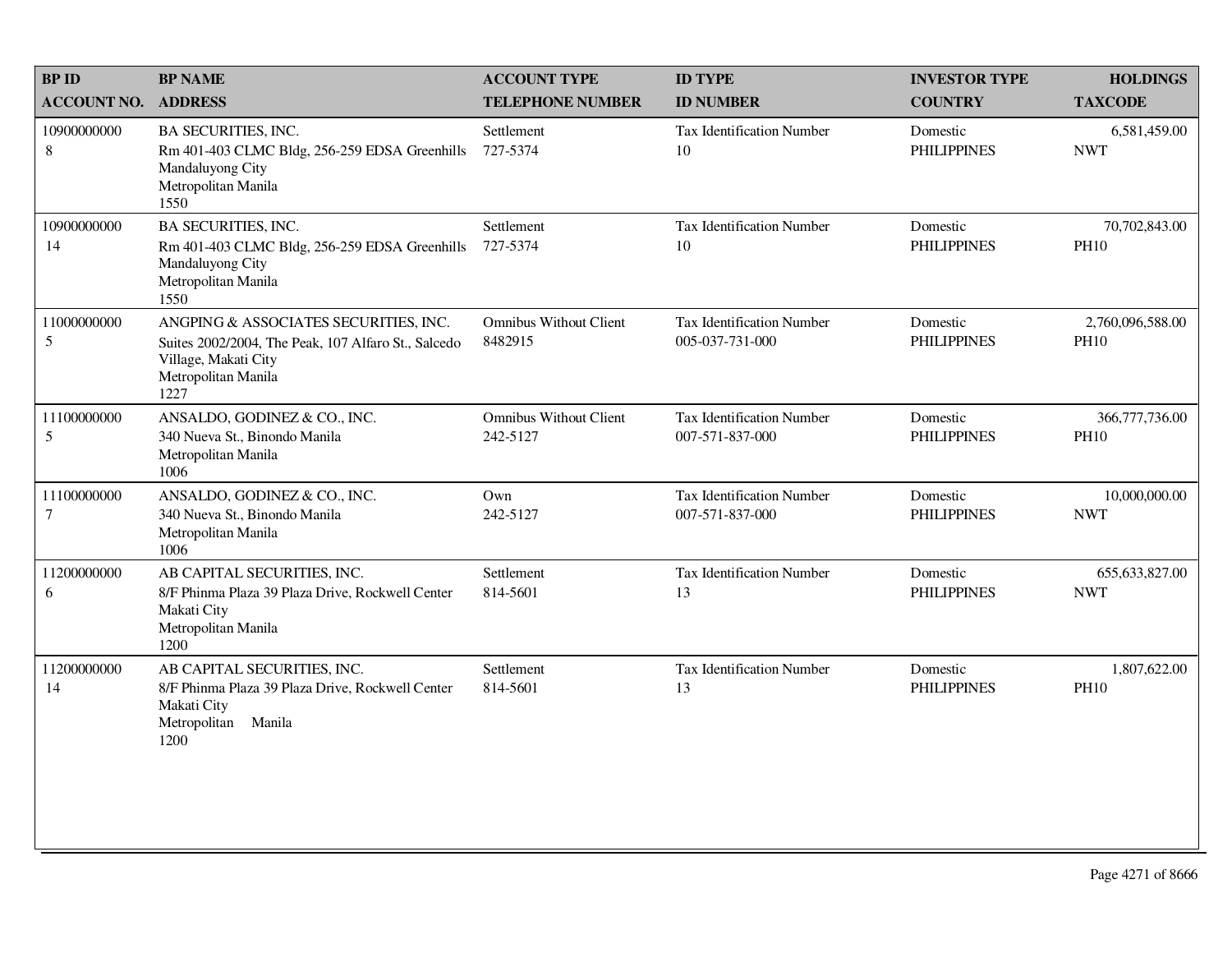| BP ID<br>ACCOUNT NO. | BP NAME<br>ADDRESS | ACCOUNT TYPE<br>TELEPHONE NUMBER | ID TYPE<br>ID NUMBER | INVESTOR TYPE<br>COUNTRY | HOLDINGS<br>TAXCODE |
|---|---|---|---|---|---|
| 10900000000<br>8 | BA SECURITIES, INC.<br>Rm 401-403 CLMC Bldg, 256-259 EDSA Greenhills<br>Mandaluyong City<br>Metropolitan Manila<br>1550 | Settlement<br>727-5374 | Tax Identification Number<br>10 | Domestic<br>PHILIPPINES | 6,581,459.00<br>NWT |
| 10900000000<br>14 | BA SECURITIES, INC.<br>Rm 401-403 CLMC Bldg, 256-259 EDSA Greenhills<br>Mandaluyong City<br>Metropolitan Manila<br>1550 | Settlement<br>727-5374 | Tax Identification Number<br>10 | Domestic<br>PHILIPPINES | 70,702,843.00<br>PH10 |
| 11000000000<br>5 | ANGPING & ASSOCIATES SECURITIES, INC.<br>Suites 2002/2004, The Peak, 107 Alfaro St., Salcedo Village, Makati City<br>Metropolitan Manila<br>1227 | Omnibus Without Client<br>8482915 | Tax Identification Number<br>005-037-731-000 | Domestic<br>PHILIPPINES | 2,760,096,588.00<br>PH10 |
| 11100000000<br>5 | ANSALDO, GODINEZ & CO., INC.<br>340 Nueva St., Binondo Manila<br>Metropolitan Manila<br>1006 | Omnibus Without Client<br>242-5127 | Tax Identification Number<br>007-571-837-000 | Domestic<br>PHILIPPINES | 366,777,736.00<br>PH10 |
| 11100000000<br>7 | ANSALDO, GODINEZ & CO., INC.<br>340 Nueva St., Binondo Manila<br>Metropolitan Manila<br>1006 | Own<br>242-5127 | Tax Identification Number<br>007-571-837-000 | Domestic<br>PHILIPPINES | 10,000,000.00<br>NWT |
| 11200000000<br>6 | AB CAPITAL SECURITIES, INC.<br>8/F Phinma Plaza 39 Plaza Drive, Rockwell Center<br>Makati City<br>Metropolitan Manila<br>1200 | Settlement<br>814-5601 | Tax Identification Number<br>13 | Domestic<br>PHILIPPINES | 655,633,827.00<br>NWT |
| 11200000000<br>14 | AB CAPITAL SECURITIES, INC.<br>8/F Phinma Plaza 39 Plaza Drive, Rockwell Center<br>Makati City<br>Metropolitan Manila<br>1200 | Settlement<br>814-5601 | Tax Identification Number<br>13 | Domestic<br>PHILIPPINES | 1,807,622.00<br>PH10 |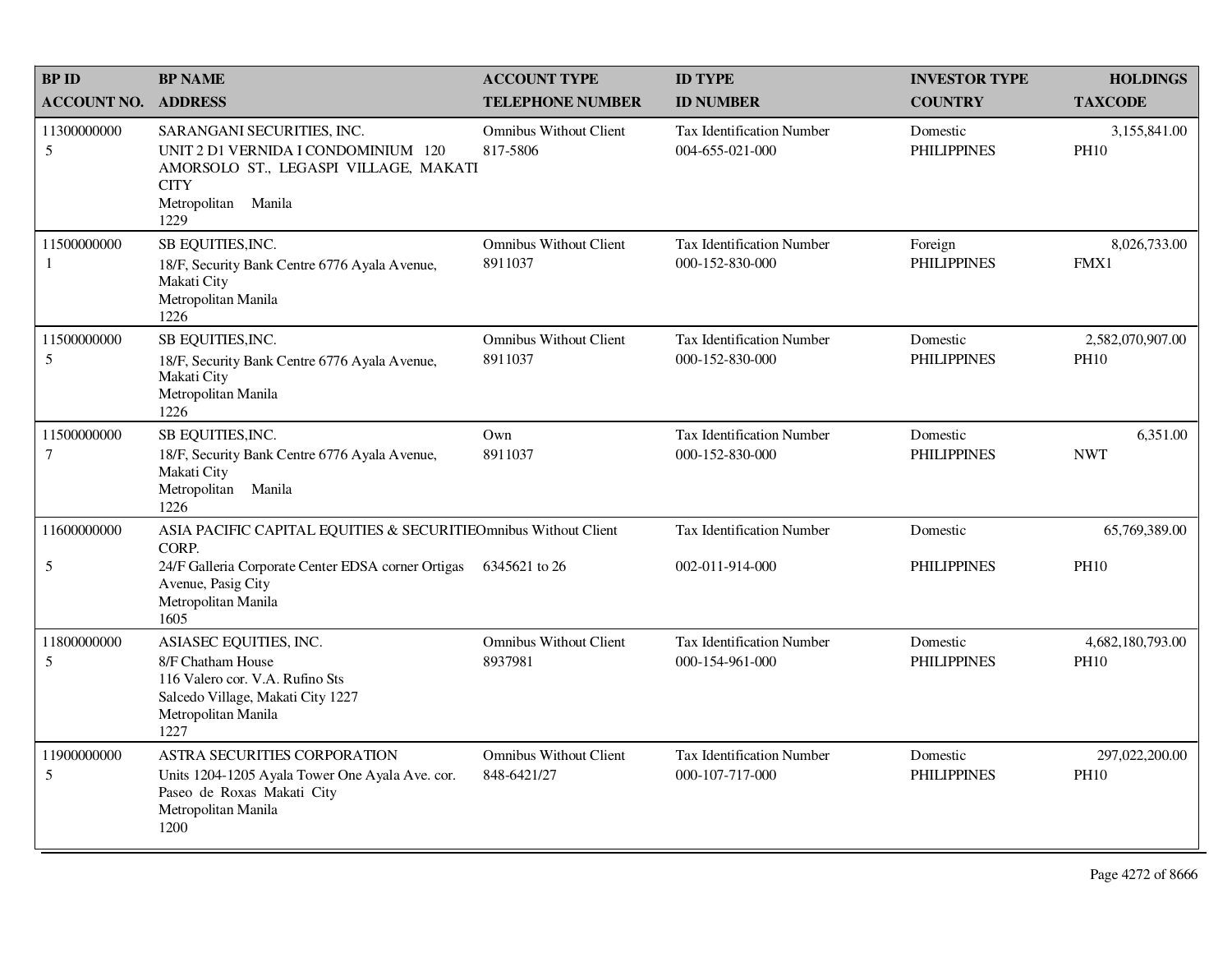| BP ID<br>ACCOUNT NO. | BP NAME<br>ADDRESS | ACCOUNT TYPE<br>TELEPHONE NUMBER | ID TYPE<br>ID NUMBER | INVESTOR TYPE<br>COUNTRY | HOLDINGS<br>TAXCODE |
|---|---|---|---|---|---|
| 11300000000<br>5 | SARANGANI SECURITIES, INC.<br>UNIT 2 D1 VERNIDA I CONDOMINIUM 120 AMORSOLO ST., LEGASPI VILLAGE, MAKATI CITY<br>Metropolitan Manila<br>1229 | Omnibus Without Client<br>817-5806 | Tax Identification Number<br>004-655-021-000 | Domestic<br>PHILIPPINES | 3,155,841.00<br>PH10 |
| 11500000000<br>1 | SB EQUITIES,INC.<br>18/F, Security Bank Centre 6776 Ayala Avenue, Makati City<br>Metropolitan Manila<br>1226 | Omnibus Without Client<br>8911037 | Tax Identification Number<br>000-152-830-000 | Foreign<br>PHILIPPINES | 8,026,733.00<br>FMX1 |
| 11500000000<br>5 | SB EQUITIES,INC.<br>18/F, Security Bank Centre 6776 Ayala Avenue, Makati City<br>Metropolitan Manila<br>1226 | Omnibus Without Client<br>8911037 | Tax Identification Number<br>000-152-830-000 | Domestic<br>PHILIPPINES | 2,582,070,907.00<br>PH10 |
| 11500000000<br>7 | SB EQUITIES,INC.<br>18/F, Security Bank Centre 6776 Ayala Avenue, Makati City<br>Metropolitan Manila<br>1226 | Own<br>8911037 | Tax Identification Number<br>000-152-830-000 | Domestic<br>PHILIPPINES | 6,351.00<br>NWT |
| 11600000000<br>5 | ASIA PACIFIC CAPITAL EQUITIES & SECURITIES CORP.<br>24/F Galleria Corporate Center EDSA corner Ortigas Avenue, Pasig City<br>Metropolitan Manila<br>1605 | Omnibus Without Client<br>6345621 to 26 | Tax Identification Number<br>002-011-914-000 | Domestic<br>PHILIPPINES | 65,769,389.00<br>PH10 |
| 11800000000<br>5 | ASIASEC EQUITIES, INC.<br>8/F Chatham House<br>116 Valero cor. V.A. Rufino Sts<br>Salcedo Village, Makati City 1227<br>Metropolitan Manila<br>1227 | Omnibus Without Client<br>8937981 | Tax Identification Number<br>000-154-961-000 | Domestic<br>PHILIPPINES | 4,682,180,793.00<br>PH10 |
| 11900000000<br>5 | ASTRA SECURITIES CORPORATION<br>Units 1204-1205 Ayala Tower One Ayala Ave. cor. Paseo de Roxas Makati City<br>Metropolitan Manila<br>1200 | Omnibus Without Client<br>848-6421/27 | Tax Identification Number<br>000-107-717-000 | Domestic<br>PHILIPPINES | 297,022,200.00<br>PH10 |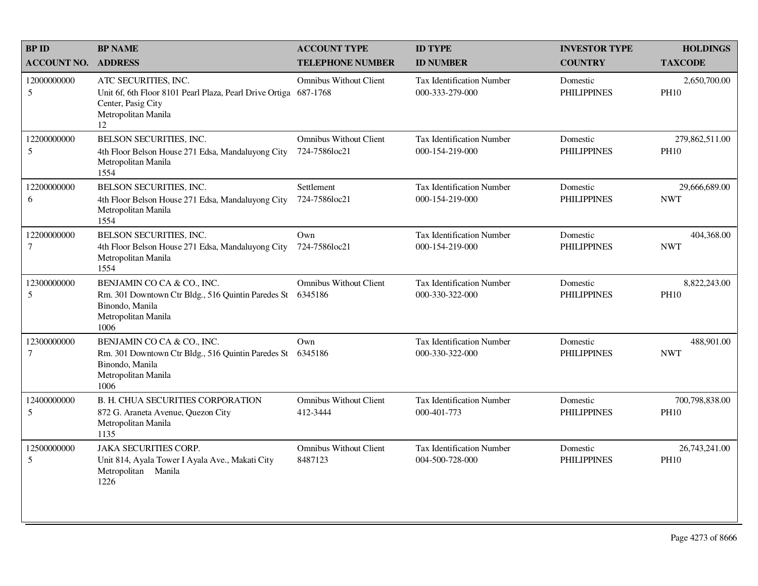| BP ID<br>ACCOUNT NO. | BP NAME<br>ADDRESS | ACCOUNT TYPE<br>TELEPHONE NUMBER | ID TYPE<br>ID NUMBER | INVESTOR TYPE<br>COUNTRY | HOLDINGS<br>TAXCODE |
|---|---|---|---|---|---|
| 12000000000<br>5 | ATC SECURITIES, INC.<br>Unit 6f, 6th Floor 8101 Pearl Plaza, Pearl Drive Ortiga Center, Pasig City<br>Metropolitan Manila<br>12 | Omnibus Without Client<br>687-1768 | Tax Identification Number<br>000-333-279-000 | Domestic<br>PHILIPPINES | 2,650,700.00<br>PH10 |
| 12200000000<br>5 | BELSON SECURITIES, INC.<br>4th Floor Belson House 271 Edsa, Mandaluyong City<br>Metropolitan Manila<br>1554 | Omnibus Without Client<br>724-7586loc21 | Tax Identification Number<br>000-154-219-000 | Domestic<br>PHILIPPINES | 279,862,511.00<br>PH10 |
| 12200000000<br>6 | BELSON SECURITIES, INC.<br>4th Floor Belson House 271 Edsa, Mandaluyong City<br>Metropolitan Manila<br>1554 | Settlement<br>724-7586loc21 | Tax Identification Number<br>000-154-219-000 | Domestic<br>PHILIPPINES | 29,666,689.00<br>NWT |
| 12200000000<br>7 | BELSON SECURITIES, INC.<br>4th Floor Belson House 271 Edsa, Mandaluyong City<br>Metropolitan Manila<br>1554 | Own<br>724-7586loc21 | Tax Identification Number<br>000-154-219-000 | Domestic<br>PHILIPPINES | 404,368.00<br>NWT |
| 12300000000<br>5 | BENJAMIN CO CA & CO., INC.<br>Rm. 301 Downtown Ctr Bldg., 516 Quintin Paredes St Binondo, Manila<br>Metropolitan Manila<br>1006 | Omnibus Without Client<br>6345186 | Tax Identification Number<br>000-330-322-000 | Domestic<br>PHILIPPINES | 8,822,243.00<br>PH10 |
| 12300000000<br>7 | BENJAMIN CO CA & CO., INC.<br>Rm. 301 Downtown Ctr Bldg., 516 Quintin Paredes St Binondo, Manila<br>Metropolitan Manila<br>1006 | Own<br>6345186 | Tax Identification Number<br>000-330-322-000 | Domestic<br>PHILIPPINES | 488,901.00<br>NWT |
| 12400000000<br>5 | B. H. CHUA SECURITIES CORPORATION<br>872 G. Araneta Avenue, Quezon City<br>Metropolitan Manila<br>1135 | Omnibus Without Client<br>412-3444 | Tax Identification Number<br>000-401-773 | Domestic<br>PHILIPPINES | 700,798,838.00<br>PH10 |
| 12500000000<br>5 | JAKA SECURITIES CORP.<br>Unit 814, Ayala Tower I Ayala Ave., Makati City<br>Metropolitan Manila<br>1226 | Omnibus Without Client<br>8487123 | Tax Identification Number<br>004-500-728-000 | Domestic<br>PHILIPPINES | 26,743,241.00<br>PH10 |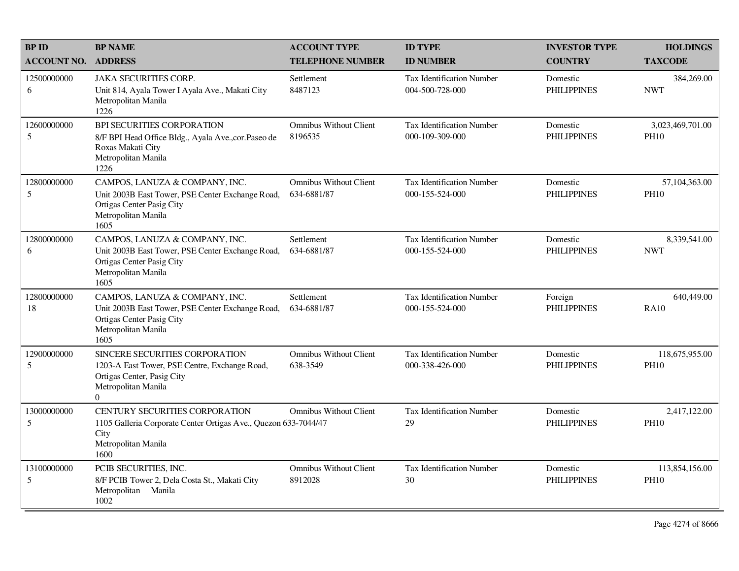| BP ID<br>ACCOUNT NO. | BP NAME<br>ADDRESS | ACCOUNT TYPE<br>TELEPHONE NUMBER | ID TYPE<br>ID NUMBER | INVESTOR TYPE<br>COUNTRY | HOLDINGS<br>TAXCODE |
|---|---|---|---|---|---|
| 12500000000<br>6 | JAKA SECURITIES CORP.<br>Unit 814, Ayala Tower I Ayala Ave., Makati City<br>Metropolitan Manila<br>1226 | Settlement<br>8487123 | Tax Identification Number<br>004-500-728-000 | Domestic<br>PHILIPPINES | 384,269.00<br>NWT |
| 12600000000<br>5 | BPI SECURITIES CORPORATION<br>8/F BPI Head Office Bldg., Ayala Ave.,cor.Paseo de Roxas Makati City<br>Metropolitan Manila<br>1226 | Omnibus Without Client<br>8196535 | Tax Identification Number<br>000-109-309-000 | Domestic<br>PHILIPPINES | 3,023,469,701.00<br>PH10 |
| 12800000000<br>5 | CAMPOS, LANUZA & COMPANY, INC.<br>Unit 2003B East Tower, PSE Center Exchange Road, Ortigas Center Pasig City<br>Metropolitan Manila<br>1605 | Omnibus Without Client<br>634-6881/87 | Tax Identification Number<br>000-155-524-000 | Domestic<br>PHILIPPINES | 57,104,363.00<br>PH10 |
| 12800000000<br>6 | CAMPOS, LANUZA & COMPANY, INC.<br>Unit 2003B East Tower, PSE Center Exchange Road, Ortigas Center Pasig City<br>Metropolitan Manila<br>1605 | Settlement<br>634-6881/87 | Tax Identification Number<br>000-155-524-000 | Domestic<br>PHILIPPINES | 8,339,541.00<br>NWT |
| 12800000000<br>18 | CAMPOS, LANUZA & COMPANY, INC.<br>Unit 2003B East Tower, PSE Center Exchange Road, Ortigas Center Pasig City<br>Metropolitan Manila<br>1605 | Settlement<br>634-6881/87 | Tax Identification Number<br>000-155-524-000 | Foreign<br>PHILIPPINES | 640,449.00<br>RA10 |
| 12900000000<br>5 | SINCERE SECURITIES CORPORATION<br>1203-A East Tower, PSE Centre, Exchange Road, Ortigas Center, Pasig City<br>Metropolitan Manila<br>0 | Omnibus Without Client<br>638-3549 | Tax Identification Number<br>000-338-426-000 | Domestic<br>PHILIPPINES | 118,675,955.00<br>PH10 |
| 13000000000<br>5 | CENTURY SECURITIES CORPORATION<br>1105 Galleria Corporate Center Ortigas Ave., Quezon City<br>Metropolitan Manila<br>1600 | Omnibus Without Client<br>633-7044/47 | Tax Identification Number<br>29 | Domestic<br>PHILIPPINES | 2,417,122.00<br>PH10 |
| 13100000000<br>5 | PCIB SECURITIES, INC.<br>8/F PCIB Tower 2, Dela Costa St., Makati City<br>Metropolitan Manila<br>1002 | Omnibus Without Client<br>8912028 | Tax Identification Number<br>30 | Domestic<br>PHILIPPINES | 113,854,156.00<br>PH10 |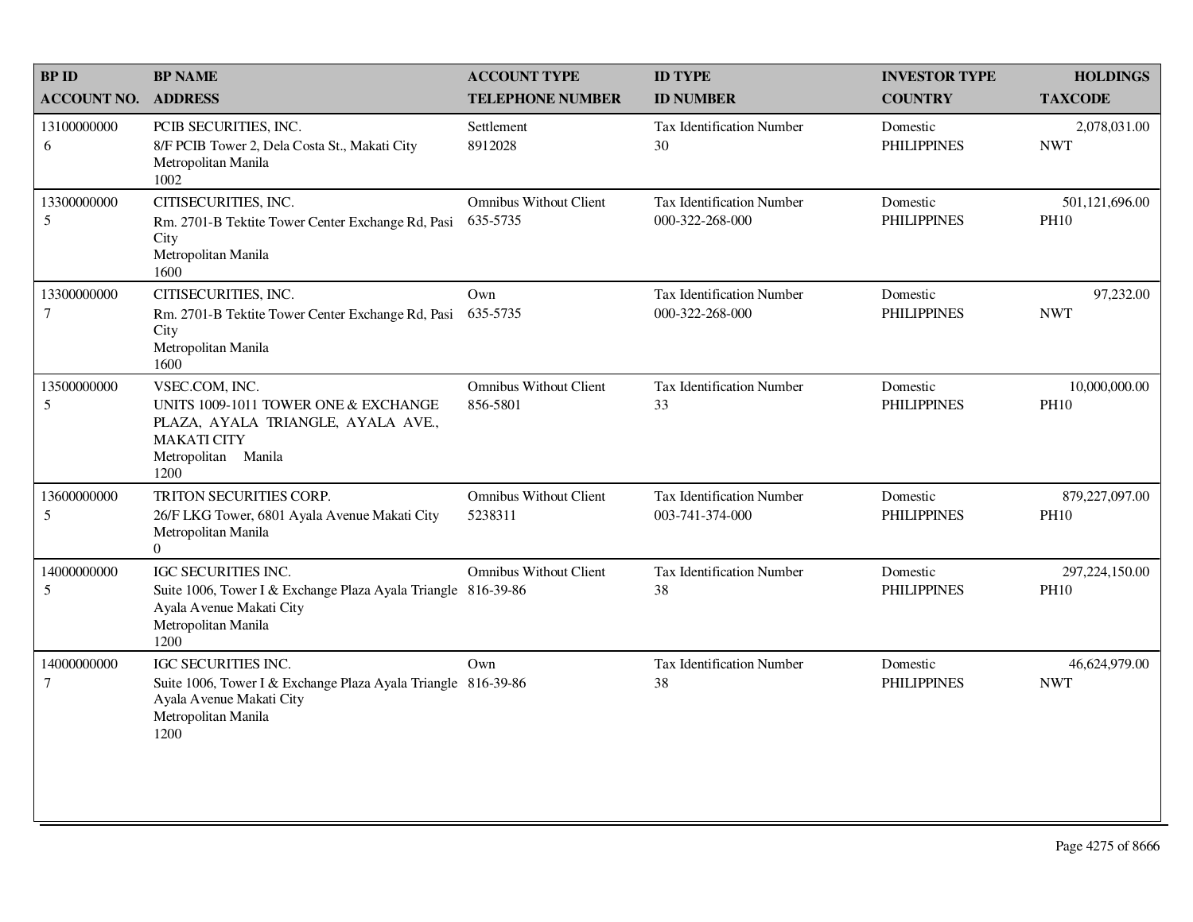| BP ID<br>ACCOUNT NO. | BP NAME<br>ADDRESS | ACCOUNT TYPE<br>TELEPHONE NUMBER | ID TYPE<br>ID NUMBER | INVESTOR TYPE<br>COUNTRY | HOLDINGS<br>TAXCODE |
|---|---|---|---|---|---|
| 13100000000<br>6 | PCIB SECURITIES, INC.<br>8/F PCIB Tower 2, Dela Costa St., Makati City<br>Metropolitan Manila<br>1002 | Settlement<br>8912028 | Tax Identification Number<br>30 | Domestic<br>PHILIPPINES | 2,078,031.00<br>NWT |
| 13300000000<br>5 | CITISECURITIES, INC.<br>Rm. 2701-B Tektite Tower Center Exchange Rd, Pasi City<br>Metropolitan Manila<br>1600 | Omnibus Without Client<br>635-5735 | Tax Identification Number<br>000-322-268-000 | Domestic<br>PHILIPPINES | 501,121,696.00<br>PH10 |
| 13300000000<br>7 | CITISECURITIES, INC.<br>Rm. 2701-B Tektite Tower Center Exchange Rd, Pasi City<br>Metropolitan Manila<br>1600 | Own<br>635-5735 | Tax Identification Number<br>000-322-268-000 | Domestic<br>PHILIPPINES | 97,232.00<br>NWT |
| 13500000000<br>5 | VSEC.COM, INC.<br>UNITS 1009-1011 TOWER ONE & EXCHANGE PLAZA, AYALA TRIANGLE, AYALA AVE., MAKATI CITY<br>Metropolitan Manila<br>1200 | Omnibus Without Client<br>856-5801 | Tax Identification Number<br>33 | Domestic<br>PHILIPPINES | 10,000,000.00<br>PH10 |
| 13600000000<br>5 | TRITON SECURITIES CORP.<br>26/F LKG Tower, 6801 Ayala Avenue Makati City<br>Metropolitan Manila<br>0 | Omnibus Without Client<br>5238311 | Tax Identification Number<br>003-741-374-000 | Domestic<br>PHILIPPINES | 879,227,097.00<br>PH10 |
| 14000000000<br>5 | IGC SECURITIES INC.<br>Suite 1006, Tower I & Exchange Plaza Ayala Triangle Ayala Avenue Makati City<br>Metropolitan Manila<br>1200 | Omnibus Without Client<br>816-39-86 | Tax Identification Number<br>38 | Domestic<br>PHILIPPINES | 297,224,150.00<br>PH10 |
| 14000000000<br>7 | IGC SECURITIES INC.<br>Suite 1006, Tower I & Exchange Plaza Ayala Triangle Ayala Avenue Makati City<br>Metropolitan Manila<br>1200 | Own<br>816-39-86 | Tax Identification Number<br>38 | Domestic<br>PHILIPPINES | 46,624,979.00<br>NWT |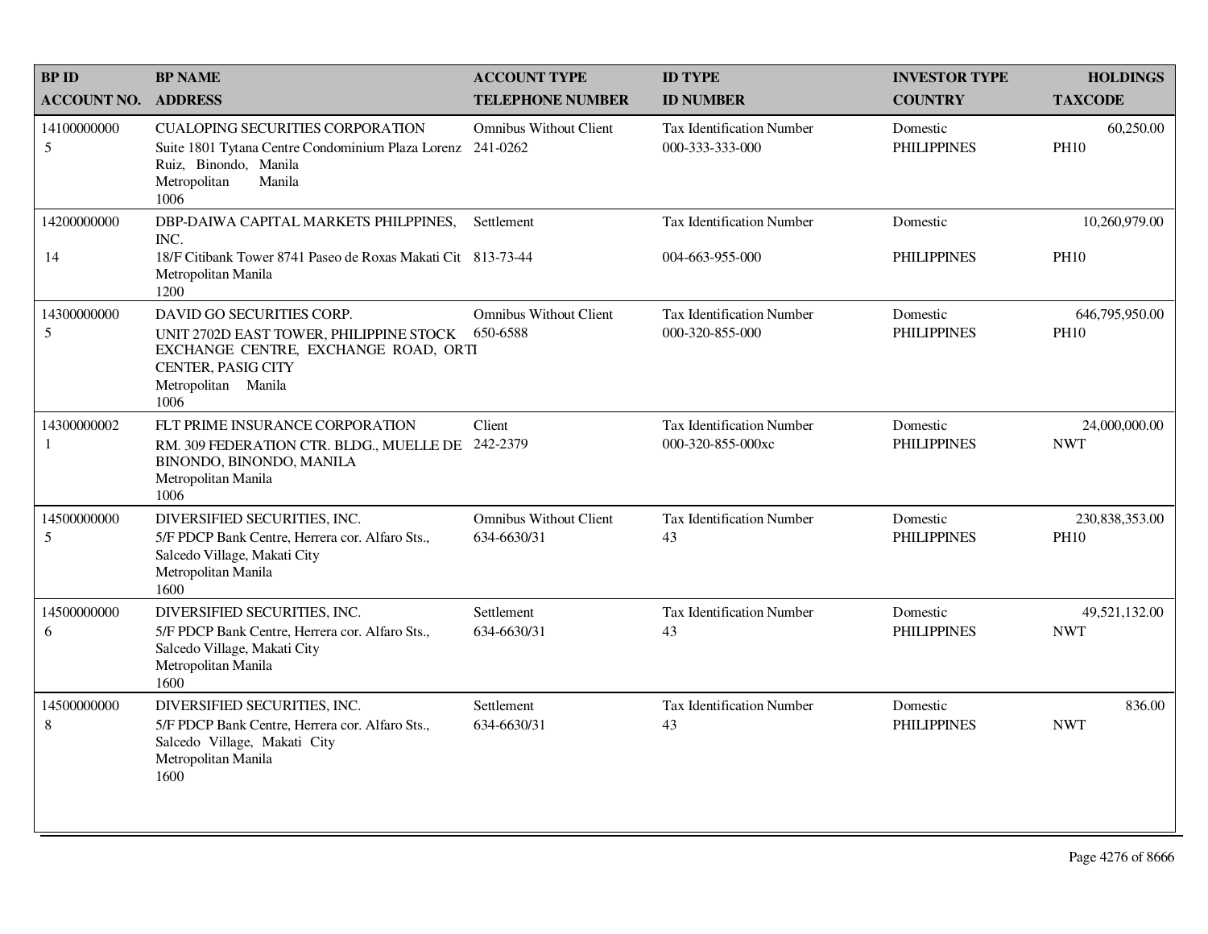| BP ID<br>ACCOUNT NO. | BP NAME<br>ADDRESS | ACCOUNT TYPE<br>TELEPHONE NUMBER | ID TYPE<br>ID NUMBER | INVESTOR TYPE<br>COUNTRY | HOLDINGS<br>TAXCODE |
|---|---|---|---|---|---|
| 14100000000<br>5 | CUALOPING SECURITIES CORPORATION<br>Suite 1801 Tytana Centre Condominium Plaza Lorenz Ruiz, Binondo, Manila<br>Metropolitan Manila<br>1006 | Omnibus Without Client<br>241-0262 | Tax Identification Number<br>000-333-333-000 | Domestic<br>PHILIPPINES | 60,250.00<br>PH10 |
| 14200000000<br>14 | DBP-DAIWA CAPITAL MARKETS PHILPPINES, INC.<br>18/F Citibank Tower 8741 Paseo de Roxas Makati Cit<br>Metropolitan Manila<br>1200 | Settlement<br>813-73-44 | Tax Identification Number<br>004-663-955-000 | Domestic<br>PHILIPPINES | 10,260,979.00<br>PH10 |
| 14300000000<br>5 | DAVID GO SECURITIES CORP.<br>UNIT 2702D EAST TOWER, PHILIPPINE STOCK EXCHANGE CENTRE, EXCHANGE ROAD, ORTI CENTER, PASIG CITY<br>Metropolitan Manila<br>1006 | Omnibus Without Client<br>650-6588 | Tax Identification Number<br>000-320-855-000 | Domestic<br>PHILIPPINES | 646,795,950.00<br>PH10 |
| 14300000002<br>1 | FLT PRIME INSURANCE CORPORATION<br>RM. 309 FEDERATION CTR. BLDG., MUELLE DE BINONDO, BINONDO, MANILA<br>Metropolitan Manila<br>1006 | Client<br>242-2379 | Tax Identification Number<br>000-320-855-000xc | Domestic<br>PHILIPPINES | 24,000,000.00<br>NWT |
| 14500000000<br>5 | DIVERSIFIED SECURITIES, INC.<br>5/F PDCP Bank Centre, Herrera cor. Alfaro Sts., Salcedo Village, Makati City<br>Metropolitan Manila<br>1600 | Omnibus Without Client<br>634-6630/31 | Tax Identification Number<br>43 | Domestic<br>PHILIPPINES | 230,838,353.00<br>PH10 |
| 14500000000<br>6 | DIVERSIFIED SECURITIES, INC.<br>5/F PDCP Bank Centre, Herrera cor. Alfaro Sts., Salcedo Village, Makati City<br>Metropolitan Manila<br>1600 | Settlement<br>634-6630/31 | Tax Identification Number<br>43 | Domestic<br>PHILIPPINES | 49,521,132.00<br>NWT |
| 14500000000<br>8 | DIVERSIFIED SECURITIES, INC.<br>5/F PDCP Bank Centre, Herrera cor. Alfaro Sts., Salcedo Village, Makati City<br>Metropolitan Manila<br>1600 | Settlement<br>634-6630/31 | Tax Identification Number<br>43 | Domestic<br>PHILIPPINES | 836.00<br>NWT |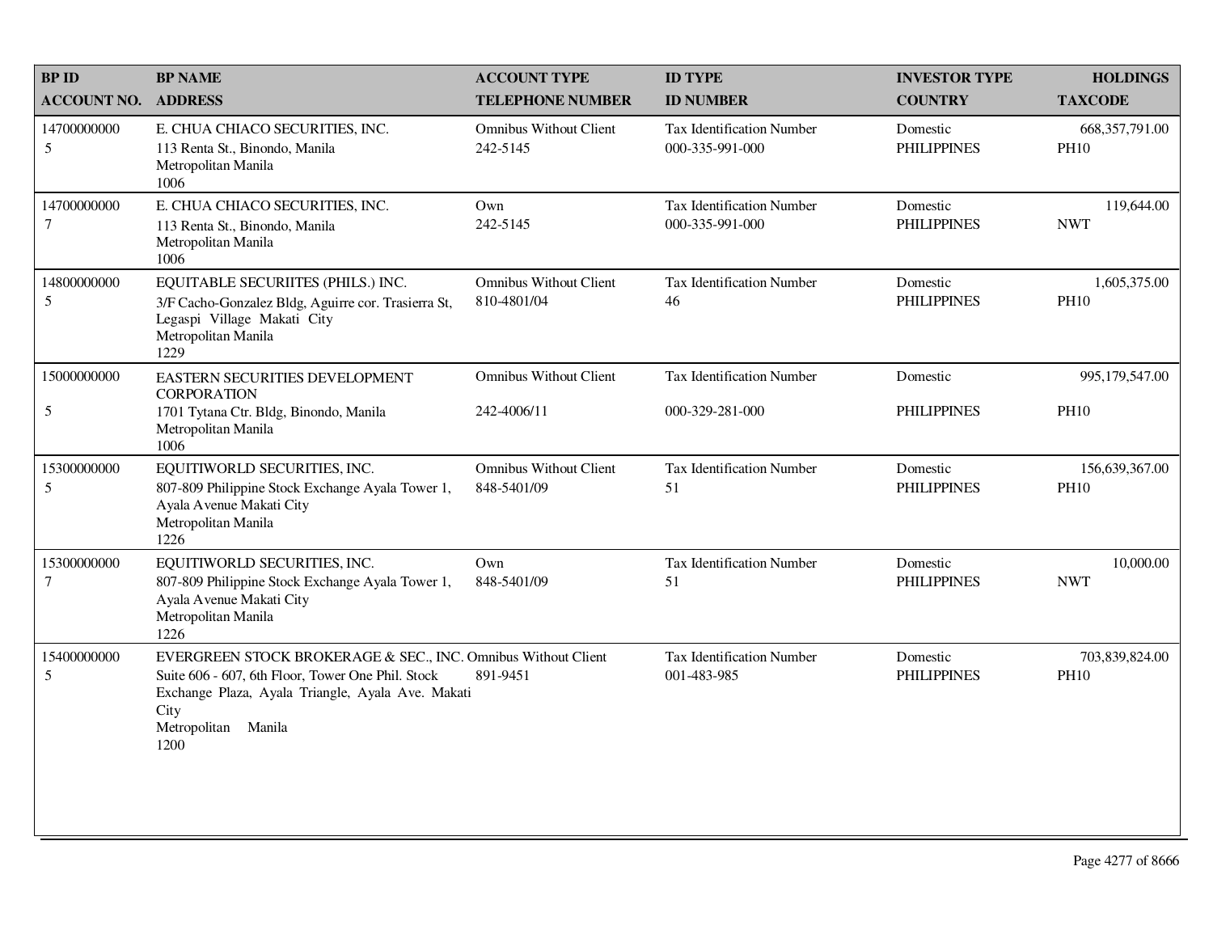| BP ID<br>ACCOUNT NO. | BP NAME<br>ADDRESS | ACCOUNT TYPE<br>TELEPHONE NUMBER | ID TYPE<br>ID NUMBER | INVESTOR TYPE<br>COUNTRY | HOLDINGS<br>TAXCODE |
|---|---|---|---|---|---|
| 14700000000<br>5 | E. CHUA CHIACO SECURITIES, INC.<br>113 Renta St., Binondo, Manila<br>Metropolitan Manila<br>1006 | Omnibus Without Client<br>242-5145 | Tax Identification Number<br>000-335-991-000 | Domestic<br>PHILIPPINES | 668,357,791.00<br>PH10 |
| 14700000000<br>7 | E. CHUA CHIACO SECURITIES, INC.<br>113 Renta St., Binondo, Manila<br>Metropolitan Manila<br>1006 | Own<br>242-5145 | Tax Identification Number<br>000-335-991-000 | Domestic<br>PHILIPPINES | 119,644.00<br>NWT |
| 14800000000<br>5 | EQUITABLE SECURIITES (PHILS.) INC.<br>3/F Cacho-Gonzalez Bldg, Aguirre cor. Trasierra St, Legaspi Village Makati City<br>Metropolitan Manila<br>1229 | Omnibus Without Client<br>810-4801/04 | Tax Identification Number<br>46 | Domestic<br>PHILIPPINES | 1,605,375.00<br>PH10 |
| 15000000000<br>5 | EASTERN SECURITIES DEVELOPMENT CORPORATION<br>1701 Tytana Ctr. Bldg, Binondo, Manila<br>Metropolitan Manila<br>1006 | Omnibus Without Client<br>242-4006/11 | Tax Identification Number<br>000-329-281-000 | Domestic<br>PHILIPPINES | 995,179,547.00<br>PH10 |
| 15300000000<br>5 | EQUITIWORLD SECURITIES, INC.<br>807-809 Philippine Stock Exchange Ayala Tower 1, Ayala Avenue Makati City<br>Metropolitan Manila<br>1226 | Omnibus Without Client<br>848-5401/09 | Tax Identification Number<br>51 | Domestic<br>PHILIPPINES | 156,639,367.00<br>PH10 |
| 15300000000<br>7 | EQUITIWORLD SECURITIES, INC.<br>807-809 Philippine Stock Exchange Ayala Tower 1, Ayala Avenue Makati City<br>Metropolitan Manila<br>1226 | Own<br>848-5401/09 | Tax Identification Number<br>51 | Domestic<br>PHILIPPINES | 10,000.00<br>NWT |
| 15400000000<br>5 | EVERGREEN STOCK BROKERAGE & SEC., INC.<br>Suite 606 - 607, 6th Floor, Tower One Phil. Stock Exchange Plaza, Ayala Triangle, Ayala Ave. Makati City<br>Metropolitan Manila<br>1200 | Omnibus Without Client<br>891-9451 | Tax Identification Number<br>001-483-985 | Domestic<br>PHILIPPINES | 703,839,824.00<br>PH10 |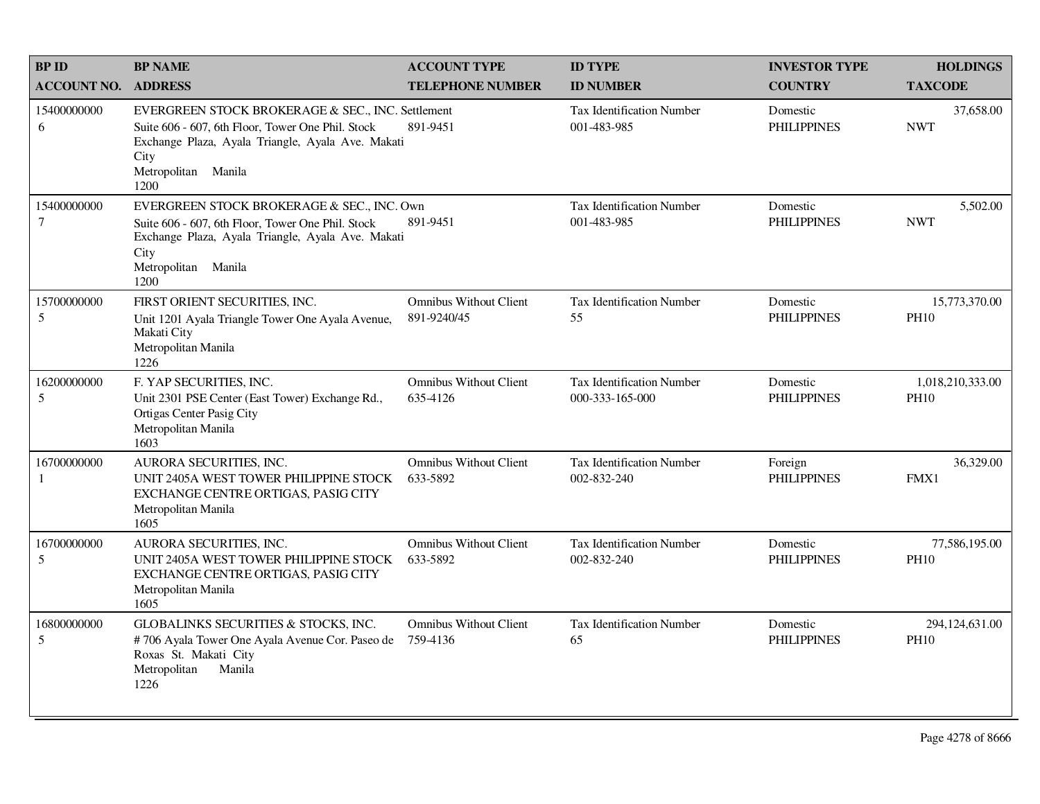| BP ID<br>ACCOUNT NO. | BP NAME<br>ADDRESS | ACCOUNT TYPE<br>TELEPHONE NUMBER | ID TYPE<br>ID NUMBER | INVESTOR TYPE<br>COUNTRY | HOLDINGS<br>TAXCODE |
|---|---|---|---|---|---|
| 15400000000<br>6 | EVERGREEN STOCK BROKERAGE & SEC., INC.<br>Suite 606 - 607, 6th Floor, Tower One Phil. Stock Exchange Plaza, Ayala Triangle, Ayala Ave. Makati City<br>Metropolitan Manila<br>1200 | Settlement<br>891-9451 | Tax Identification Number<br>001-483-985 | Domestic<br>PHILIPPINES | 37,658.00<br>NWT |
| 15400000000<br>7 | EVERGREEN STOCK BROKERAGE & SEC., INC.<br>Suite 606 - 607, 6th Floor, Tower One Phil. Stock Exchange Plaza, Ayala Triangle, Ayala Ave. Makati City<br>Metropolitan Manila<br>1200 | Own<br>891-9451 | Tax Identification Number<br>001-483-985 | Domestic<br>PHILIPPINES | 5,502.00<br>NWT |
| 15700000000<br>5 | FIRST ORIENT SECURITIES, INC.<br>Unit 1201 Ayala Triangle Tower One Ayala Avenue, Makati City<br>Metropolitan Manila<br>1226 | Omnibus Without Client<br>891-9240/45 | Tax Identification Number<br>55 | Domestic<br>PHILIPPINES | 15,773,370.00<br>PH10 |
| 16200000000<br>5 | F. YAP SECURITIES, INC.<br>Unit 2301 PSE Center (East Tower) Exchange Rd., Ortigas Center Pasig City<br>Metropolitan Manila<br>1603 | Omnibus Without Client<br>635-4126 | Tax Identification Number<br>000-333-165-000 | Domestic<br>PHILIPPINES | 1,018,210,333.00<br>PH10 |
| 16700000000<br>1 | AURORA SECURITIES, INC.<br>UNIT 2405A WEST TOWER PHILIPPINE STOCK EXCHANGE CENTRE ORTIGAS, PASIG CITY<br>Metropolitan Manila<br>1605 | Omnibus Without Client<br>633-5892 | Tax Identification Number<br>002-832-240 | Foreign<br>PHILIPPINES | 36,329.00<br>FMX1 |
| 16700000000<br>5 | AURORA SECURITIES, INC.<br>UNIT 2405A WEST TOWER PHILIPPINE STOCK EXCHANGE CENTRE ORTIGAS, PASIG CITY<br>Metropolitan Manila<br>1605 | Omnibus Without Client<br>633-5892 | Tax Identification Number<br>002-832-240 | Domestic<br>PHILIPPINES | 77,586,195.00<br>PH10 |
| 16800000000<br>5 | GLOBALINKS SECURITIES & STOCKS, INC.<br># 706 Ayala Tower One Ayala Avenue Cor. Paseo de Roxas St. Makati City<br>Metropolitan Manila<br>1226 | Omnibus Without Client<br>759-4136 | Tax Identification Number<br>65 | Domestic<br>PHILIPPINES | 294,124,631.00<br>PH10 |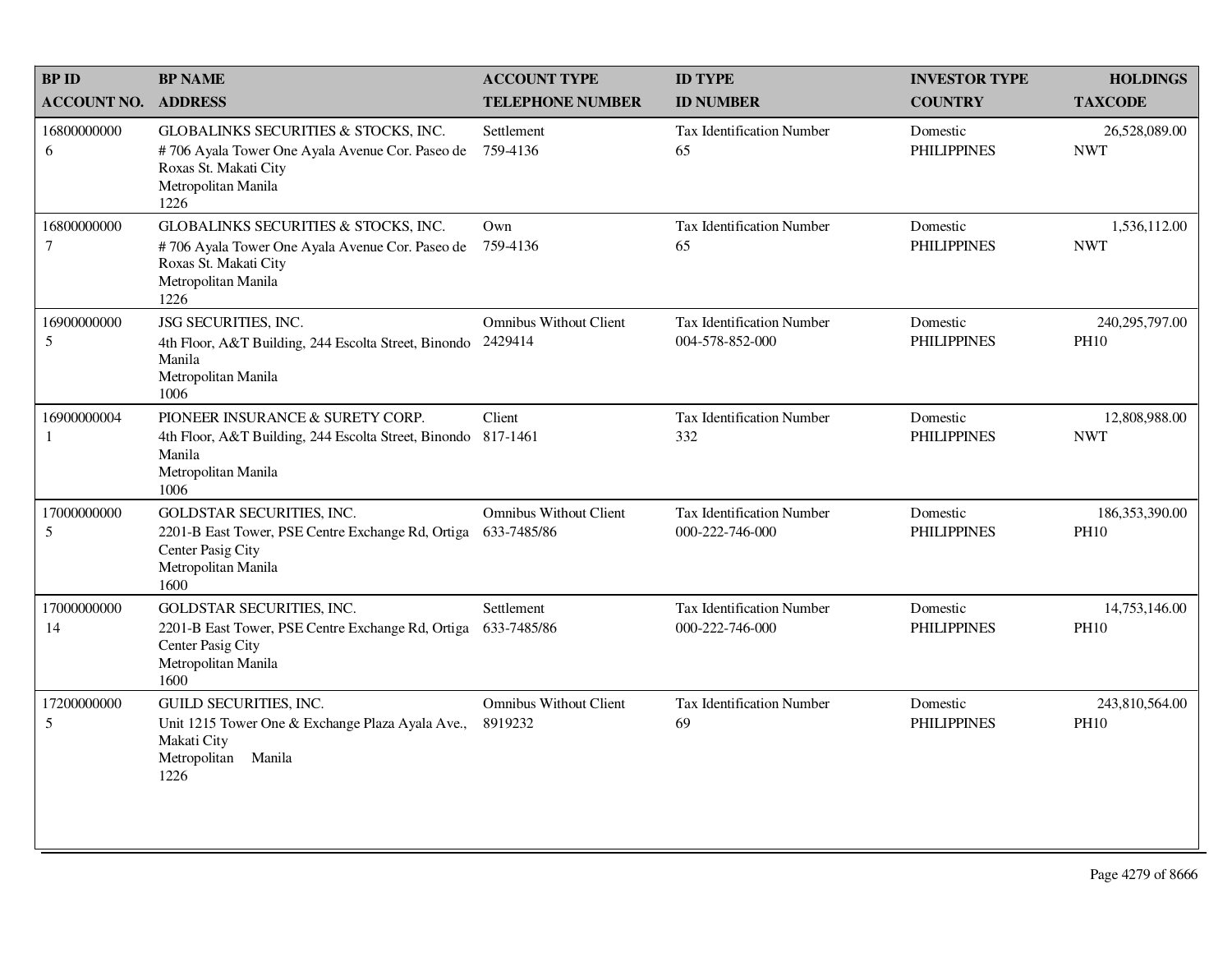| BP ID<br>ACCOUNT NO. | BP NAME<br>ADDRESS | ACCOUNT TYPE<br>TELEPHONE NUMBER | ID TYPE<br>ID NUMBER | INVESTOR TYPE<br>COUNTRY | HOLDINGS<br>TAXCODE |
|---|---|---|---|---|---|
| 16800000000<br>6 | GLOBALINKS SECURITIES & STOCKS, INC.<br># 706 Ayala Tower One Ayala Avenue Cor. Paseo de Roxas St. Makati City<br>Metropolitan Manila<br>1226 | Settlement<br>759-4136 | Tax Identification Number<br>65 | Domestic<br>PHILIPPINES | 26,528,089.00<br>NWT |
| 16800000000<br>7 | GLOBALINKS SECURITIES & STOCKS, INC.<br># 706 Ayala Tower One Ayala Avenue Cor. Paseo de Roxas St. Makati City<br>Metropolitan Manila<br>1226 | Own<br>759-4136 | Tax Identification Number<br>65 | Domestic<br>PHILIPPINES | 1,536,112.00<br>NWT |
| 16900000000<br>5 | JSG SECURITIES, INC.<br>4th Floor, A&T Building, 244 Escolta Street, Binondo Manila<br>Metropolitan Manila<br>1006 | Omnibus Without Client<br>2429414 | Tax Identification Number<br>004-578-852-000 | Domestic<br>PHILIPPINES | 240,295,797.00<br>PH10 |
| 16900000004<br>1 | PIONEER INSURANCE & SURETY CORP.<br>4th Floor, A&T Building, 244 Escolta Street, Binondo Manila<br>Metropolitan Manila<br>1006 | Client<br>817-1461 | Tax Identification Number<br>332 | Domestic<br>PHILIPPINES | 12,808,988.00<br>NWT |
| 17000000000<br>5 | GOLDSTAR SECURITIES, INC.<br>2201-B East Tower, PSE Centre Exchange Rd, Ortiga Center Pasig City<br>Metropolitan Manila<br>1600 | Omnibus Without Client<br>633-7485/86 | Tax Identification Number<br>000-222-746-000 | Domestic<br>PHILIPPINES | 186,353,390.00<br>PH10 |
| 17000000000<br>14 | GOLDSTAR SECURITIES, INC.<br>2201-B East Tower, PSE Centre Exchange Rd, Ortiga Center Pasig City<br>Metropolitan Manila<br>1600 | Settlement<br>633-7485/86 | Tax Identification Number<br>000-222-746-000 | Domestic<br>PHILIPPINES | 14,753,146.00<br>PH10 |
| 17200000000<br>5 | GUILD SECURITIES, INC.<br>Unit 1215 Tower One & Exchange Plaza Ayala Ave., Makati City<br>Metropolitan Manila<br>1226 | Omnibus Without Client<br>8919232 | Tax Identification Number<br>69 | Domestic<br>PHILIPPINES | 243,810,564.00<br>PH10 |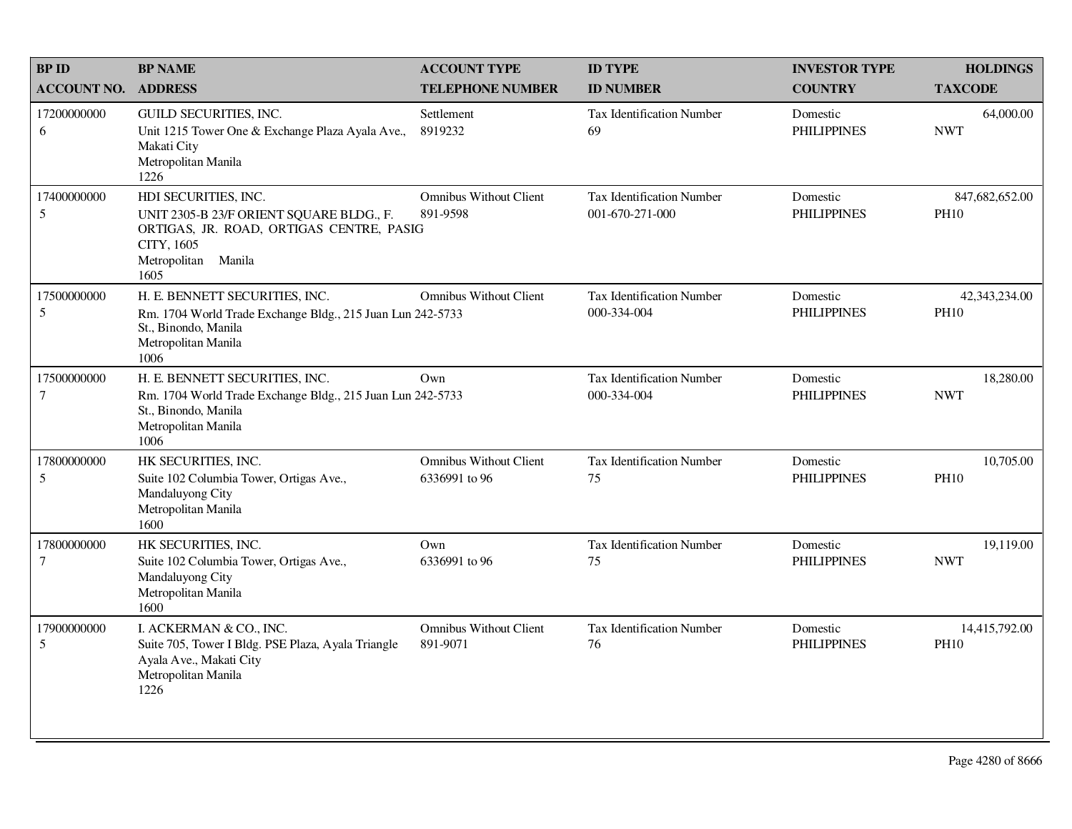| BP ID<br>ACCOUNT NO. | BP NAME<br>ADDRESS | ACCOUNT TYPE<br>TELEPHONE NUMBER | ID TYPE<br>ID NUMBER | INVESTOR TYPE<br>COUNTRY | HOLDINGS<br>TAXCODE |
|---|---|---|---|---|---|
| 17200000000<br>6 | GUILD SECURITIES, INC.<br>Unit 1215 Tower One & Exchange Plaza Ayala Ave., Makati City<br>Metropolitan Manila<br>1226 | Settlement<br>8919232 | Tax Identification Number<br>69 | Domestic<br>PHILIPPINES | 64,000.00<br>NWT |
| 17400000000<br>5 | HDI SECURITIES, INC.<br>UNIT 2305-B 23/F ORIENT SQUARE BLDG., F. ORTIGAS, JR. ROAD, ORTIGAS CENTRE, PASIG CITY, 1605<br>Metropolitan Manila<br>1605 | Omnibus Without Client<br>891-9598 | Tax Identification Number<br>001-670-271-000 | Domestic<br>PHILIPPINES | 847,682,652.00<br>PH10 |
| 17500000000<br>5 | H. E. BENNETT SECURITIES, INC.<br>Rm. 1704 World Trade Exchange Bldg., 215 Juan Luna St., Binondo, Manila<br>Metropolitan Manila<br>1006 | Omnibus Without Client<br>242-5733 | Tax Identification Number<br>000-334-004 | Domestic<br>PHILIPPINES | 42,343,234.00<br>PH10 |
| 17500000000<br>7 | H. E. BENNETT SECURITIES, INC.<br>Rm. 1704 World Trade Exchange Bldg., 215 Juan Luna St., Binondo, Manila<br>Metropolitan Manila<br>1006 | Own<br>242-5733 | Tax Identification Number<br>000-334-004 | Domestic<br>PHILIPPINES | 18,280.00<br>NWT |
| 17800000000<br>5 | HK SECURITIES, INC.<br>Suite 102 Columbia Tower, Ortigas Ave., Mandaluyong City<br>Metropolitan Manila<br>1600 | Omnibus Without Client<br>6336991 to 96 | Tax Identification Number<br>75 | Domestic<br>PHILIPPINES | 10,705.00<br>PH10 |
| 17800000000<br>7 | HK SECURITIES, INC.<br>Suite 102 Columbia Tower, Ortigas Ave., Mandaluyong City<br>Metropolitan Manila<br>1600 | Own<br>6336991 to 96 | Tax Identification Number<br>75 | Domestic<br>PHILIPPINES | 19,119.00<br>NWT |
| 17900000000<br>5 | I. ACKERMAN & CO., INC.<br>Suite 705, Tower I Bldg. PSE Plaza, Ayala Triangle Ayala Ave., Makati City<br>Metropolitan Manila<br>1226 | Omnibus Without Client<br>891-9071 | Tax Identification Number<br>76 | Domestic<br>PHILIPPINES | 14,415,792.00<br>PH10 |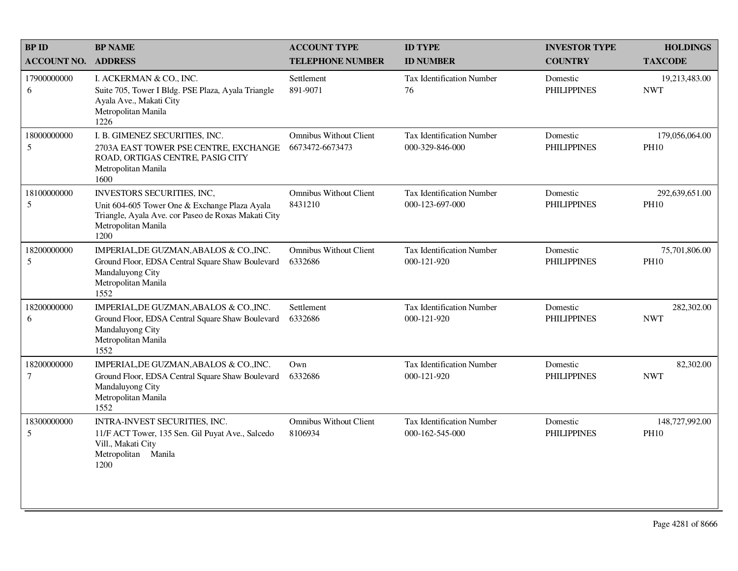| BP ID<br>ACCOUNT NO. | BP NAME<br>ADDRESS | ACCOUNT TYPE<br>TELEPHONE NUMBER | ID TYPE<br>ID NUMBER | INVESTOR TYPE<br>COUNTRY | HOLDINGS<br>TAXCODE |
|---|---|---|---|---|---|
| 17900000000<br>6 | I. ACKERMAN & CO., INC.<br>Suite 705, Tower I Bldg. PSE Plaza, Ayala Triangle Ayala Ave., Makati City<br>Metropolitan Manila<br>1226 | Settlement<br>891-9071 | Tax Identification Number<br>76 | Domestic<br>PHILIPPINES | 19,213,483.00<br>NWT |
| 18000000000<br>5 | I. B. GIMENEZ SECURITIES, INC.<br>2703A EAST TOWER PSE CENTRE, EXCHANGE ROAD, ORTIGAS CENTRE, PASIG CITY<br>Metropolitan Manila<br>1600 | Omnibus Without Client<br>6673472-6673473 | Tax Identification Number<br>000-329-846-000 | Domestic<br>PHILIPPINES | 179,056,064.00<br>PH10 |
| 18100000000<br>5 | INVESTORS SECURITIES, INC,<br>Unit 604-605 Tower One & Exchange Plaza Ayala Triangle, Ayala Ave. cor Paseo de Roxas Makati City<br>Metropolitan Manila<br>1200 | Omnibus Without Client<br>8431210 | Tax Identification Number<br>000-123-697-000 | Domestic<br>PHILIPPINES | 292,639,651.00<br>PH10 |
| 18200000000<br>5 | IMPERIAL,DE GUZMAN,ABALOS & CO.,INC.<br>Ground Floor, EDSA Central Square Shaw Boulevard Mandaluyong City<br>Metropolitan Manila<br>1552 | Omnibus Without Client<br>6332686 | Tax Identification Number<br>000-121-920 | Domestic<br>PHILIPPINES | 75,701,806.00<br>PH10 |
| 18200000000<br>6 | IMPERIAL,DE GUZMAN,ABALOS & CO.,INC.<br>Ground Floor, EDSA Central Square Shaw Boulevard Mandaluyong City<br>Metropolitan Manila<br>1552 | Settlement<br>6332686 | Tax Identification Number<br>000-121-920 | Domestic<br>PHILIPPINES | 282,302.00<br>NWT |
| 18200000000<br>7 | IMPERIAL,DE GUZMAN,ABALOS & CO.,INC.<br>Ground Floor, EDSA Central Square Shaw Boulevard Mandaluyong City<br>Metropolitan Manila<br>1552 | Own<br>6332686 | Tax Identification Number<br>000-121-920 | Domestic<br>PHILIPPINES | 82,302.00<br>NWT |
| 18300000000<br>5 | INTRA-INVEST SECURITIES, INC.<br>11/F ACT Tower, 135 Sen. Gil Puyat Ave., Salcedo Vill., Makati City<br>Metropolitan Manila<br>1200 | Omnibus Without Client<br>8106934 | Tax Identification Number<br>000-162-545-000 | Domestic<br>PHILIPPINES | 148,727,992.00<br>PH10 |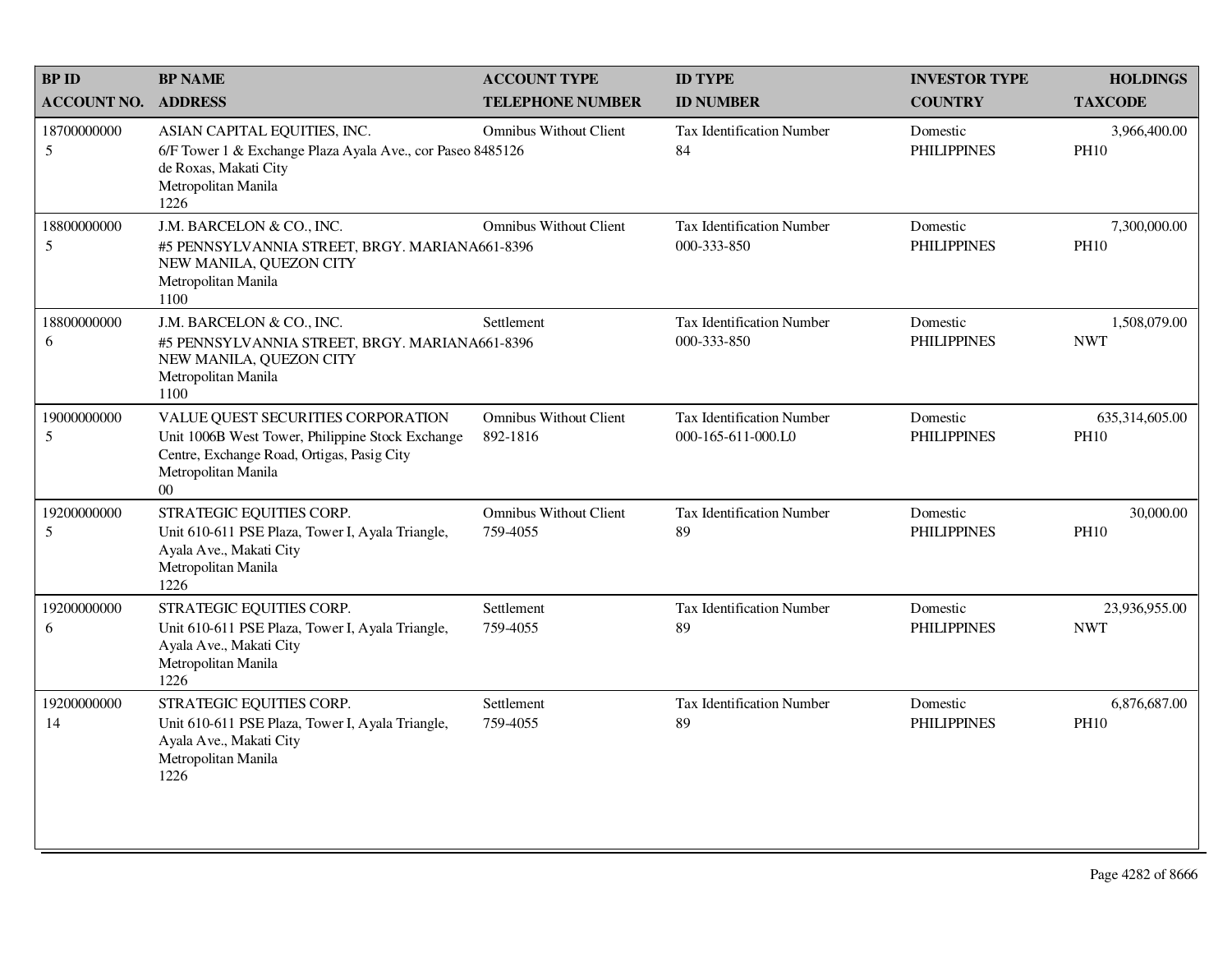| BP ID<br>ACCOUNT NO. | BP NAME<br>ADDRESS | ACCOUNT TYPE<br>TELEPHONE NUMBER | ID TYPE<br>ID NUMBER | INVESTOR TYPE<br>COUNTRY | HOLDINGS<br>TAXCODE |
|---|---|---|---|---|---|
| 18700000000<br>5 | ASIAN CAPITAL EQUITIES, INC.<br>6/F Tower 1 & Exchange Plaza Ayala Ave., cor Paseo de Roxas, Makati City<br>Metropolitan Manila<br>1226 | Omnibus Without Client<br>8485126 | Tax Identification Number<br>84 | Domestic<br>PHILIPPINES | 3,966,400.00<br>PH10 |
| 18800000000<br>5 | J.M. BARCELON & CO., INC.<br>#5 PENNSYLVANNIA STREET, BRGY. MARIANA NEW MANILA, QUEZON CITY<br>Metropolitan Manila<br>1100 | Omnibus Without Client<br>661-8396 | Tax Identification Number<br>000-333-850 | Domestic<br>PHILIPPINES | 7,300,000.00<br>PH10 |
| 18800000000<br>6 | J.M. BARCELON & CO., INC.<br>#5 PENNSYLVANNIA STREET, BRGY. MARIANA NEW MANILA, QUEZON CITY<br>Metropolitan Manila<br>1100 | Settlement<br>661-8396 | Tax Identification Number<br>000-333-850 | Domestic<br>PHILIPPINES | 1,508,079.00<br>NWT |
| 19000000000<br>5 | VALUE QUEST SECURITIES CORPORATION<br>Unit 1006B West Tower, Philippine Stock Exchange Centre, Exchange Road, Ortigas, Pasig City<br>Metropolitan Manila<br>00 | Omnibus Without Client<br>892-1816 | Tax Identification Number<br>000-165-611-000.L0 | Domestic<br>PHILIPPINES | 635,314,605.00<br>PH10 |
| 19200000000<br>5 | STRATEGIC EQUITIES CORP.<br>Unit 610-611 PSE Plaza, Tower I, Ayala Triangle, Ayala Ave., Makati City<br>Metropolitan Manila<br>1226 | Omnibus Without Client<br>759-4055 | Tax Identification Number<br>89 | Domestic<br>PHILIPPINES | 30,000.00<br>PH10 |
| 19200000000<br>6 | STRATEGIC EQUITIES CORP.<br>Unit 610-611 PSE Plaza, Tower I, Ayala Triangle, Ayala Ave., Makati City<br>Metropolitan Manila<br>1226 | Settlement<br>759-4055 | Tax Identification Number<br>89 | Domestic<br>PHILIPPINES | 23,936,955.00<br>NWT |
| 19200000000<br>14 | STRATEGIC EQUITIES CORP.<br>Unit 610-611 PSE Plaza, Tower I, Ayala Triangle, Ayala Ave., Makati City<br>Metropolitan Manila<br>1226 | Settlement<br>759-4055 | Tax Identification Number<br>89 | Domestic<br>PHILIPPINES | 6,876,687.00<br>PH10 |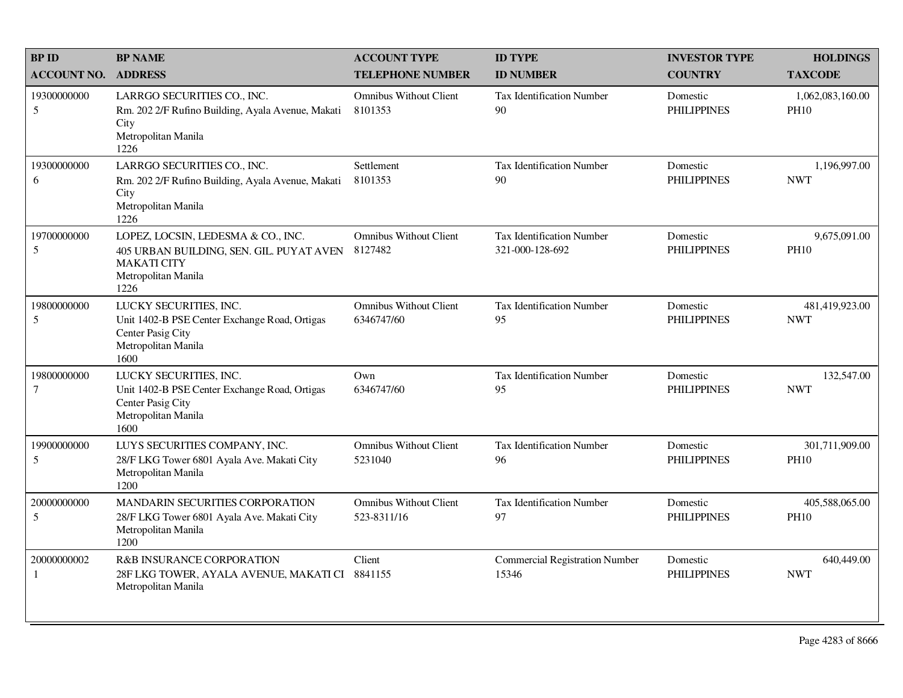| BP ID<br>ACCOUNT NO. | BP NAME<br>ADDRESS | ACCOUNT TYPE<br>TELEPHONE NUMBER | ID TYPE<br>ID NUMBER | INVESTOR TYPE<br>COUNTRY | HOLDINGS<br>TAXCODE |
|---|---|---|---|---|---|
| 19300000000<br>5 | LARRGO SECURITIES CO., INC.<br>Rm. 202 2/F Rufino Building, Ayala Avenue, Makati City<br>Metropolitan Manila<br>1226 | Omnibus Without Client<br>8101353 | Tax Identification Number<br>90 | Domestic<br>PHILIPPINES | 1,062,083,160.00<br>PH10 |
| 19300000000<br>6 | LARRGO SECURITIES CO., INC.<br>Rm. 202 2/F Rufino Building, Ayala Avenue, Makati City<br>Metropolitan Manila<br>1226 | Settlement<br>8101353 | Tax Identification Number<br>90 | Domestic<br>PHILIPPINES | 1,196,997.00<br>NWT |
| 19700000000<br>5 | LOPEZ, LOCSIN, LEDESMA & CO., INC.<br>405 URBAN BUILDING, SEN. GIL. PUYAT AVEN MAKATI CITY<br>Metropolitan Manila<br>1226 | Omnibus Without Client<br>8127482 | Tax Identification Number<br>321-000-128-692 | Domestic<br>PHILIPPINES | 9,675,091.00<br>PH10 |
| 19800000000<br>5 | LUCKY SECURITIES, INC.<br>Unit 1402-B PSE Center Exchange Road, Ortigas Center Pasig City<br>Metropolitan Manila<br>1600 | Omnibus Without Client<br>6346747/60 | Tax Identification Number<br>95 | Domestic<br>PHILIPPINES | 481,419,923.00<br>NWT |
| 19800000000<br>7 | LUCKY SECURITIES, INC.<br>Unit 1402-B PSE Center Exchange Road, Ortigas Center Pasig City<br>Metropolitan Manila<br>1600 | Own<br>6346747/60 | Tax Identification Number<br>95 | Domestic<br>PHILIPPINES | 132,547.00<br>NWT |
| 19900000000<br>5 | LUYS SECURITIES COMPANY, INC.<br>28/F LKG Tower 6801 Ayala Ave. Makati City<br>Metropolitan Manila<br>1200 | Omnibus Without Client<br>5231040 | Tax Identification Number<br>96 | Domestic<br>PHILIPPINES | 301,711,909.00<br>PH10 |
| 20000000000<br>5 | MANDARIN SECURITIES CORPORATION<br>28/F LKG Tower 6801 Ayala Ave. Makati City<br>Metropolitan Manila<br>1200 | Omnibus Without Client<br>523-8311/16 | Tax Identification Number<br>97 | Domestic<br>PHILIPPINES | 405,588,065.00<br>PH10 |
| 20000000002<br>1 | R&B INSURANCE CORPORATION<br>28F LKG TOWER, AYALA AVENUE, MAKATI CI<br>Metropolitan Manila | Client<br>8841155 | Commercial Registration Number<br>15346 | Domestic<br>PHILIPPINES | 640,449.00<br>NWT |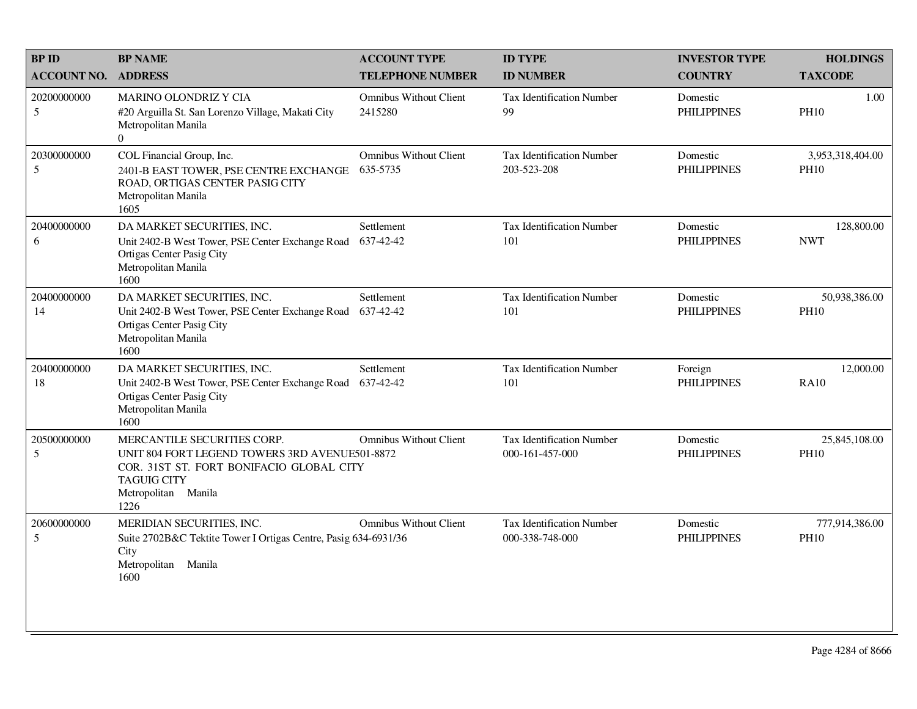| BP ID<br>ACCOUNT NO. | BP NAME<br>ADDRESS | ACCOUNT TYPE<br>TELEPHONE NUMBER | ID TYPE<br>ID NUMBER | INVESTOR TYPE<br>COUNTRY | HOLDINGS<br>TAXCODE |
|---|---|---|---|---|---|
| 20200000000<br>5 | MARINO OLONDRIZ Y CIA<br>#20 Arguilla St. San Lorenzo Village, Makati City<br>Metropolitan Manila<br>0 | Omnibus Without Client<br>2415280 | Tax Identification Number<br>99 | Domestic<br>PHILIPPINES | 1.00<br>PH10 |
| 20300000000<br>5 | COL Financial Group, Inc.<br>2401-B EAST TOWER, PSE CENTRE EXCHANGE ROAD, ORTIGAS CENTER PASIG CITY<br>Metropolitan Manila<br>1605 | Omnibus Without Client<br>635-5735 | Tax Identification Number<br>203-523-208 | Domestic<br>PHILIPPINES | 3,953,318,404.00<br>PH10 |
| 20400000000<br>6 | DA MARKET SECURITIES, INC.<br>Unit 2402-B West Tower, PSE Center Exchange Road Ortigas Center Pasig City<br>Metropolitan Manila<br>1600 | Settlement<br>637-42-42 | Tax Identification Number<br>101 | Domestic<br>PHILIPPINES | 128,800.00<br>NWT |
| 20400000000<br>14 | DA MARKET SECURITIES, INC.<br>Unit 2402-B West Tower, PSE Center Exchange Road Ortigas Center Pasig City<br>Metropolitan Manila<br>1600 | Settlement<br>637-42-42 | Tax Identification Number<br>101 | Domestic<br>PHILIPPINES | 50,938,386.00<br>PH10 |
| 20400000000<br>18 | DA MARKET SECURITIES, INC.<br>Unit 2402-B West Tower, PSE Center Exchange Road Ortigas Center Pasig City<br>Metropolitan Manila<br>1600 | Settlement<br>637-42-42 | Tax Identification Number<br>101 | Foreign<br>PHILIPPINES | 12,000.00<br>RA10 |
| 20500000000<br>5 | MERCANTILE SECURITIES CORP.<br>UNIT 804 FORT LEGEND TOWERS 3RD AVENUE COR. 31ST ST. FORT BONIFACIO GLOBAL CITY TAGUIG CITY<br>Metropolitan Manila<br>1226 | Omnibus Without Client<br>501-8872 | Tax Identification Number<br>000-161-457-000 | Domestic<br>PHILIPPINES | 25,845,108.00<br>PH10 |
| 20600000000<br>5 | MERIDIAN SECURITIES, INC.<br>Suite 2702B&C Tektite Tower I Ortigas Centre, Pasig City<br>Metropolitan Manila<br>1600 | Omnibus Without Client<br>634-6931/36 | Tax Identification Number<br>000-338-748-000 | Domestic<br>PHILIPPINES | 777,914,386.00<br>PH10 |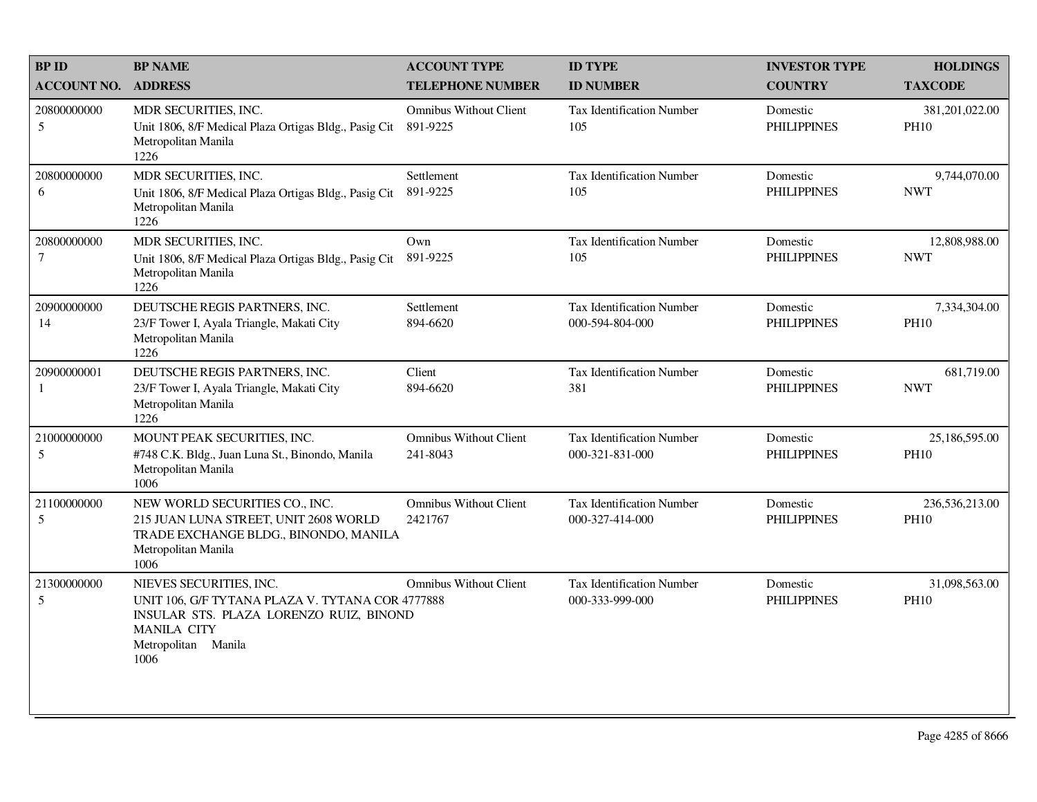| BP ID<br>ACCOUNT NO. | BP NAME<br>ADDRESS | ACCOUNT TYPE<br>TELEPHONE NUMBER | ID TYPE<br>ID NUMBER | INVESTOR TYPE<br>COUNTRY | HOLDINGS<br>TAXCODE |
|---|---|---|---|---|---|
| 20800000000<br>5 | MDR SECURITIES, INC.<br>Unit 1806, 8/F Medical Plaza Ortigas Bldg., Pasig Cit<br>Metropolitan Manila<br>1226 | Omnibus Without Client<br>891-9225 | Tax Identification Number<br>105 | Domestic<br>PHILIPPINES | 381,201,022.00<br>PH10 |
| 20800000000<br>6 | MDR SECURITIES, INC.<br>Unit 1806, 8/F Medical Plaza Ortigas Bldg., Pasig Cit<br>Metropolitan Manila<br>1226 | Settlement<br>891-9225 | Tax Identification Number<br>105 | Domestic<br>PHILIPPINES | 9,744,070.00<br>NWT |
| 20800000000<br>7 | MDR SECURITIES, INC.<br>Unit 1806, 8/F Medical Plaza Ortigas Bldg., Pasig Cit<br>Metropolitan Manila<br>1226 | Own<br>891-9225 | Tax Identification Number<br>105 | Domestic<br>PHILIPPINES | 12,808,988.00<br>NWT |
| 20900000000<br>14 | DEUTSCHE REGIS PARTNERS, INC.<br>23/F Tower I, Ayala Triangle, Makati City<br>Metropolitan Manila<br>1226 | Settlement<br>894-6620 | Tax Identification Number<br>000-594-804-000 | Domestic<br>PHILIPPINES | 7,334,304.00<br>PH10 |
| 20900000001<br>1 | DEUTSCHE REGIS PARTNERS, INC.<br>23/F Tower I, Ayala Triangle, Makati City<br>Metropolitan Manila<br>1226 | Client<br>894-6620 | Tax Identification Number<br>381 | Domestic<br>PHILIPPINES | 681,719.00<br>NWT |
| 21000000000<br>5 | MOUNT PEAK SECURITIES, INC.<br>#748 C.K. Bldg., Juan Luna St., Binondo, Manila<br>Metropolitan Manila<br>1006 | Omnibus Without Client<br>241-8043 | Tax Identification Number<br>000-321-831-000 | Domestic<br>PHILIPPINES | 25,186,595.00<br>PH10 |
| 21100000000<br>5 | NEW WORLD SECURITIES CO., INC.<br>215 JUAN LUNA STREET, UNIT 2608 WORLD TRADE EXCHANGE BLDG., BINONDO, MANILA<br>Metropolitan Manila<br>1006 | Omnibus Without Client<br>2421767 | Tax Identification Number<br>000-327-414-000 | Domestic<br>PHILIPPINES | 236,536,213.00<br>PH10 |
| 21300000000<br>5 | NIEVES SECURITIES, INC.<br>UNIT 106, G/F TYTANA PLAZA V. TYTANA COR INSULAR STS. PLAZA LORENZO RUIZ, BINOND MANILA CITY<br>Metropolitan Manila<br>1006 | Omnibus Without Client<br>4777888 | Tax Identification Number<br>000-333-999-000 | Domestic<br>PHILIPPINES | 31,098,563.00<br>PH10 |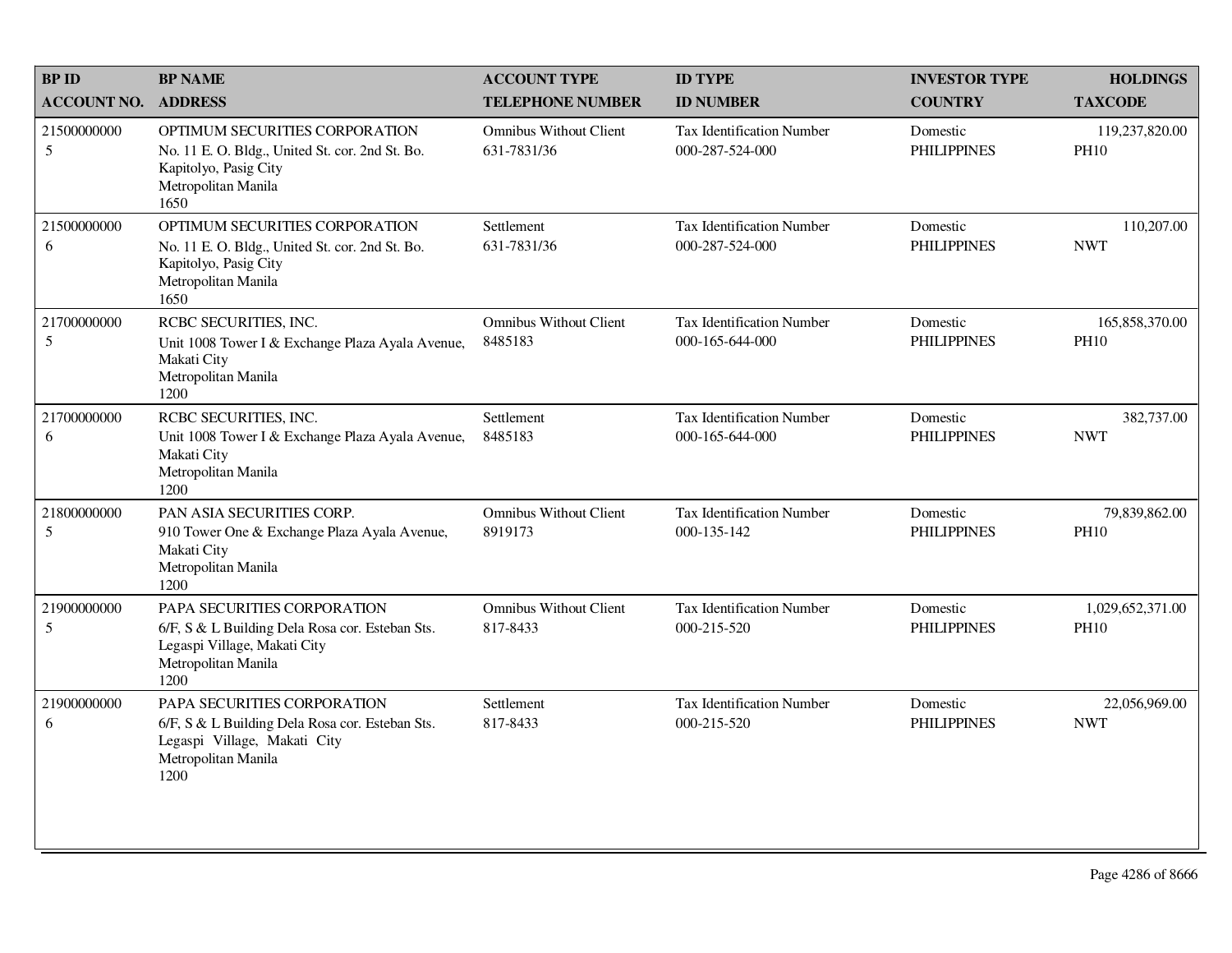| BP ID<br>ACCOUNT NO. | BP NAME<br>ADDRESS | ACCOUNT TYPE<br>TELEPHONE NUMBER | ID TYPE<br>ID NUMBER | INVESTOR TYPE<br>COUNTRY | HOLDINGS<br>TAXCODE |
|---|---|---|---|---|---|
| 21500000000<br>5 | OPTIMUM SECURITIES CORPORATION<br>No. 11 E. O. Bldg., United St. cor. 2nd St. Bo.<br>Kapitolyo, Pasig City<br>Metropolitan Manila<br>1650 | Omnibus Without Client<br>631-7831/36 | Tax Identification Number<br>000-287-524-000 | Domestic<br>PHILIPPINES | 119,237,820.00<br>PH10 |
| 21500000000<br>6 | OPTIMUM SECURITIES CORPORATION<br>No. 11 E. O. Bldg., United St. cor. 2nd St. Bo.<br>Kapitolyo, Pasig City<br>Metropolitan Manila<br>1650 | Settlement<br>631-7831/36 | Tax Identification Number<br>000-287-524-000 | Domestic<br>PHILIPPINES | 110,207.00<br>NWT |
| 21700000000<br>5 | RCBC SECURITIES, INC.<br>Unit 1008 Tower I & Exchange Plaza Ayala Avenue,<br>Makati City<br>Metropolitan Manila<br>1200 | Omnibus Without Client<br>8485183 | Tax Identification Number<br>000-165-644-000 | Domestic<br>PHILIPPINES | 165,858,370.00<br>PH10 |
| 21700000000<br>6 | RCBC SECURITIES, INC.<br>Unit 1008 Tower I & Exchange Plaza Ayala Avenue,<br>Makati City<br>Metropolitan Manila<br>1200 | Settlement<br>8485183 | Tax Identification Number<br>000-165-644-000 | Domestic<br>PHILIPPINES | 382,737.00<br>NWT |
| 21800000000<br>5 | PAN ASIA SECURITIES CORP.<br>910 Tower One & Exchange Plaza Ayala Avenue,<br>Makati City<br>Metropolitan Manila<br>1200 | Omnibus Without Client<br>8919173 | Tax Identification Number<br>000-135-142 | Domestic<br>PHILIPPINES | 79,839,862.00<br>PH10 |
| 21900000000<br>5 | PAPA SECURITIES CORPORATION<br>6/F, S & L Building Dela Rosa cor. Esteban Sts.<br>Legaspi Village, Makati City<br>Metropolitan Manila<br>1200 | Omnibus Without Client<br>817-8433 | Tax Identification Number<br>000-215-520 | Domestic<br>PHILIPPINES | 1,029,652,371.00<br>PH10 |
| 21900000000<br>6 | PAPA SECURITIES CORPORATION<br>6/F, S & L Building Dela Rosa cor. Esteban Sts.<br>Legaspi Village, Makati City<br>Metropolitan Manila<br>1200 | Settlement<br>817-8433 | Tax Identification Number<br>000-215-520 | Domestic<br>PHILIPPINES | 22,056,969.00<br>NWT |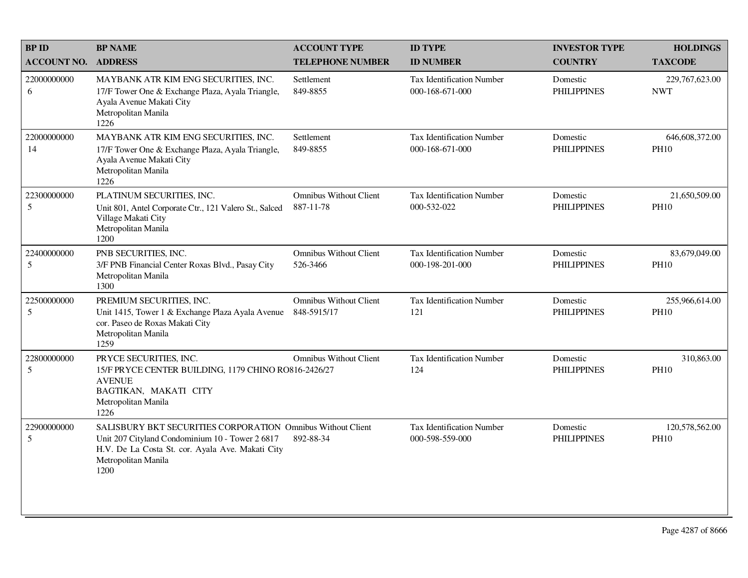| BP ID<br>ACCOUNT NO. | BP NAME<br>ADDRESS | ACCOUNT TYPE<br>TELEPHONE NUMBER | ID TYPE<br>ID NUMBER | INVESTOR TYPE<br>COUNTRY | HOLDINGS<br>TAXCODE |
|---|---|---|---|---|---|
| 22000000000<br>6 | MAYBANK ATR KIM ENG SECURITIES, INC.<br>17/F Tower One & Exchange Plaza, Ayala Triangle, Ayala Avenue Makati City<br>Metropolitan Manila<br>1226 | Settlement<br>849-8855 | Tax Identification Number<br>000-168-671-000 | Domestic<br>PHILIPPINES | 229,767,623.00<br>NWT |
| 22000000000<br>14 | MAYBANK ATR KIM ENG SECURITIES, INC.<br>17/F Tower One & Exchange Plaza, Ayala Triangle, Ayala Avenue Makati City<br>Metropolitan Manila<br>1226 | Settlement<br>849-8855 | Tax Identification Number<br>000-168-671-000 | Domestic<br>PHILIPPINES | 646,608,372.00<br>PH10 |
| 22300000000<br>5 | PLATINUM SECURITIES, INC.<br>Unit 801, Antel Corporate Ctr., 121 Valero St., Salced Village Makati City<br>Metropolitan Manila<br>1200 | Omnibus Without Client<br>887-11-78 | Tax Identification Number<br>000-532-022 | Domestic<br>PHILIPPINES | 21,650,509.00<br>PH10 |
| 22400000000<br>5 | PNB SECURITIES, INC.<br>3/F PNB Financial Center Roxas Blvd., Pasay City<br>Metropolitan Manila<br>1300 | Omnibus Without Client<br>526-3466 | Tax Identification Number<br>000-198-201-000 | Domestic<br>PHILIPPINES | 83,679,049.00<br>PH10 |
| 22500000000<br>5 | PREMIUM SECURITIES, INC.<br>Unit 1415, Tower 1 & Exchange Plaza Ayala Avenue cor. Paseo de Roxas Makati City<br>Metropolitan Manila<br>1259 | Omnibus Without Client<br>848-5915/17 | Tax Identification Number<br>121 | Domestic<br>PHILIPPINES | 255,966,614.00<br>PH10 |
| 22800000000<br>5 | PRYCE SECURITIES, INC.<br>15/F PRYCE CENTER BUILDING, 1179 CHINO RO AVENUE<br>BAGTIKAN, MAKATI CITY<br>Metropolitan Manila<br>1226 | Omnibus Without Client<br>816-2426/27 | Tax Identification Number<br>124 | Domestic<br>PHILIPPINES | 310,863.00<br>PH10 |
| 22900000000<br>5 | SALISBURY BKT SECURITIES CORPORATION<br>Unit 207 Cityland Condominium 10 - Tower 2 6817 H.V. De La Costa St. cor. Ayala Ave. Makati City<br>Metropolitan Manila<br>1200 | Omnibus Without Client<br>892-88-34 | Tax Identification Number<br>000-598-559-000 | Domestic<br>PHILIPPINES | 120,578,562.00<br>PH10 |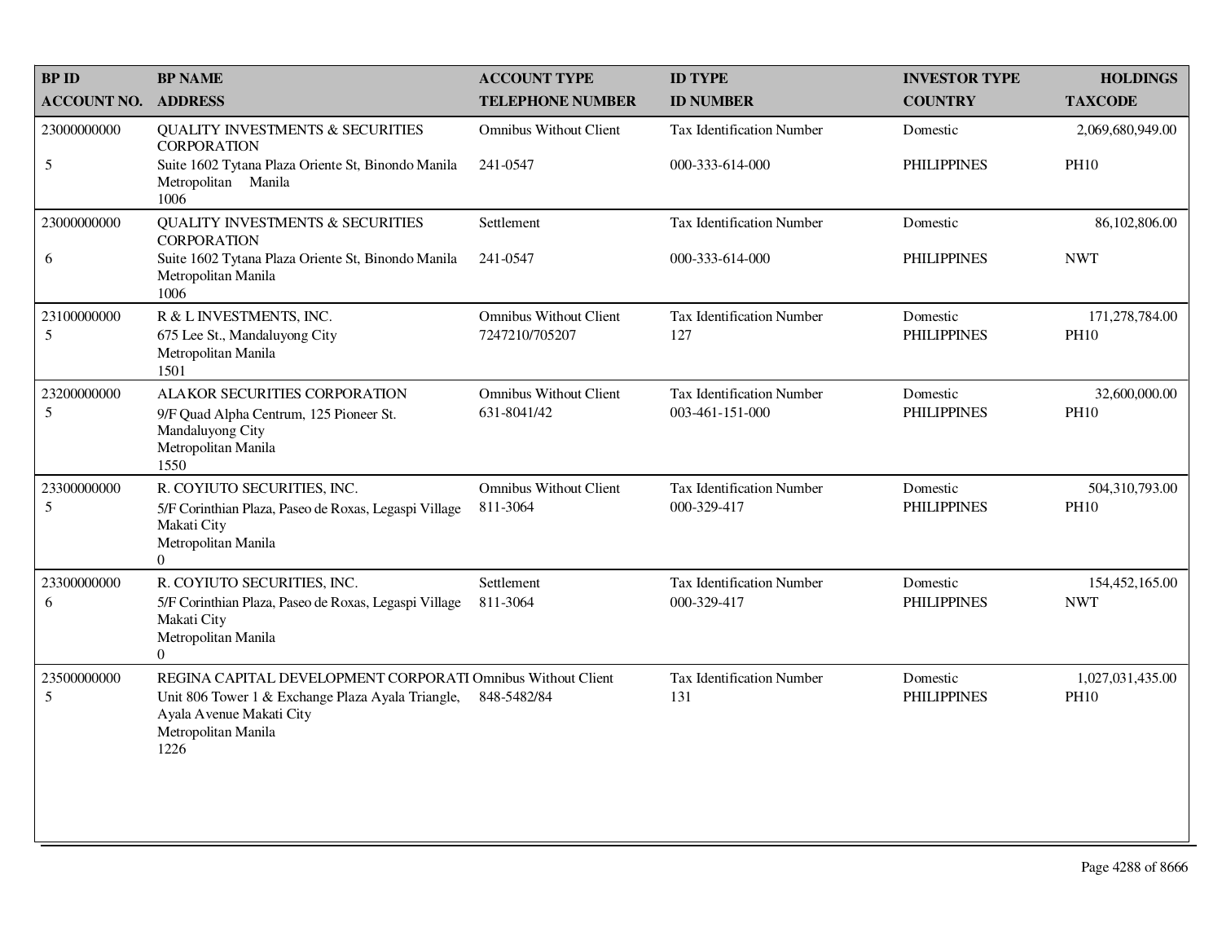| BP ID<br>ACCOUNT NO. | BP NAME<br>ADDRESS | ACCOUNT TYPE<br>TELEPHONE NUMBER | ID TYPE<br>ID NUMBER | INVESTOR TYPE<br>COUNTRY | HOLDINGS<br>TAXCODE |
|---|---|---|---|---|---|
| 23000000000<br>5 | QUALITY INVESTMENTS & SECURITIES CORPORATION<br>Suite 1602 Tytana Plaza Oriente St, Binondo Manila Metropolitan Manila<br>1006 | Omnibus Without Client<br>241-0547 | Tax Identification Number<br>000-333-614-000 | Domestic<br>PHILIPPINES | 2,069,680,949.00<br>PH10 |
| 23000000000<br>6 | QUALITY INVESTMENTS & SECURITIES CORPORATION<br>Suite 1602 Tytana Plaza Oriente St, Binondo Manila Metropolitan Manila<br>1006 | Settlement<br>241-0547 | Tax Identification Number<br>000-333-614-000 | Domestic<br>PHILIPPINES | 86,102,806.00<br>NWT |
| 23100000000<br>5 | R & L INVESTMENTS, INC.<br>675 Lee St., Mandaluyong City<br>Metropolitan Manila<br>1501 | Omnibus Without Client<br>7247210/705207 | Tax Identification Number<br>127 | Domestic<br>PHILIPPINES | 171,278,784.00<br>PH10 |
| 23200000000<br>5 | ALAKOR SECURITIES CORPORATION<br>9/F Quad Alpha Centrum, 125 Pioneer St. Mandaluyong City<br>Metropolitan Manila<br>1550 | Omnibus Without Client<br>631-8041/42 | Tax Identification Number<br>003-461-151-000 | Domestic<br>PHILIPPINES | 32,600,000.00<br>PH10 |
| 23300000000<br>5 | R. COYIUTO SECURITIES, INC.<br>5/F Corinthian Plaza, Paseo de Roxas, Legaspi Village Makati City<br>Metropolitan Manila<br>0 | Omnibus Without Client<br>811-3064 | Tax Identification Number<br>000-329-417 | Domestic<br>PHILIPPINES | 504,310,793.00<br>PH10 |
| 23300000000<br>6 | R. COYIUTO SECURITIES, INC.<br>5/F Corinthian Plaza, Paseo de Roxas, Legaspi Village Makati City<br>Metropolitan Manila<br>0 | Settlement<br>811-3064 | Tax Identification Number<br>000-329-417 | Domestic<br>PHILIPPINES | 154,452,165.00<br>NWT |
| 23500000000<br>5 | REGINA CAPITAL DEVELOPMENT CORPORATI<br>Unit 806 Tower 1 & Exchange Plaza Ayala Triangle, Ayala Avenue Makati City<br>Metropolitan Manila<br>1226 | Omnibus Without Client<br>848-5482/84 | Tax Identification Number<br>131 | Domestic<br>PHILIPPINES | 1,027,031,435.00<br>PH10 |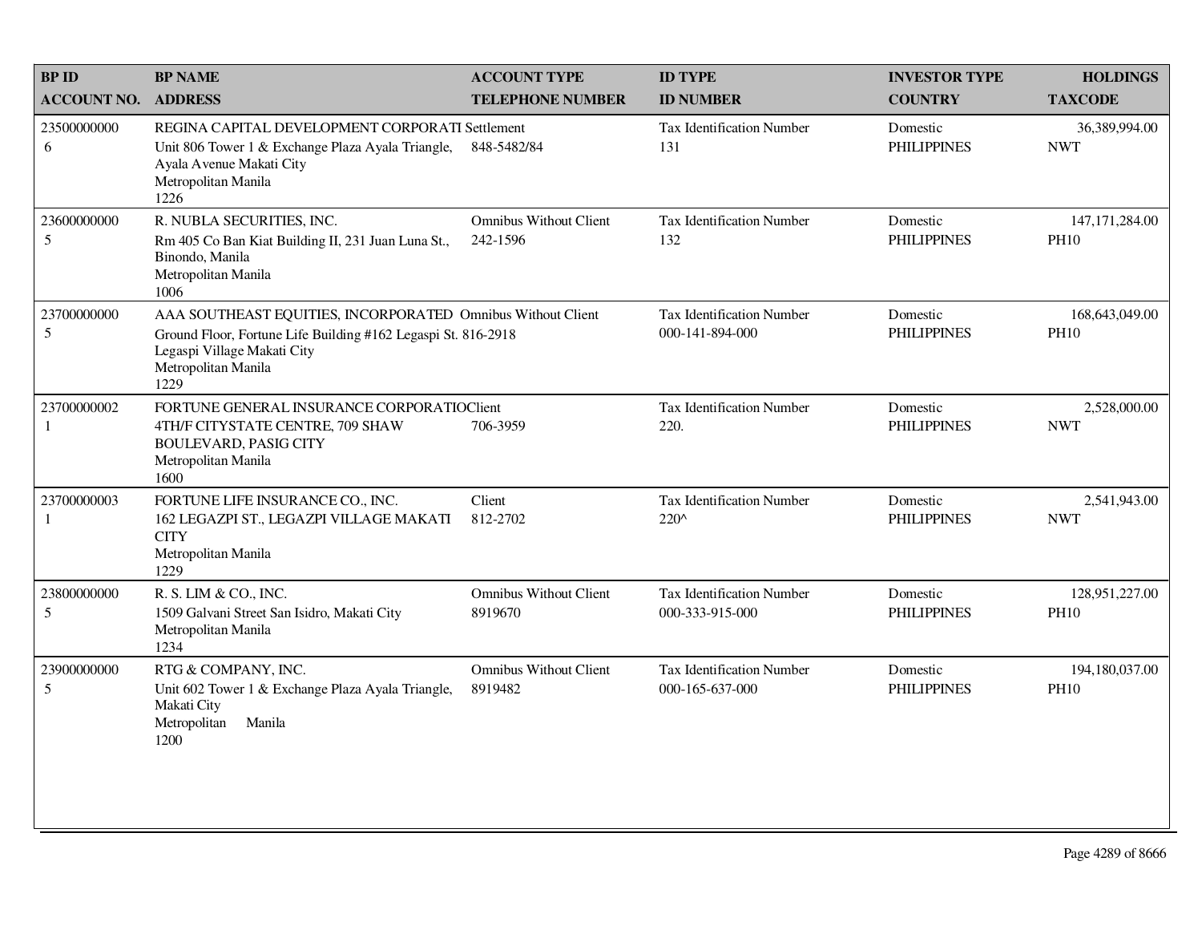| BP ID<br>ACCOUNT NO. | BP NAME<br>ADDRESS | ACCOUNT TYPE<br>TELEPHONE NUMBER | ID TYPE<br>ID NUMBER | INVESTOR TYPE<br>COUNTRY | HOLDINGS<br>TAXCODE |
|---|---|---|---|---|---|
| 23500000000<br>6 | REGINA CAPITAL DEVELOPMENT CORPORATI<br>Unit 806 Tower 1 & Exchange Plaza Ayala Triangle, Ayala Avenue Makati City<br>Metropolitan Manila<br>1226 | Settlement<br>848-5482/84 | Tax Identification Number<br>131 | Domestic<br>PHILIPPINES | 36,389,994.00<br>NWT |
| 23600000000<br>5 | R. NUBLA SECURITIES, INC.<br>Rm 405 Co Ban Kiat Building II, 231 Juan Luna St., Binondo, Manila<br>Metropolitan Manila<br>1006 | Omnibus Without Client<br>242-1596 | Tax Identification Number<br>132 | Domestic<br>PHILIPPINES | 147,171,284.00<br>PH10 |
| 23700000000<br>5 | AAA SOUTHEAST EQUITIES, INCORPORATED<br>Ground Floor, Fortune Life Building #162 Legaspi St. Legaspi Village Makati City<br>Metropolitan Manila<br>1229 | Omnibus Without Client<br>816-2918 | Tax Identification Number<br>000-141-894-000 | Domestic<br>PHILIPPINES | 168,643,049.00<br>PH10 |
| 23700000002<br>1 | FORTUNE GENERAL INSURANCE CORPORATIO<br>4TH/F CITYSTATE CENTRE, 709 SHAW BOULEVARD, PASIG CITY<br>Metropolitan Manila<br>1600 | Client<br>706-3959 | Tax Identification Number<br>220. | Domestic<br>PHILIPPINES | 2,528,000.00<br>NWT |
| 23700000003<br>1 | FORTUNE LIFE INSURANCE CO., INC.<br>162 LEGAZPI ST., LEGAZPI VILLAGE MAKATI CITY<br>Metropolitan Manila<br>1229 | Client<br>812-2702 | Tax Identification Number<br>220^ | Domestic<br>PHILIPPINES | 2,541,943.00<br>NWT |
| 23800000000<br>5 | R. S. LIM & CO., INC.<br>1509 Galvani Street San Isidro, Makati City<br>Metropolitan Manila<br>1234 | Omnibus Without Client<br>8919670 | Tax Identification Number<br>000-333-915-000 | Domestic<br>PHILIPPINES | 128,951,227.00<br>PH10 |
| 23900000000<br>5 | RTG & COMPANY, INC.<br>Unit 602 Tower 1 & Exchange Plaza Ayala Triangle, Makati City<br>Metropolitan Manila<br>1200 | Omnibus Without Client<br>8919482 | Tax Identification Number<br>000-165-637-000 | Domestic<br>PHILIPPINES | 194,180,037.00<br>PH10 |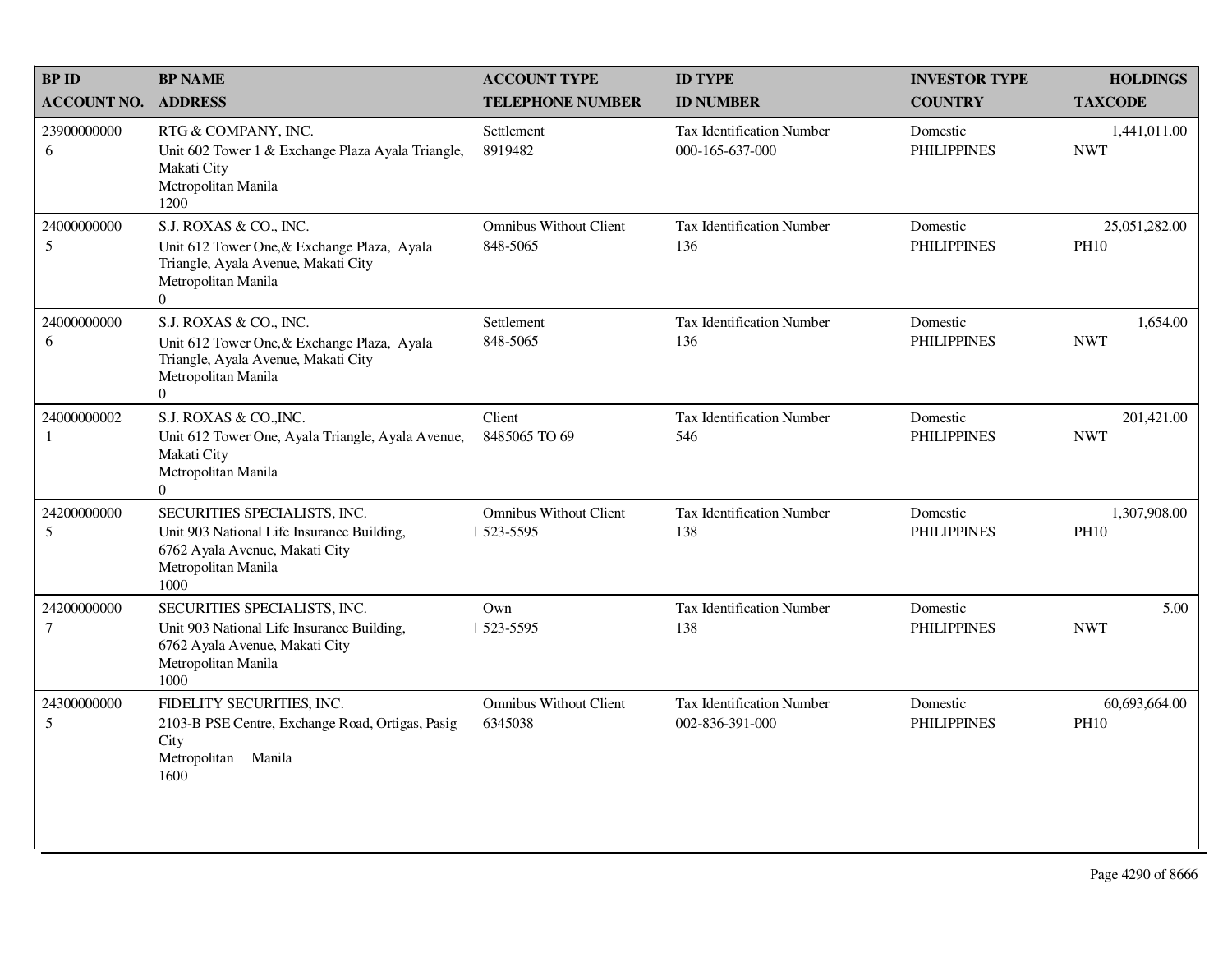| BP ID<br>ACCOUNT NO. | BP NAME<br>ADDRESS | ACCOUNT TYPE<br>TELEPHONE NUMBER | ID TYPE<br>ID NUMBER | INVESTOR TYPE<br>COUNTRY | HOLDINGS<br>TAXCODE |
|---|---|---|---|---|---|
| 23900000000<br>6 | RTG & COMPANY, INC.<br>Unit 602 Tower 1 & Exchange Plaza Ayala Triangle, Makati City<br>Metropolitan Manila<br>1200 | Settlement<br>8919482 | Tax Identification Number<br>000-165-637-000 | Domestic<br>PHILIPPINES | 1,441,011.00<br>NWT |
| 24000000000<br>5 | S.J. ROXAS & CO., INC.<br>Unit 612 Tower One,& Exchange Plaza, Ayala Triangle, Ayala Avenue, Makati City<br>Metropolitan Manila<br>0 | Omnibus Without Client<br>848-5065 | Tax Identification Number<br>136 | Domestic<br>PHILIPPINES | 25,051,282.00<br>PH10 |
| 24000000000<br>6 | S.J. ROXAS & CO., INC.<br>Unit 612 Tower One,& Exchange Plaza, Ayala Triangle, Ayala Avenue, Makati City<br>Metropolitan Manila<br>0 | Settlement<br>848-5065 | Tax Identification Number<br>136 | Domestic<br>PHILIPPINES | 1,654.00<br>NWT |
| 24000000002<br>1 | S.J. ROXAS & CO.,INC.<br>Unit 612 Tower One, Ayala Triangle, Ayala Avenue, Makati City<br>Metropolitan Manila<br>0 | Client<br>8485065 TO 69 | Tax Identification Number<br>546 | Domestic<br>PHILIPPINES | 201,421.00<br>NWT |
| 24200000000<br>5 | SECURITIES SPECIALISTS, INC.<br>Unit 903 National Life Insurance Building,<br>6762 Ayala Avenue, Makati City<br>Metropolitan Manila<br>1000 | Omnibus Without Client<br>523-5595 | Tax Identification Number<br>138 | Domestic<br>PHILIPPINES | 1,307,908.00<br>PH10 |
| 24200000000<br>7 | SECURITIES SPECIALISTS, INC.<br>Unit 903 National Life Insurance Building,<br>6762 Ayala Avenue, Makati City<br>Metropolitan Manila<br>1000 | Own<br>523-5595 | Tax Identification Number<br>138 | Domestic<br>PHILIPPINES | 5.00<br>NWT |
| 24300000000<br>5 | FIDELITY SECURITIES, INC.<br>2103-B PSE Centre, Exchange Road, Ortigas, Pasig City<br>Metropolitan Manila<br>1600 | Omnibus Without Client<br>6345038 | Tax Identification Number<br>002-836-391-000 | Domestic<br>PHILIPPINES | 60,693,664.00<br>PH10 |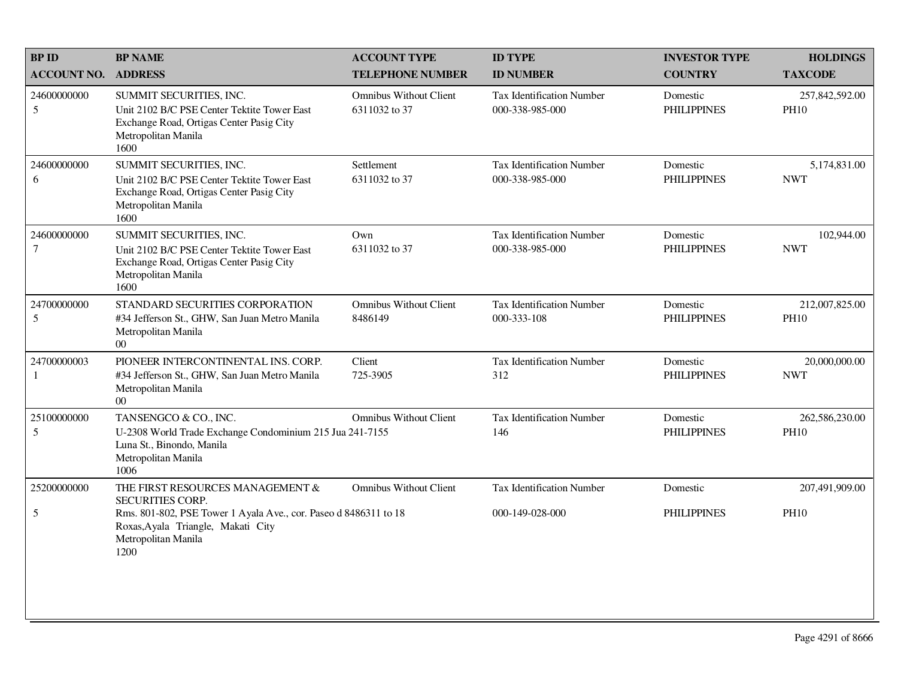| BP ID<br>ACCOUNT NO. | BP NAME<br>ADDRESS | ACCOUNT TYPE<br>TELEPHONE NUMBER | ID TYPE<br>ID NUMBER | INVESTOR TYPE<br>COUNTRY | HOLDINGS<br>TAXCODE |
|---|---|---|---|---|---|
| 24600000000<br>5 | SUMMIT SECURITIES, INC.<br>Unit 2102 B/C PSE Center Tektite Tower East Exchange Road, Ortigas Center Pasig City<br>Metropolitan Manila<br>1600 | Omnibus Without Client<br>6311032 to 37 | Tax Identification Number<br>000-338-985-000 | Domestic<br>PHILIPPINES | 257,842,592.00<br>PH10 |
| 24600000000<br>6 | SUMMIT SECURITIES, INC.<br>Unit 2102 B/C PSE Center Tektite Tower East Exchange Road, Ortigas Center Pasig City<br>Metropolitan Manila<br>1600 | Settlement<br>6311032 to 37 | Tax Identification Number<br>000-338-985-000 | Domestic<br>PHILIPPINES | 5,174,831.00<br>NWT |
| 24600000000<br>7 | SUMMIT SECURITIES, INC.<br>Unit 2102 B/C PSE Center Tektite Tower East Exchange Road, Ortigas Center Pasig City<br>Metropolitan Manila<br>1600 | Own<br>6311032 to 37 | Tax Identification Number<br>000-338-985-000 | Domestic<br>PHILIPPINES | 102,944.00<br>NWT |
| 24700000000<br>5 | STANDARD SECURITIES CORPORATION<br>#34 Jefferson St., GHW, San Juan Metro Manila<br>Metropolitan Manila<br>00 | Omnibus Without Client<br>8486149 | Tax Identification Number<br>000-333-108 | Domestic<br>PHILIPPINES | 212,007,825.00<br>PH10 |
| 24700000003<br>1 | PIONEER INTERCONTINENTAL INS. CORP.<br>#34 Jefferson St., GHW, San Juan Metro Manila<br>Metropolitan Manila<br>00 | Client<br>725-3905 | Tax Identification Number<br>312 | Domestic<br>PHILIPPINES | 20,000,000.00<br>NWT |
| 25100000000<br>5 | TANSENGCO & CO., INC.<br>U-2308 World Trade Exchange Condominium 215 Jua Luna St., Binondo, Manila<br>Metropolitan Manila<br>1006 | Omnibus Without Client<br>241-7155 | Tax Identification Number<br>146 | Domestic<br>PHILIPPINES | 262,586,230.00<br>PH10 |
| 25200000000<br>5 | THE FIRST RESOURCES MANAGEMENT & SECURITIES CORP.<br>Rms. 801-802, PSE Tower 1 Ayala Ave., cor. Paseo d Roxas,Ayala Triangle, Makati City<br>Metropolitan Manila<br>1200 | Omnibus Without Client<br>8486311 to 18 | Tax Identification Number<br>000-149-028-000 | Domestic<br>PHILIPPINES | 207,491,909.00<br>PH10 |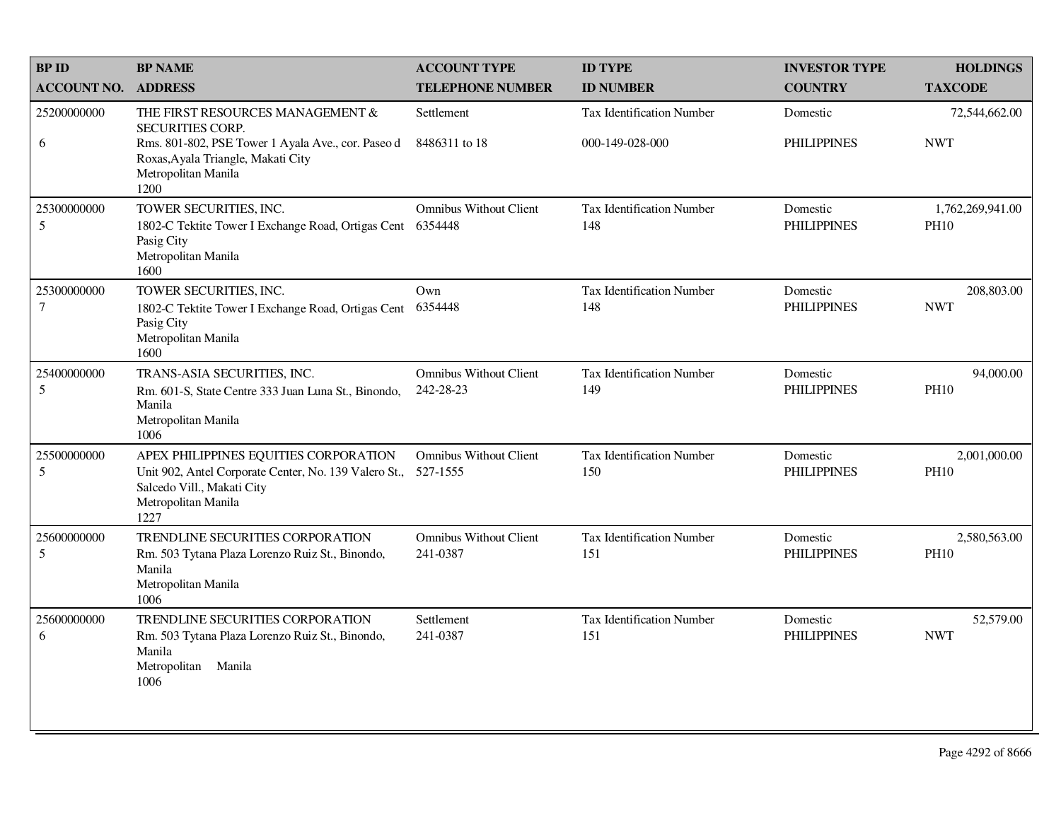| BP ID<br>ACCOUNT NO. | BP NAME<br>ADDRESS | ACCOUNT TYPE<br>TELEPHONE NUMBER | ID TYPE<br>ID NUMBER | INVESTOR TYPE<br>COUNTRY | HOLDINGS<br>TAXCODE |
|---|---|---|---|---|---|
| 25200000000<br>6 | THE FIRST RESOURCES MANAGEMENT & SECURITIES CORP.<br>Rms. 801-802, PSE Tower 1 Ayala Ave., cor. Paseo d Roxas,Ayala Triangle, Makati City<br>Metropolitan Manila<br>1200 | Settlement<br>8486311 to 18 | Tax Identification Number<br>000-149-028-000 | Domestic<br>PHILIPPINES | 72,544,662.00<br>NWT |
| 25300000000<br>5 | TOWER SECURITIES, INC.<br>1802-C Tektite Tower I Exchange Road, Ortigas Cent Pasig City<br>Metropolitan Manila<br>1600 | Omnibus Without Client<br>6354448 | Tax Identification Number<br>148 | Domestic<br>PHILIPPINES | 1,762,269,941.00<br>PH10 |
| 25300000000<br>7 | TOWER SECURITIES, INC.<br>1802-C Tektite Tower I Exchange Road, Ortigas Cent Pasig City<br>Metropolitan Manila<br>1600 | Own<br>6354448 | Tax Identification Number<br>148 | Domestic<br>PHILIPPINES | 208,803.00<br>NWT |
| 25400000000<br>5 | TRANS-ASIA SECURITIES, INC.<br>Rm. 601-S, State Centre 333 Juan Luna St., Binondo, Manila<br>Metropolitan Manila<br>1006 | Omnibus Without Client<br>242-28-23 | Tax Identification Number<br>149 | Domestic<br>PHILIPPINES | 94,000.00<br>PH10 |
| 25500000000<br>5 | APEX PHILIPPINES EQUITIES CORPORATION<br>Unit 902, Antel Corporate Center, No. 139 Valero St., Salcedo Vill., Makati City<br>Metropolitan Manila<br>1227 | Omnibus Without Client<br>527-1555 | Tax Identification Number<br>150 | Domestic<br>PHILIPPINES | 2,001,000.00<br>PH10 |
| 25600000000<br>5 | TRENDLINE SECURITIES CORPORATION<br>Rm. 503 Tytana Plaza Lorenzo Ruiz St., Binondo, Manila<br>Metropolitan Manila<br>1006 | Omnibus Without Client<br>241-0387 | Tax Identification Number<br>151 | Domestic<br>PHILIPPINES | 2,580,563.00<br>PH10 |
| 25600000000<br>6 | TRENDLINE SECURITIES CORPORATION<br>Rm. 503 Tytana Plaza Lorenzo Ruiz St., Binondo, Manila<br>Metropolitan Manila<br>1006 | Settlement<br>241-0387 | Tax Identification Number<br>151 | Domestic<br>PHILIPPINES | 52,579.00<br>NWT |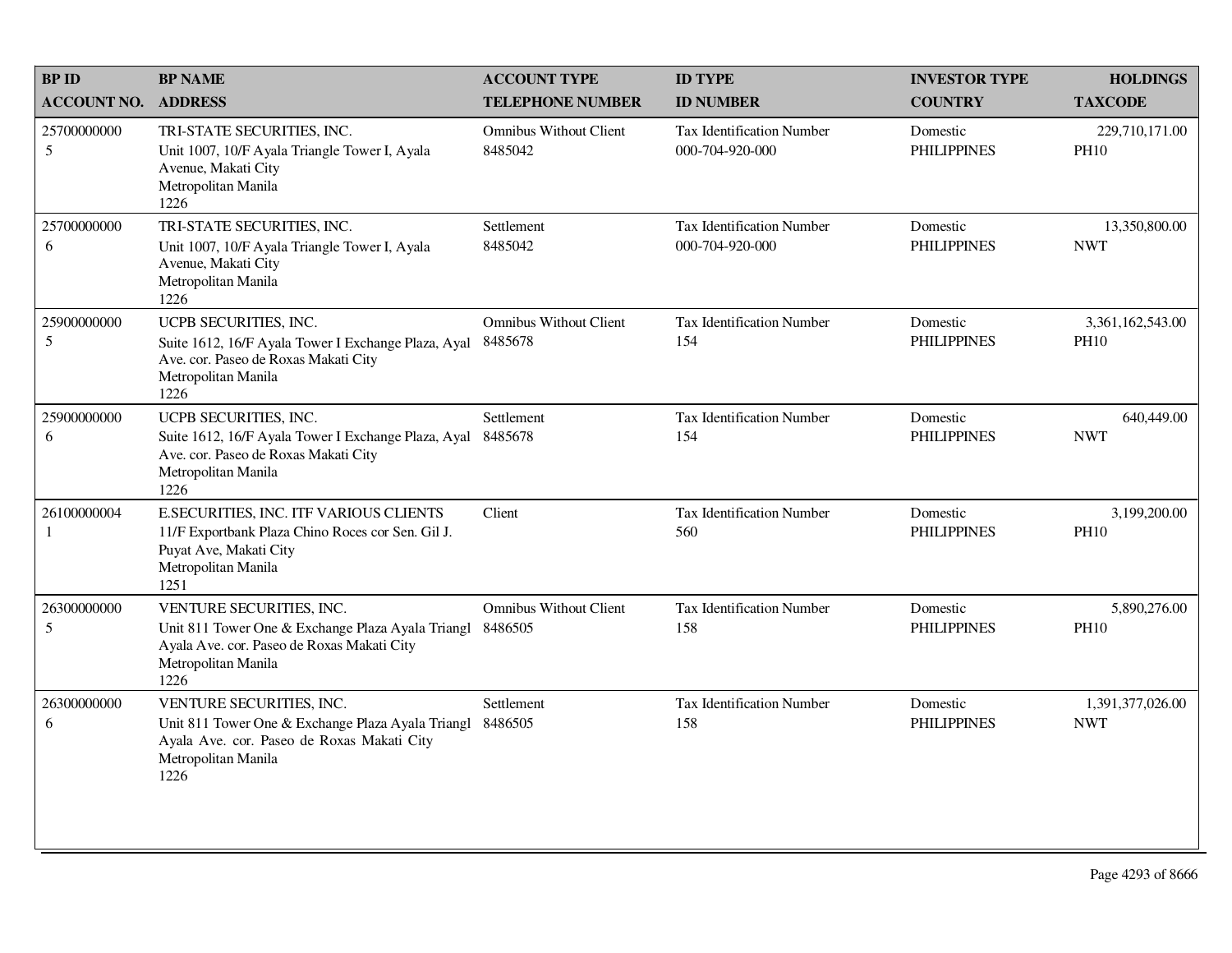| BP ID<br>ACCOUNT NO. | BP NAME<br>ADDRESS | ACCOUNT TYPE<br>TELEPHONE NUMBER | ID TYPE<br>ID NUMBER | INVESTOR TYPE<br>COUNTRY | HOLDINGS<br>TAXCODE |
|---|---|---|---|---|---|
| 25700000000<br>5 | TRI-STATE SECURITIES, INC.<br>Unit 1007, 10/F Ayala Triangle Tower I, Ayala Avenue, Makati City<br>Metropolitan Manila<br>1226 | Omnibus Without Client<br>8485042 | Tax Identification Number<br>000-704-920-000 | Domestic<br>PHILIPPINES | 229,710,171.00<br>PH10 |
| 25700000000<br>6 | TRI-STATE SECURITIES, INC.<br>Unit 1007, 10/F Ayala Triangle Tower I, Ayala Avenue, Makati City<br>Metropolitan Manila<br>1226 | Settlement<br>8485042 | Tax Identification Number<br>000-704-920-000 | Domestic<br>PHILIPPINES | 13,350,800.00<br>NWT |
| 25900000000<br>5 | UCPB SECURITIES, INC.<br>Suite 1612, 16/F Ayala Tower I Exchange Plaza, Ayal Ave. cor. Paseo de Roxas Makati City<br>Metropolitan Manila<br>1226 | Omnibus Without Client<br>8485678 | Tax Identification Number<br>154 | Domestic<br>PHILIPPINES | 3,361,162,543.00<br>PH10 |
| 25900000000<br>6 | UCPB SECURITIES, INC.<br>Suite 1612, 16/F Ayala Tower I Exchange Plaza, Ayal Ave. cor. Paseo de Roxas Makati City<br>Metropolitan Manila<br>1226 | Settlement<br>8485678 | Tax Identification Number<br>154 | Domestic<br>PHILIPPINES | 640,449.00<br>NWT |
| 26100000004<br>1 | E.SECURITIES, INC. ITF VARIOUS CLIENTS<br>11/F Exportbank Plaza Chino Roces cor Sen. Gil J. Puyat Ave, Makati City<br>Metropolitan Manila<br>1251 | Client | Tax Identification Number<br>560 | Domestic<br>PHILIPPINES | 3,199,200.00<br>PH10 |
| 26300000000<br>5 | VENTURE SECURITIES, INC.<br>Unit 811 Tower One & Exchange Plaza Ayala Triangl Ayala Ave. cor. Paseo de Roxas Makati City<br>Metropolitan Manila<br>1226 | Omnibus Without Client<br>8486505 | Tax Identification Number<br>158 | Domestic<br>PHILIPPINES | 5,890,276.00<br>PH10 |
| 26300000000<br>6 | VENTURE SECURITIES, INC.<br>Unit 811 Tower One & Exchange Plaza Ayala Triangl Ayala Ave. cor. Paseo de Roxas Makati City<br>Metropolitan Manila<br>1226 | Settlement<br>8486505 | Tax Identification Number<br>158 | Domestic<br>PHILIPPINES | 1,391,377,026.00<br>NWT |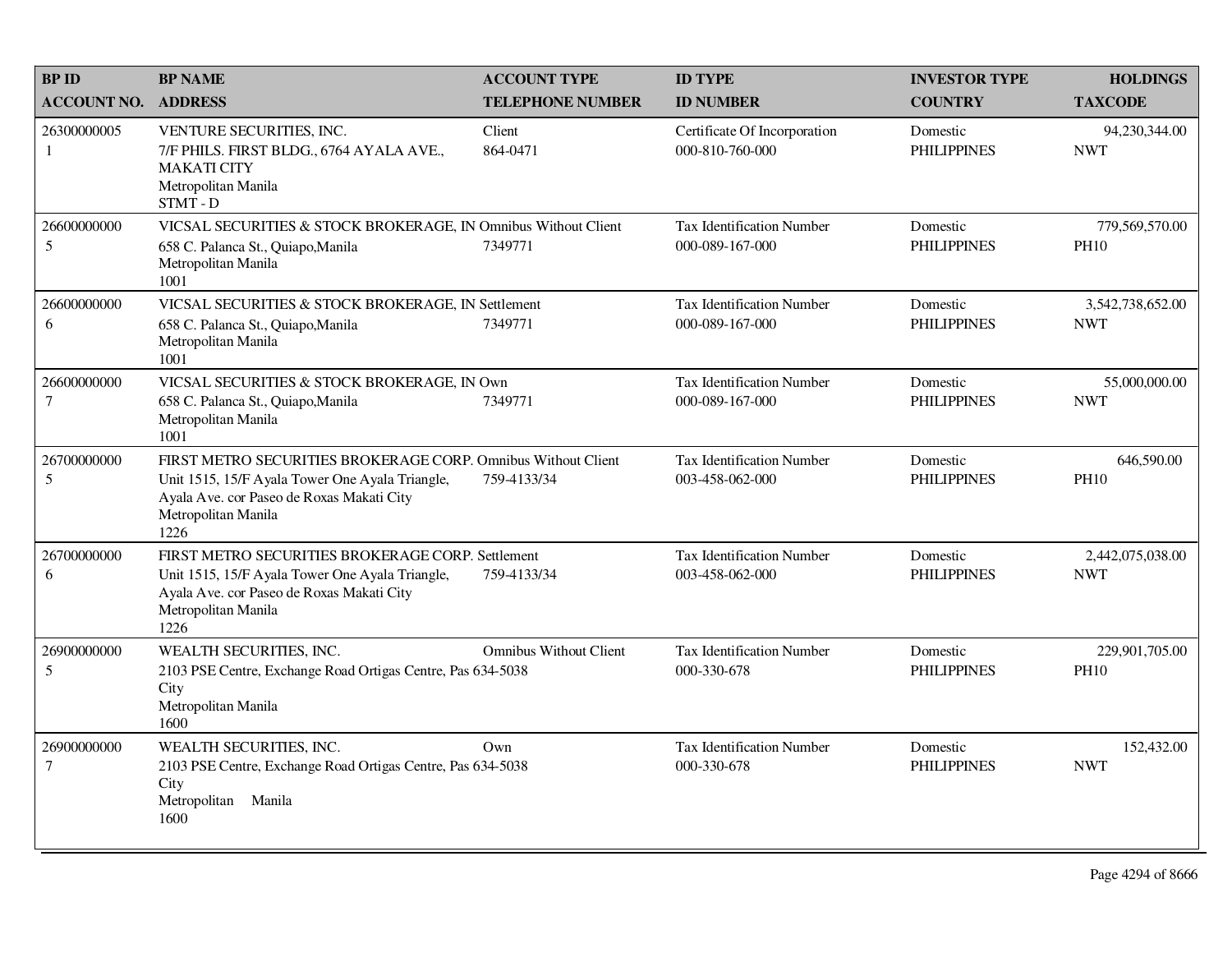| BP ID<br>ACCOUNT NO. | BP NAME<br>ADDRESS | ACCOUNT TYPE<br>TELEPHONE NUMBER | ID TYPE<br>ID NUMBER | INVESTOR TYPE<br>COUNTRY | HOLDINGS<br>TAXCODE |
|---|---|---|---|---|---|
| 26300000005<br>1 | VENTURE SECURITIES, INC.<br>7/F PHILS. FIRST BLDG., 6764 AYALA AVE., MAKATI CITY<br>Metropolitan Manila<br>STMT - D | Client<br>864-0471 | Certificate Of Incorporation<br>000-810-760-000 | Domestic<br>PHILIPPINES | 94,230,344.00<br>NWT |
| 26600000000<br>5 | VICSAL SECURITIES & STOCK BROKERAGE, IN<br>658 C. Palanca St., Quiapo,Manila<br>Metropolitan Manila<br>1001 | Omnibus Without Client<br>7349771 | Tax Identification Number<br>000-089-167-000 | Domestic<br>PHILIPPINES | 779,569,570.00<br>PH10 |
| 26600000000<br>6 | VICSAL SECURITIES & STOCK BROKERAGE, IN<br>658 C. Palanca St., Quiapo,Manila<br>Metropolitan Manila<br>1001 | Settlement<br>7349771 | Tax Identification Number<br>000-089-167-000 | Domestic<br>PHILIPPINES | 3,542,738,652.00<br>NWT |
| 26600000000<br>7 | VICSAL SECURITIES & STOCK BROKERAGE, IN<br>658 C. Palanca St., Quiapo,Manila<br>Metropolitan Manila<br>1001 | Own<br>7349771 | Tax Identification Number<br>000-089-167-000 | Domestic<br>PHILIPPINES | 55,000,000.00<br>NWT |
| 26700000000<br>5 | FIRST METRO SECURITIES BROKERAGE CORP.<br>Unit 1515, 15/F Ayala Tower One Ayala Triangle, Ayala Ave. cor Paseo de Roxas Makati City<br>Metropolitan Manila<br>1226 | Omnibus Without Client<br>759-4133/34 | Tax Identification Number<br>003-458-062-000 | Domestic<br>PHILIPPINES | 646,590.00<br>PH10 |
| 26700000000<br>6 | FIRST METRO SECURITIES BROKERAGE CORP.<br>Unit 1515, 15/F Ayala Tower One Ayala Triangle, Ayala Ave. cor Paseo de Roxas Makati City<br>Metropolitan Manila<br>1226 | Settlement<br>759-4133/34 | Tax Identification Number<br>003-458-062-000 | Domestic<br>PHILIPPINES | 2,442,075,038.00<br>NWT |
| 26900000000<br>5 | WEALTH SECURITIES, INC.<br>2103 PSE Centre, Exchange Road Ortigas Centre, Pas City<br>Metropolitan Manila<br>1600 | Omnibus Without Client<br>634-5038 | Tax Identification Number<br>000-330-678 | Domestic<br>PHILIPPINES | 229,901,705.00<br>PH10 |
| 26900000000<br>7 | WEALTH SECURITIES, INC.<br>2103 PSE Centre, Exchange Road Ortigas Centre, Pas City<br>Metropolitan Manila<br>1600 | Own<br>634-5038 | Tax Identification Number<br>000-330-678 | Domestic<br>PHILIPPINES | 152,432.00<br>NWT |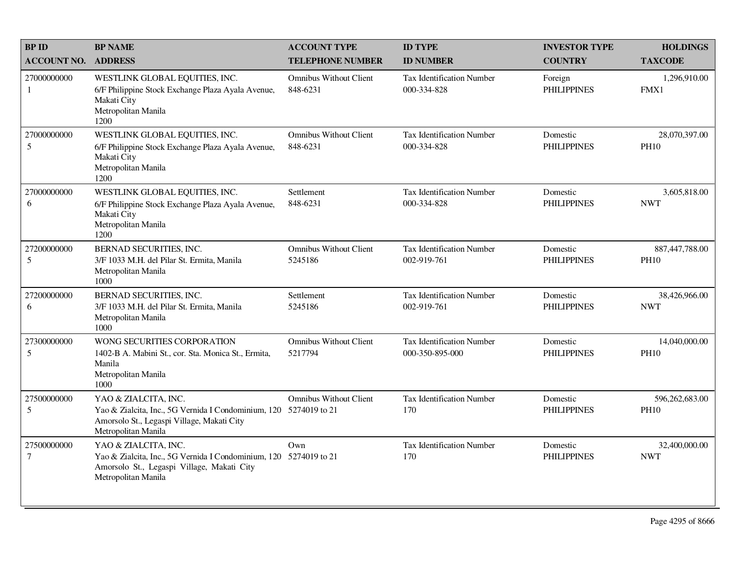| BP ID<br>ACCOUNT NO. | BP NAME<br>ADDRESS | ACCOUNT TYPE<br>TELEPHONE NUMBER | ID TYPE<br>ID NUMBER | INVESTOR TYPE<br>COUNTRY | HOLDINGS<br>TAXCODE |
|---|---|---|---|---|---|
| 27000000000<br>1 | WESTLINK GLOBAL EQUITIES, INC.<br>6/F Philippine Stock Exchange Plaza Ayala Avenue, Makati City<br>Metropolitan Manila<br>1200 | Omnibus Without Client<br>848-6231 | Tax Identification Number<br>000-334-828 | Foreign<br>PHILIPPINES | 1,296,910.00<br>FMX1 |
| 27000000000<br>5 | WESTLINK GLOBAL EQUITIES, INC.<br>6/F Philippine Stock Exchange Plaza Ayala Avenue, Makati City<br>Metropolitan Manila<br>1200 | Omnibus Without Client<br>848-6231 | Tax Identification Number<br>000-334-828 | Domestic<br>PHILIPPINES | 28,070,397.00<br>PH10 |
| 27000000000<br>6 | WESTLINK GLOBAL EQUITIES, INC.<br>6/F Philippine Stock Exchange Plaza Ayala Avenue, Makati City<br>Metropolitan Manila<br>1200 | Settlement<br>848-6231 | Tax Identification Number<br>000-334-828 | Domestic<br>PHILIPPINES | 3,605,818.00<br>NWT |
| 27200000000<br>5 | BERNAD SECURITIES, INC.<br>3/F 1033 M.H. del Pilar St. Ermita, Manila<br>Metropolitan Manila<br>1000 | Omnibus Without Client<br>5245186 | Tax Identification Number<br>002-919-761 | Domestic<br>PHILIPPINES | 887,447,788.00<br>PH10 |
| 27200000000<br>6 | BERNAD SECURITIES, INC.<br>3/F 1033 M.H. del Pilar St. Ermita, Manila<br>Metropolitan Manila<br>1000 | Settlement<br>5245186 | Tax Identification Number<br>002-919-761 | Domestic<br>PHILIPPINES | 38,426,966.00<br>NWT |
| 27300000000<br>5 | WONG SECURITIES CORPORATION<br>1402-B A. Mabini St., cor. Sta. Monica St., Ermita, Manila<br>Metropolitan Manila<br>1000 | Omnibus Without Client<br>5217794 | Tax Identification Number<br>000-350-895-000 | Domestic<br>PHILIPPINES | 14,040,000.00<br>PH10 |
| 27500000000<br>5 | YAO & ZIALCITA, INC.<br>Yao & Zialcita, Inc., 5G Vernida I Condominium, 120 Amorsolo St., Legaspi Village, Makati City<br>Metropolitan Manila | Omnibus Without Client<br>5274019 to 21 | Tax Identification Number<br>170 | Domestic<br>PHILIPPINES | 596,262,683.00<br>PH10 |
| 27500000000<br>7 | YAO & ZIALCITA, INC.<br>Yao & Zialcita, Inc., 5G Vernida I Condominium, 120 Amorsolo St., Legaspi Village, Makati City<br>Metropolitan Manila | Own<br>5274019 to 21 | Tax Identification Number<br>170 | Domestic<br>PHILIPPINES | 32,400,000.00<br>NWT |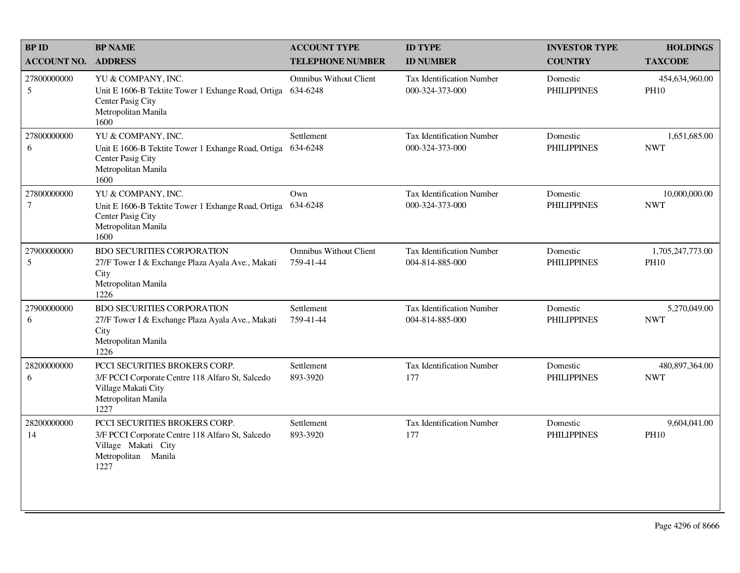| BP ID<br>ACCOUNT NO. | BP NAME<br>ADDRESS | ACCOUNT TYPE<br>TELEPHONE NUMBER | ID TYPE<br>ID NUMBER | INVESTOR TYPE<br>COUNTRY | HOLDINGS<br>TAXCODE |
|---|---|---|---|---|---|
| 27800000000<br>5 | YU & COMPANY, INC.<br>Unit E 1606-B Tektite Tower 1 Exhange Road, Ortiga Center Pasig City<br>Metropolitan Manila<br>1600 | Omnibus Without Client<br>634-6248 | Tax Identification Number<br>000-324-373-000 | Domestic<br>PHILIPPINES | 454,634,960.00<br>PH10 |
| 27800000000<br>6 | YU & COMPANY, INC.<br>Unit E 1606-B Tektite Tower 1 Exhange Road, Ortiga Center Pasig City<br>Metropolitan Manila<br>1600 | Settlement<br>634-6248 | Tax Identification Number<br>000-324-373-000 | Domestic<br>PHILIPPINES | 1,651,685.00<br>NWT |
| 27800000000<br>7 | YU & COMPANY, INC.<br>Unit E 1606-B Tektite Tower 1 Exhange Road, Ortiga Center Pasig City<br>Metropolitan Manila<br>1600 | Own<br>634-6248 | Tax Identification Number<br>000-324-373-000 | Domestic<br>PHILIPPINES | 10,000,000.00<br>NWT |
| 27900000000<br>5 | BDO SECURITIES CORPORATION<br>27/F Tower I & Exchange Plaza Ayala Ave., Makati City<br>Metropolitan Manila<br>1226 | Omnibus Without Client<br>759-41-44 | Tax Identification Number<br>004-814-885-000 | Domestic<br>PHILIPPINES | 1,705,247,773.00<br>PH10 |
| 27900000000<br>6 | BDO SECURITIES CORPORATION<br>27/F Tower I & Exchange Plaza Ayala Ave., Makati City<br>Metropolitan Manila<br>1226 | Settlement<br>759-41-44 | Tax Identification Number<br>004-814-885-000 | Domestic<br>PHILIPPINES | 5,270,049.00<br>NWT |
| 28200000000<br>6 | PCCI SECURITIES BROKERS CORP.<br>3/F PCCI Corporate Centre 118 Alfaro St, Salcedo Village Makati City<br>Metropolitan Manila<br>1227 | Settlement<br>893-3920 | Tax Identification Number<br>177 | Domestic<br>PHILIPPINES | 480,897,364.00<br>NWT |
| 28200000000<br>14 | PCCI SECURITIES BROKERS CORP.<br>3/F PCCI Corporate Centre 118 Alfaro St, Salcedo Village Makati City<br>Metropolitan Manila<br>1227 | Settlement<br>893-3920 | Tax Identification Number<br>177 | Domestic<br>PHILIPPINES | 9,604,041.00<br>PH10 |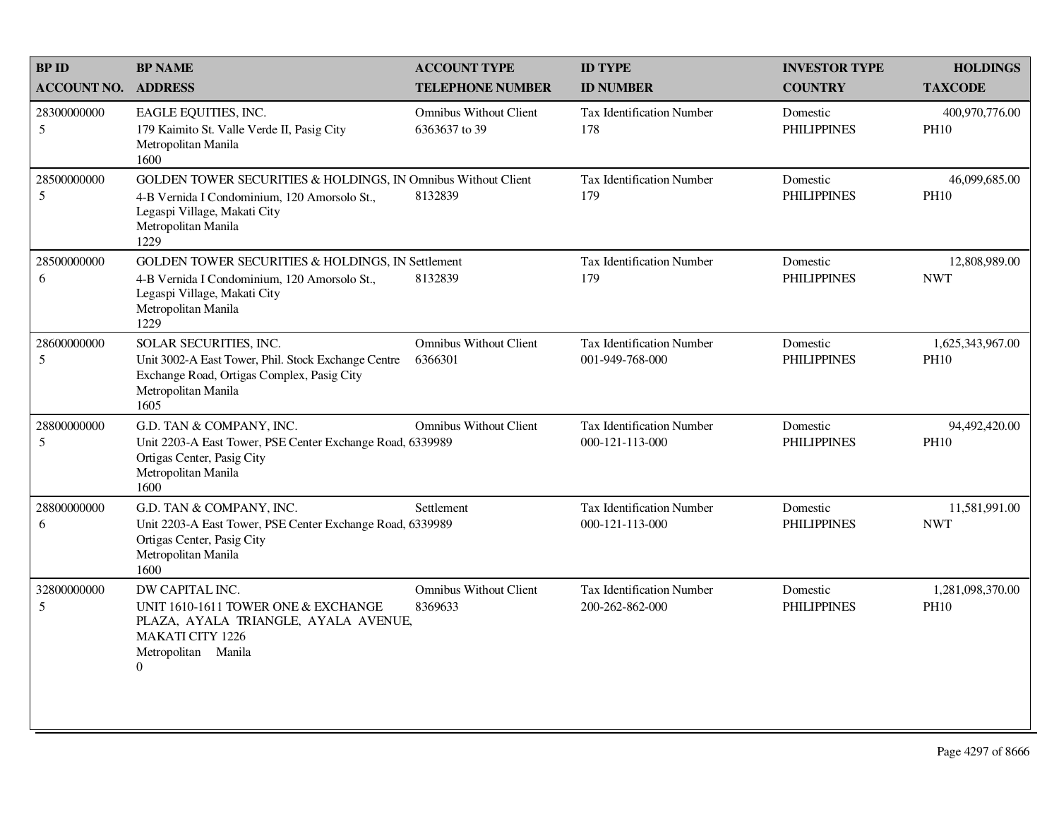| BP ID<br>ACCOUNT NO. | BP NAME<br>ADDRESS | ACCOUNT TYPE<br>TELEPHONE NUMBER | ID TYPE<br>ID NUMBER | INVESTOR TYPE<br>COUNTRY | HOLDINGS<br>TAXCODE |
|---|---|---|---|---|---|
| 28300000000<br>5 | EAGLE EQUITIES, INC.<br>179 Kaimito St. Valle Verde II, Pasig City<br>Metropolitan Manila<br>1600 | Omnibus Without Client<br>6363637 to 39 | Tax Identification Number<br>178 | Domestic<br>PHILIPPINES | 400,970,776.00<br>PH10 |
| 28500000000<br>5 | GOLDEN TOWER SECURITIES & HOLDINGS, IN<br>4-B Vernida I Condominium, 120 Amorsolo St., Legaspi Village, Makati City<br>Metropolitan Manila<br>1229 | Omnibus Without Client<br>8132839 | Tax Identification Number<br>179 | Domestic<br>PHILIPPINES | 46,099,685.00<br>PH10 |
| 28500000000<br>6 | GOLDEN TOWER SECURITIES & HOLDINGS, IN<br>4-B Vernida I Condominium, 120 Amorsolo St., Legaspi Village, Makati City<br>Metropolitan Manila<br>1229 | Settlement<br>8132839 | Tax Identification Number<br>179 | Domestic<br>PHILIPPINES | 12,808,989.00<br>NWT |
| 28600000000<br>5 | SOLAR SECURITIES, INC.<br>Unit 3002-A East Tower, Phil. Stock Exchange Centre Exchange Road, Ortigas Complex, Pasig City<br>Metropolitan Manila<br>1605 | Omnibus Without Client<br>6366301 | Tax Identification Number<br>001-949-768-000 | Domestic<br>PHILIPPINES | 1,625,343,967.00<br>PH10 |
| 28800000000<br>5 | G.D. TAN & COMPANY, INC.<br>Unit 2203-A East Tower, PSE Center Exchange Road, Ortigas Center, Pasig City<br>Metropolitan Manila<br>1600 | Omnibus Without Client<br>6339989 | Tax Identification Number<br>000-121-113-000 | Domestic<br>PHILIPPINES | 94,492,420.00<br>PH10 |
| 28800000000<br>6 | G.D. TAN & COMPANY, INC.<br>Unit 2203-A East Tower, PSE Center Exchange Road, Ortigas Center, Pasig City<br>Metropolitan Manila<br>1600 | Settlement<br>6339989 | Tax Identification Number<br>000-121-113-000 | Domestic<br>PHILIPPINES | 11,581,991.00<br>NWT |
| 32800000000<br>5 | DW CAPITAL INC.<br>UNIT 1610-1611 TOWER ONE & EXCHANGE PLAZA, AYALA TRIANGLE, AYALA AVENUE, MAKATI CITY 1226<br>Metropolitan Manila<br>0 | Omnibus Without Client<br>8369633 | Tax Identification Number<br>200-262-862-000 | Domestic<br>PHILIPPINES | 1,281,098,370.00<br>PH10 |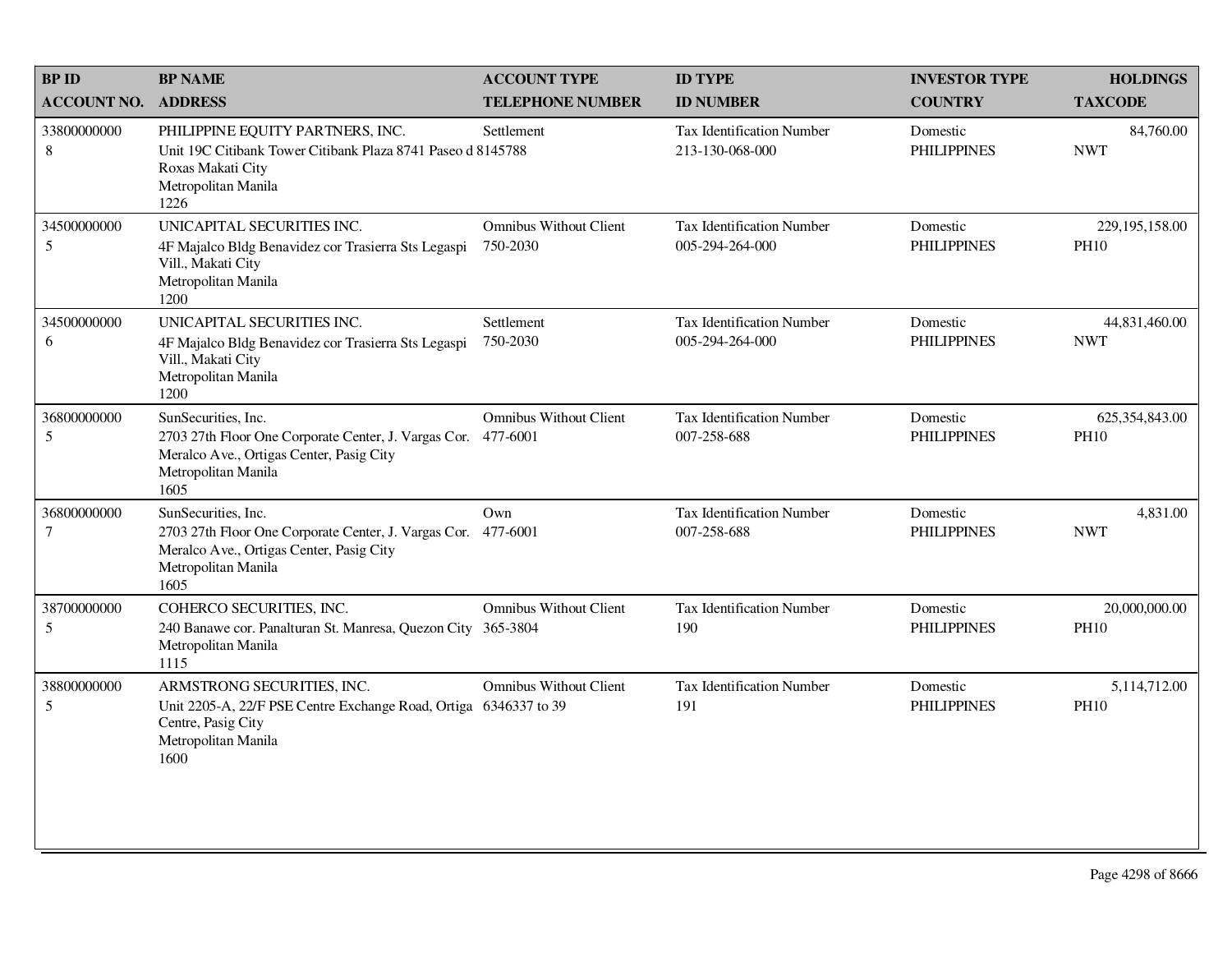| BP ID<br>ACCOUNT NO. | BP NAME<br>ADDRESS | ACCOUNT TYPE<br>TELEPHONE NUMBER | ID TYPE<br>ID NUMBER | INVESTOR TYPE<br>COUNTRY | HOLDINGS<br>TAXCODE |
|---|---|---|---|---|---|
| 33800000000<br>8 | PHILIPPINE EQUITY PARTNERS, INC.<br>Unit 19C Citibank Tower Citibank Plaza 8741 Paseo de Roxas Makati City<br>Metropolitan Manila<br>1226 | Settlement<br>8145788 | Tax Identification Number<br>213-130-068-000 | Domestic<br>PHILIPPINES | 84,760.00<br>NWT |
| 34500000000<br>5 | UNICAPITAL SECURITIES INC.<br>4F Majalco Bldg Benavidez cor Trasierra Sts Legaspi Vill., Makati City<br>Metropolitan Manila<br>1200 | Omnibus Without Client<br>750-2030 | Tax Identification Number<br>005-294-264-000 | Domestic<br>PHILIPPINES | 229,195,158.00<br>PH10 |
| 34500000000<br>6 | UNICAPITAL SECURITIES INC.<br>4F Majalco Bldg Benavidez cor Trasierra Sts Legaspi Vill., Makati City<br>Metropolitan Manila<br>1200 | Settlement<br>750-2030 | Tax Identification Number<br>005-294-264-000 | Domestic<br>PHILIPPINES | 44,831,460.00<br>NWT |
| 36800000000<br>5 | SunSecurities, Inc.<br>2703 27th Floor One Corporate Center, J. Vargas Cor. Meralco Ave., Ortigas Center, Pasig City<br>Metropolitan Manila<br>1605 | Omnibus Without Client<br>477-6001 | Tax Identification Number<br>007-258-688 | Domestic<br>PHILIPPINES | 625,354,843.00<br>PH10 |
| 36800000000<br>7 | SunSecurities, Inc.<br>2703 27th Floor One Corporate Center, J. Vargas Cor. Meralco Ave., Ortigas Center, Pasig City<br>Metropolitan Manila<br>1605 | Own<br>477-6001 | Tax Identification Number<br>007-258-688 | Domestic<br>PHILIPPINES | 4,831.00<br>NWT |
| 38700000000<br>5 | COHERCO SECURITIES, INC.<br>240 Banawe cor. Panalturan St. Manresa, Quezon City<br>Metropolitan Manila<br>1115 | Omnibus Without Client<br>365-3804 | Tax Identification Number<br>190 | Domestic<br>PHILIPPINES | 20,000,000.00<br>PH10 |
| 38800000000<br>5 | ARMSTRONG SECURITIES, INC.<br>Unit 2205-A, 22/F PSE Centre Exchange Road, Ortiga Centre, Pasig City<br>Metropolitan Manila<br>1600 | Omnibus Without Client<br>6346337 to 39 | Tax Identification Number<br>191 | Domestic<br>PHILIPPINES | 5,114,712.00<br>PH10 |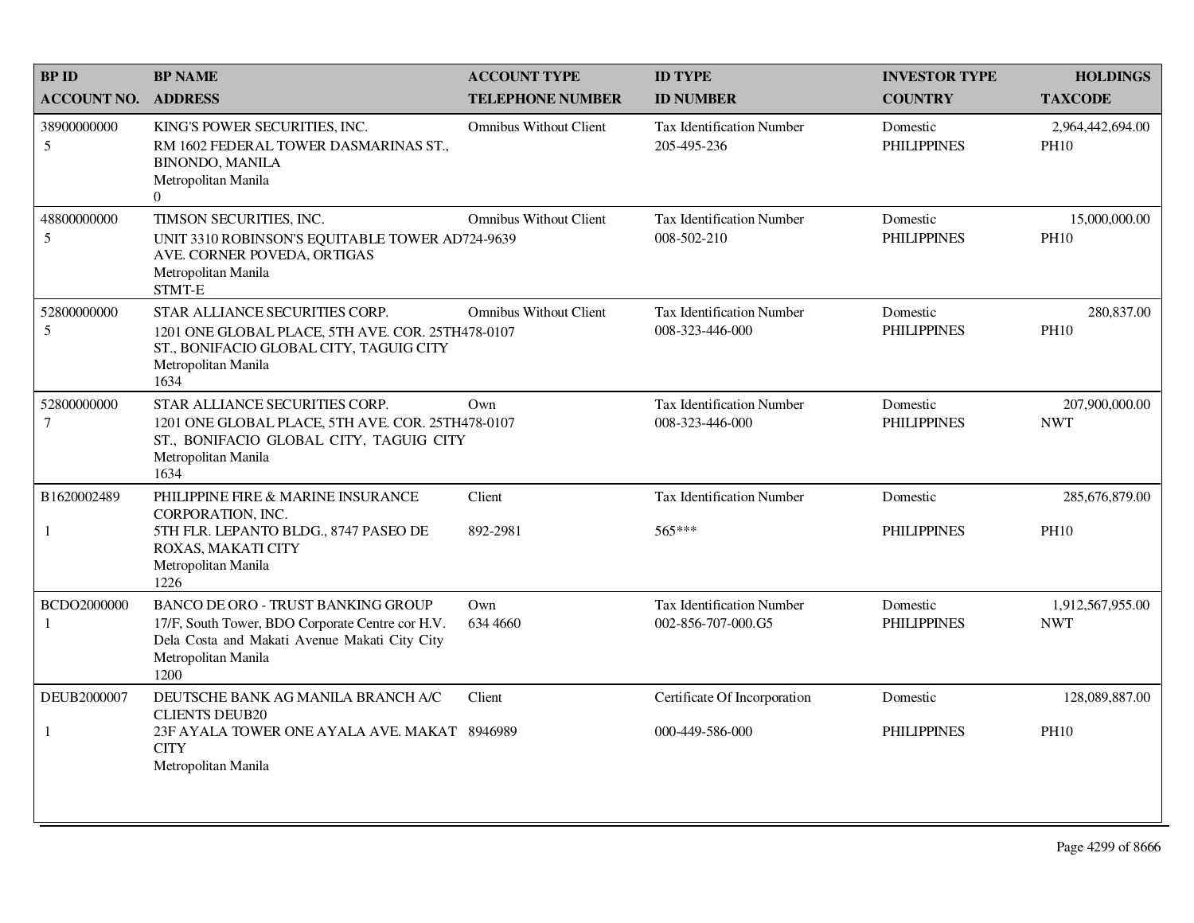| BP ID<br>ACCOUNT NO. | BP NAME<br>ADDRESS | ACCOUNT TYPE<br>TELEPHONE NUMBER | ID TYPE<br>ID NUMBER | INVESTOR TYPE<br>COUNTRY | HOLDINGS<br>TAXCODE |
|---|---|---|---|---|---|
| 38900000000<br>5 | KING'S POWER SECURITIES, INC.<br>RM 1602 FEDERAL TOWER DASMARINAS ST., BINONDO, MANILA<br>Metropolitan Manila<br>0 | Omnibus Without Client | Tax Identification Number<br>205-495-236 | Domestic<br>PHILIPPINES | 2,964,442,694.00<br>PH10 |
| 48800000000<br>5 | TIMSON SECURITIES, INC.<br>UNIT 3310 ROBINSON'S EQUITABLE TOWER ADB AVE. CORNER POVEDA, ORTIGAS<br>Metropolitan Manila<br>STMT-E | Omnibus Without Client<br>724-9639 | Tax Identification Number<br>008-502-210 | Domestic<br>PHILIPPINES | 15,000,000.00<br>PH10 |
| 52800000000<br>5 | STAR ALLIANCE SECURITIES CORP.<br>1201 ONE GLOBAL PLACE, 5TH AVE. COR. 25TH ST., BONIFACIO GLOBAL CITY, TAGUIG CITY<br>Metropolitan Manila<br>1634 | Omnibus Without Client<br>478-0107 | Tax Identification Number<br>008-323-446-000 | Domestic<br>PHILIPPINES | 280,837.00<br>PH10 |
| 52800000000<br>7 | STAR ALLIANCE SECURITIES CORP.<br>1201 ONE GLOBAL PLACE, 5TH AVE. COR. 25TH ST., BONIFACIO GLOBAL CITY, TAGUIG CITY<br>Metropolitan Manila<br>1634 | Own<br>478-0107 | Tax Identification Number<br>008-323-446-000 | Domestic<br>PHILIPPINES | 207,900,000.00<br>NWT |
| B1620002489<br>1 | PHILIPPINE FIRE & MARINE INSURANCE CORPORATION, INC.<br>5TH FLR. LEPANTO BLDG., 8747 PASEO DE ROXAS, MAKATI CITY<br>Metropolitan Manila<br>1226 | Client<br>892-2981 | Tax Identification Number<br>565*** | Domestic<br>PHILIPPINES | 285,676,879.00<br>PH10 |
| BCDO2000000<br>1 | BANCO DE ORO - TRUST BANKING GROUP<br>17/F, South Tower, BDO Corporate Centre cor H.V. Dela Costa and Makati Avenue Makati City City<br>Metropolitan Manila<br>1200 | Own<br>634 4660 | Tax Identification Number<br>002-856-707-000.G5 | Domestic<br>PHILIPPINES | 1,912,567,955.00<br>NWT |
| DEUB2000007<br>1 | DEUTSCHE BANK AG MANILA BRANCH A/C CLIENTS DEUB20<br>23F AYALA TOWER ONE AYALA AVE. MAKAT CITY<br>Metropolitan Manila | Client<br>8946989 | Certificate Of Incorporation<br>000-449-586-000 | Domestic<br>PHILIPPINES | 128,089,887.00<br>PH10 |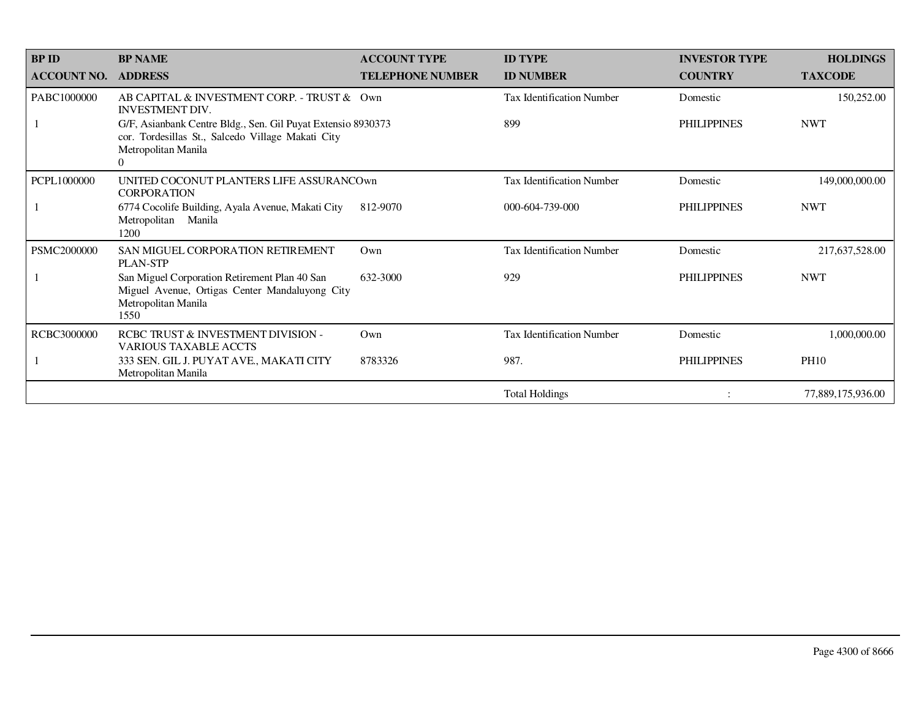| BP ID<br>ACCOUNT NO. | BP NAME<br>ADDRESS | ACCOUNT TYPE<br>TELEPHONE NUMBER | ID TYPE<br>ID NUMBER | INVESTOR TYPE<br>COUNTRY | HOLDINGS<br>TAXCODE |
|---|---|---|---|---|---|
| PABC1000000 | AB CAPITAL & INVESTMENT CORP. - TRUST & INVESTMENT DIV. | Own | Tax Identification Number | Domestic | 150,252.00 |
| 1 | G/F, Asianbank Centre Bldg., Sen. Gil Puyat Extensio cor. Tordesillas St., Salcedo Village Makati City Metropolitan Manila 0 | 8930373 | 899 | PHILIPPINES | NWT |
| PCPL1000000 | UNITED COCONUT PLANTERS LIFE ASSURANCE CORPORATION | Own | Tax Identification Number | Domestic | 149,000,000.00 |
| 1 | 6774 Cocolife Building, Ayala Avenue, Makati City Metropolitan Manila 1200 | 812-9070 | 000-604-739-000 | PHILIPPINES | NWT |
| PSMC2000000 | SAN MIGUEL CORPORATION RETIREMENT PLAN-STP | Own | Tax Identification Number | Domestic | 217,637,528.00 |
| 1 | San Miguel Corporation Retirement Plan 40 San Miguel Avenue, Ortigas Center Mandaluyong City Metropolitan Manila 1550 | 632-3000 | 929 | PHILIPPINES | NWT |
| RCBC3000000 | RCBC TRUST & INVESTMENT DIVISION - VARIOUS TAXABLE ACCTS | Own | Tax Identification Number | Domestic | 1,000,000.00 |
| 1 | 333 SEN. GIL J. PUYAT AVE., MAKATI CITY Metropolitan Manila | 8783326 | 987. | PHILIPPINES | PH10 |
| | | | Total Holdings | : | 77,889,175,936.00 |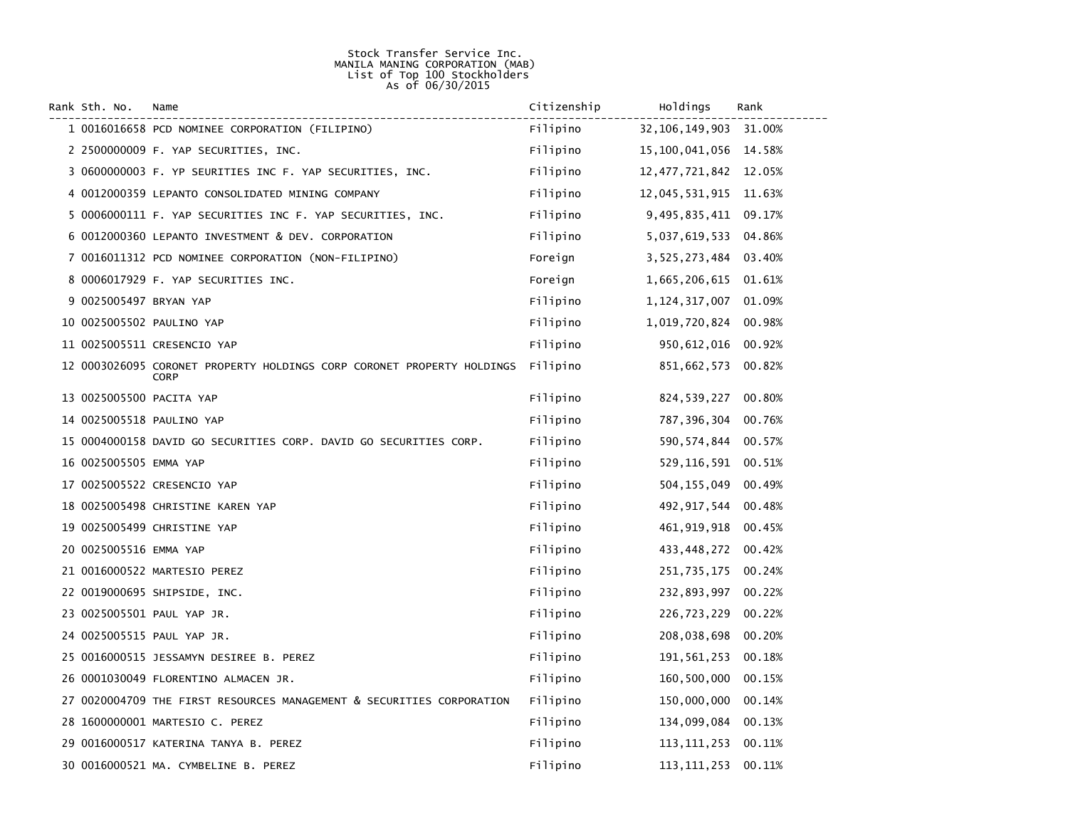Stock Transfer Service Inc.
MANILA MANING CORPORATION (MAB)
List of Top 100 Stockholders
As of 06/30/2015

| Rank | Sth. No. | Name | Citizenship | Holdings | Rank |
|---|---|---|---|---|---|
| 1 | 0016016658 | PCD NOMINEE CORPORATION (FILIPINO) | Filipino | 32,106,149,903 | 31.00% |
| 2 | 2500000009 | F. YAP SECURITIES, INC. | Filipino | 15,100,041,056 | 14.58% |
| 3 | 0600000003 | F. YP SEURITIES INC F. YAP SECURITIES, INC. | Filipino | 12,477,721,842 | 12.05% |
| 4 | 0012000359 | LEPANTO CONSOLIDATED MINING COMPANY | Filipino | 12,045,531,915 | 11.63% |
| 5 | 0006000111 | F. YAP SECURITIES INC F. YAP SECURITIES, INC. | Filipino | 9,495,835,411 | 09.17% |
| 6 | 0012000360 | LEPANTO INVESTMENT & DEV. CORPORATION | Filipino | 5,037,619,533 | 04.86% |
| 7 | 0016011312 | PCD NOMINEE CORPORATION (NON-FILIPINO) | Foreign | 3,525,273,484 | 03.40% |
| 8 | 0006017929 | F. YAP SECURITIES INC. | Foreign | 1,665,206,615 | 01.61% |
| 9 | 0025005497 | BRYAN YAP | Filipino | 1,124,317,007 | 01.09% |
| 10 | 0025005502 | PAULINO YAP | Filipino | 1,019,720,824 | 00.98% |
| 11 | 0025005511 | CRESENCIO YAP | Filipino | 950,612,016 | 00.92% |
| 12 | 0003026095 | CORONET PROPERTY HOLDINGS CORP CORONET PROPERTY HOLDINGS CORP | Filipino | 851,662,573 | 00.82% |
| 13 | 0025005500 | PACITA YAP | Filipino | 824,539,227 | 00.80% |
| 14 | 0025005518 | PAULINO YAP | Filipino | 787,396,304 | 00.76% |
| 15 | 0004000158 | DAVID GO SECURITIES CORP. DAVID GO SECURITIES CORP. | Filipino | 590,574,844 | 00.57% |
| 16 | 0025005505 | EMMA YAP | Filipino | 529,116,591 | 00.51% |
| 17 | 0025005522 | CRESENCIO YAP | Filipino | 504,155,049 | 00.49% |
| 18 | 0025005498 | CHRISTINE KAREN YAP | Filipino | 492,917,544 | 00.48% |
| 19 | 0025005499 | CHRISTINE YAP | Filipino | 461,919,918 | 00.45% |
| 20 | 0025005516 | EMMA YAP | Filipino | 433,448,272 | 00.42% |
| 21 | 0016000522 | MARTESIO PEREZ | Filipino | 251,735,175 | 00.24% |
| 22 | 0019000695 | SHIPSIDE, INC. | Filipino | 232,893,997 | 00.22% |
| 23 | 0025005501 | PAUL YAP JR. | Filipino | 226,723,229 | 00.22% |
| 24 | 0025005515 | PAUL YAP JR. | Filipino | 208,038,698 | 00.20% |
| 25 | 0016000515 | JESSAMYN DESIREE B. PEREZ | Filipino | 191,561,253 | 00.18% |
| 26 | 0001030049 | FLORENTINO ALMACEN JR. | Filipino | 160,500,000 | 00.15% |
| 27 | 0020004709 | THE FIRST RESOURCES MANAGEMENT & SECURITIES CORPORATION | Filipino | 150,000,000 | 00.14% |
| 28 | 1600000001 | MARTESIO C. PEREZ | Filipino | 134,099,084 | 00.13% |
| 29 | 0016000517 | KATERINA TANYA B. PEREZ | Filipino | 113,111,253 | 00.11% |
| 30 | 0016000521 | MA. CYMBELINE B. PEREZ | Filipino | 113,111,253 | 00.11% |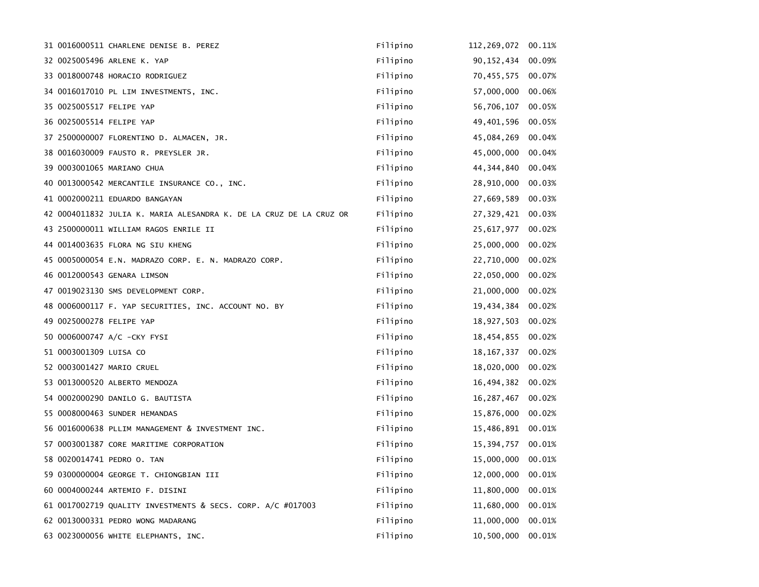| | | | | | |
|---|---|---|---|---|---|
| 31 | 0016000511 | CHARLENE DENISE B. PEREZ | Filipino | 112,269,072 | 00.11% |
| 32 | 0025005496 | ARLENE K. YAP | Filipino | 90,152,434 | 00.09% |
| 33 | 0018000748 | HORACIO RODRIGUEZ | Filipino | 70,455,575 | 00.07% |
| 34 | 0016017010 | PL LIM INVESTMENTS, INC. | Filipino | 57,000,000 | 00.06% |
| 35 | 0025005517 | FELIPE YAP | Filipino | 56,706,107 | 00.05% |
| 36 | 0025005514 | FELIPE YAP | Filipino | 49,401,596 | 00.05% |
| 37 | 2500000007 | FLORENTINO D. ALMACEN, JR. | Filipino | 45,084,269 | 00.04% |
| 38 | 0016030009 | FAUSTO R. PREYSLER JR. | Filipino | 45,000,000 | 00.04% |
| 39 | 0003001065 | MARIANO CHUA | Filipino | 44,344,840 | 00.04% |
| 40 | 0013000542 | MERCANTILE INSURANCE CO., INC. | Filipino | 28,910,000 | 00.03% |
| 41 | 0002000211 | EDUARDO BANGAYAN | Filipino | 27,669,589 | 00.03% |
| 42 | 0004011832 | JULIA K. MARIA ALESANDRA K. DE LA CRUZ DE LA CRUZ OR | Filipino | 27,329,421 | 00.03% |
| 43 | 2500000011 | WILLIAM RAGOS ENRILE II | Filipino | 25,617,977 | 00.02% |
| 44 | 0014003635 | FLORA NG SIU KHENG | Filipino | 25,000,000 | 00.02% |
| 45 | 0005000054 | E.N. MADRAZO CORP. E. N. MADRAZO CORP. | Filipino | 22,710,000 | 00.02% |
| 46 | 0012000543 | GENARA LIMSON | Filipino | 22,050,000 | 00.02% |
| 47 | 0019023130 | SMS DEVELOPMENT CORP. | Filipino | 21,000,000 | 00.02% |
| 48 | 0006000117 | F. YAP SECURITIES, INC. ACCOUNT NO. BY | Filipino | 19,434,384 | 00.02% |
| 49 | 0025000278 | FELIPE YAP | Filipino | 18,927,503 | 00.02% |
| 50 | 0006000747 | A/C -CKY FYSI | Filipino | 18,454,855 | 00.02% |
| 51 | 0003001309 | LUISA CO | Filipino | 18,167,337 | 00.02% |
| 52 | 0003001427 | MARIO CRUEL | Filipino | 18,020,000 | 00.02% |
| 53 | 0013000520 | ALBERTO MENDOZA | Filipino | 16,494,382 | 00.02% |
| 54 | 0002000290 | DANILO G. BAUTISTA | Filipino | 16,287,467 | 00.02% |
| 55 | 0008000463 | SUNDER HEMANDAS | Filipino | 15,876,000 | 00.02% |
| 56 | 0016000638 | PLLIM MANAGEMENT & INVESTMENT INC. | Filipino | 15,486,891 | 00.01% |
| 57 | 0003001387 | CORE MARITIME CORPORATION | Filipino | 15,394,757 | 00.01% |
| 58 | 0020014741 | PEDRO O. TAN | Filipino | 15,000,000 | 00.01% |
| 59 | 0300000004 | GEORGE T. CHIONGBIAN III | Filipino | 12,000,000 | 00.01% |
| 60 | 0004000244 | ARTEMIO F. DISINI | Filipino | 11,800,000 | 00.01% |
| 61 | 0017002719 | QUALITY INVESTMENTS & SECS. CORP. A/C #017003 | Filipino | 11,680,000 | 00.01% |
| 62 | 0013000331 | PEDRO WONG MADARANG | Filipino | 11,000,000 | 00.01% |
| 63 | 0023000056 | WHITE ELEPHANTS, INC. | Filipino | 10,500,000 | 00.01% |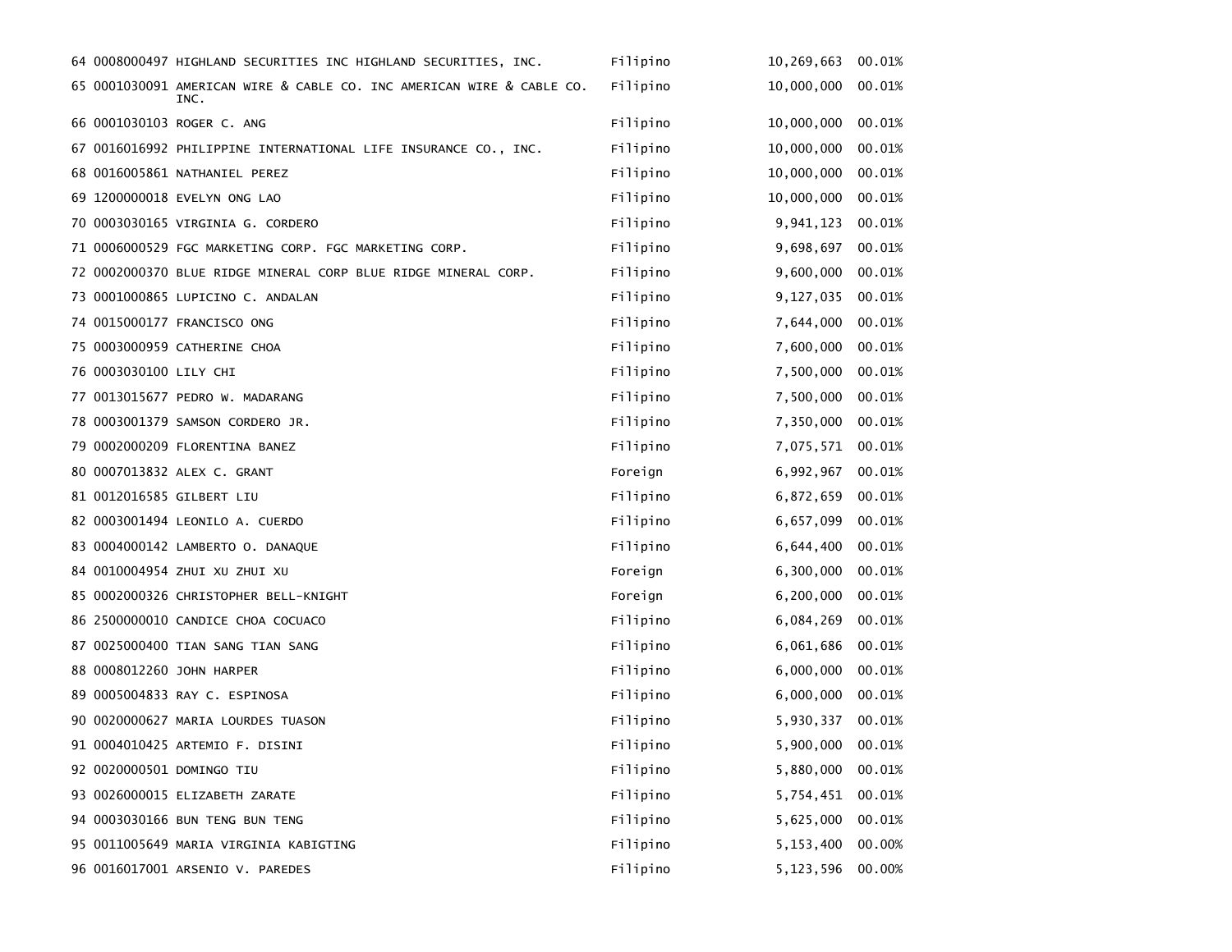| | | | | | |
|---|---|---|---|---|---|
| 64 | 0008000497 | HIGHLAND SECURITIES INC HIGHLAND SECURITIES, INC. | Filipino | 10,269,663 | 00.01% |
| 65 | 0001030091 | AMERICAN WIRE & CABLE CO. INC AMERICAN WIRE & CABLE CO. INC. | Filipino | 10,000,000 | 00.01% |
| 66 | 0001030103 | ROGER C. ANG | Filipino | 10,000,000 | 00.01% |
| 67 | 0016016992 | PHILIPPINE INTERNATIONAL LIFE INSURANCE CO., INC. | Filipino | 10,000,000 | 00.01% |
| 68 | 0016005861 | NATHANIEL PEREZ | Filipino | 10,000,000 | 00.01% |
| 69 | 1200000018 | EVELYN ONG LAO | Filipino | 10,000,000 | 00.01% |
| 70 | 0003030165 | VIRGINIA G. CORDERO | Filipino | 9,941,123 | 00.01% |
| 71 | 0006000529 | FGC MARKETING CORP. FGC MARKETING CORP. | Filipino | 9,698,697 | 00.01% |
| 72 | 0002000370 | BLUE RIDGE MINERAL CORP BLUE RIDGE MINERAL CORP. | Filipino | 9,600,000 | 00.01% |
| 73 | 0001000865 | LUPICINO C. ANDALAN | Filipino | 9,127,035 | 00.01% |
| 74 | 0015000177 | FRANCISCO ONG | Filipino | 7,644,000 | 00.01% |
| 75 | 0003000959 | CATHERINE CHOA | Filipino | 7,600,000 | 00.01% |
| 76 | 0003030100 | LILY CHI | Filipino | 7,500,000 | 00.01% |
| 77 | 0013015677 | PEDRO W. MADARANG | Filipino | 7,500,000 | 00.01% |
| 78 | 0003001379 | SAMSON CORDERO JR. | Filipino | 7,350,000 | 00.01% |
| 79 | 0002000209 | FLORENTINA BANEZ | Filipino | 7,075,571 | 00.01% |
| 80 | 0007013832 | ALEX C. GRANT | Foreign | 6,992,967 | 00.01% |
| 81 | 0012016585 | GILBERT LIU | Filipino | 6,872,659 | 00.01% |
| 82 | 0003001494 | LEONILO A. CUERDO | Filipino | 6,657,099 | 00.01% |
| 83 | 0004000142 | LAMBERTO O. DANAQUE | Filipino | 6,644,400 | 00.01% |
| 84 | 0010004954 | ZHUI XU ZHUI XU | Foreign | 6,300,000 | 00.01% |
| 85 | 0002000326 | CHRISTOPHER BELL-KNIGHT | Foreign | 6,200,000 | 00.01% |
| 86 | 2500000010 | CANDICE CHOA COCUACO | Filipino | 6,084,269 | 00.01% |
| 87 | 0025000400 | TIAN SANG TIAN SANG | Filipino | 6,061,686 | 00.01% |
| 88 | 0008012260 | JOHN HARPER | Filipino | 6,000,000 | 00.01% |
| 89 | 0005004833 | RAY C. ESPINOSA | Filipino | 6,000,000 | 00.01% |
| 90 | 0020000627 | MARIA LOURDES TUASON | Filipino | 5,930,337 | 00.01% |
| 91 | 0004010425 | ARTEMIO F. DISINI | Filipino | 5,900,000 | 00.01% |
| 92 | 0020000501 | DOMINGO TIU | Filipino | 5,880,000 | 00.01% |
| 93 | 0026000015 | ELIZABETH ZARATE | Filipino | 5,754,451 | 00.01% |
| 94 | 0003030166 | BUN TENG BUN TENG | Filipino | 5,625,000 | 00.01% |
| 95 | 0011005649 | MARIA VIRGINIA KABIGTING | Filipino | 5,153,400 | 00.00% |
| 96 | 0016017001 | ARSENIO V. PAREDES | Filipino | 5,123,596 | 00.00% |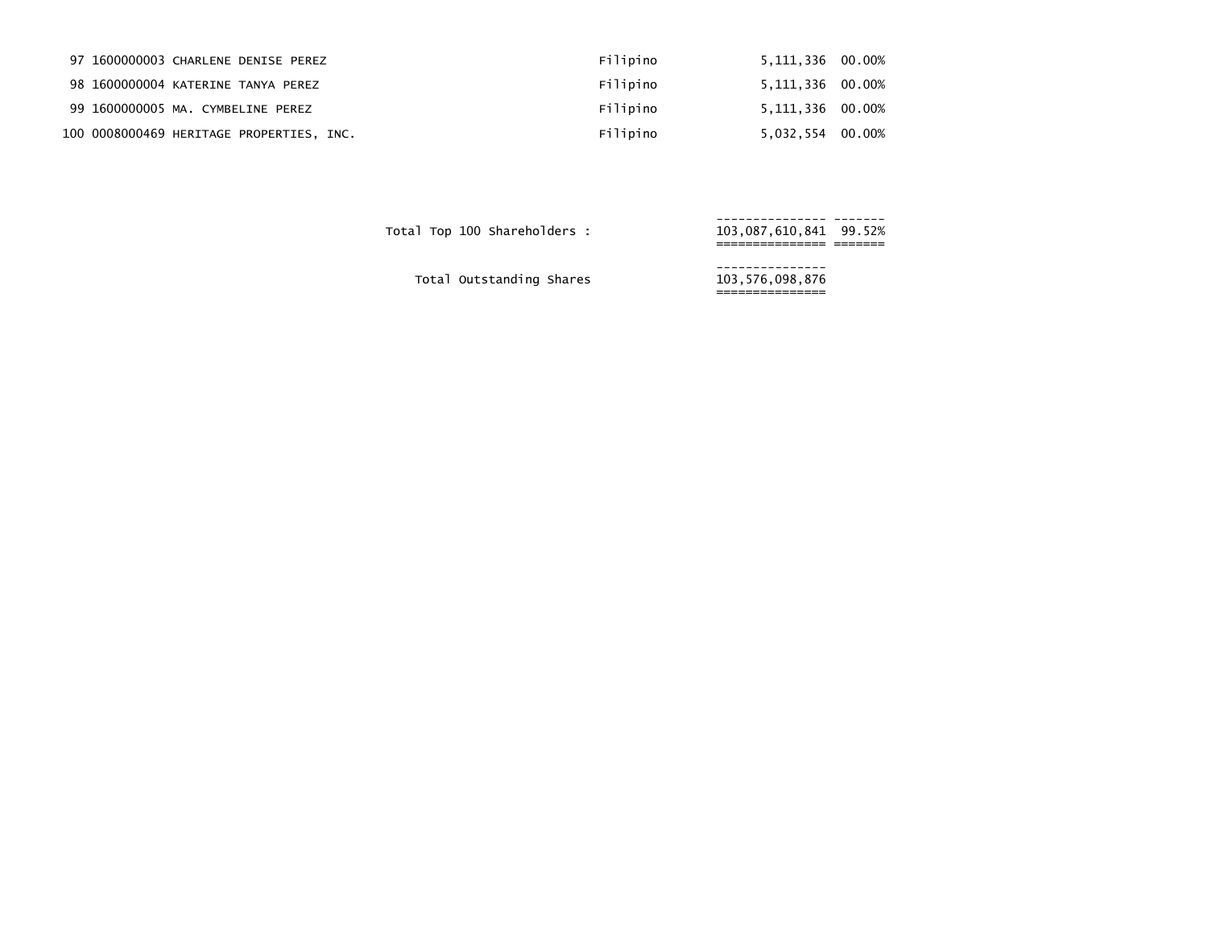| | | | | | |
|---|---|---|---|---|---|
| 97 | 1600000003 | CHARLENE DENISE PEREZ | Filipino | 5,111,336 | 00.00% |
| 98 | 1600000004 | KATERINE TANYA PEREZ | Filipino | 5,111,336 | 00.00% |
| 99 | 1600000005 | MA. CYMBELINE PEREZ | Filipino | 5,111,336 | 00.00% |
| 100 | 0008000469 | HERITAGE PROPERTIES, INC. | Filipino | 5,032,554 | 00.00% |

| | | |
|---|---|---|
| Total Top 100 Shareholders : | 103,087,610,841 | 99.52% |
| Total Outstanding Shares | 103,576,098,876 | |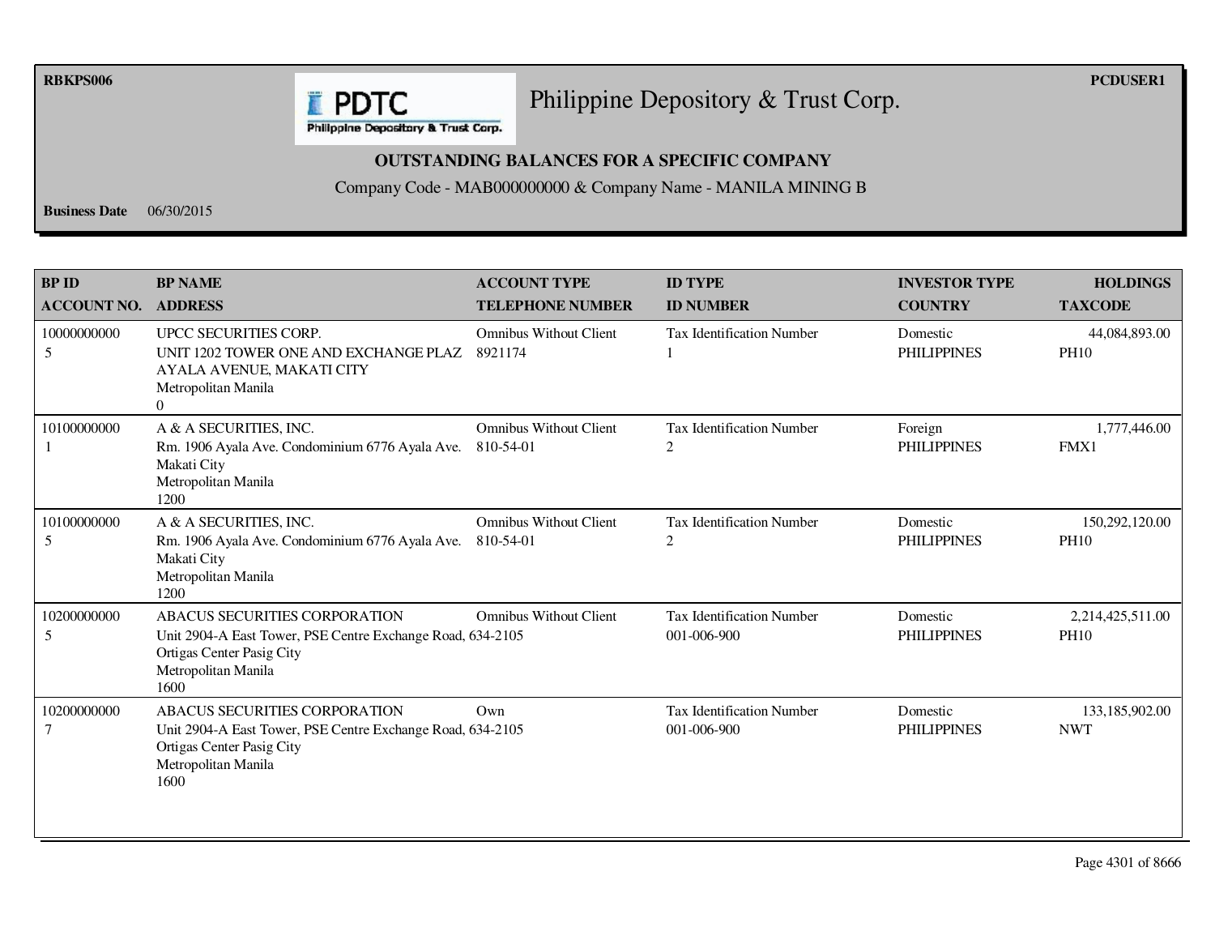RBKPS006

PCDUSER1

# Philippine Depository & Trust Corp.

## OUTSTANDING BALANCES FOR A SPECIFIC COMPANY

Company Code - MAB000000000 & Company Name - MANILA MINING B

**Business Date** 06/30/2015

| BP ID<br>ACCOUNT NO. | BP NAME<br>ADDRESS | ACCOUNT TYPE<br>TELEPHONE NUMBER | ID TYPE<br>ID NUMBER | INVESTOR TYPE<br>COUNTRY | HOLDINGS<br>TAXCODE |
|---|---|---|---|---|---|
| 10000000000<br>5 | UPCC SECURITIES CORP.<br>UNIT 1202 TOWER ONE AND EXCHANGE PLAZ AYALA AVENUE, MAKATI CITY<br>Metropolitan Manila<br>0 | Omnibus Without Client<br>8921174 | Tax Identification Number<br>1 | Domestic<br>PHILIPPINES | 44,084,893.00<br>PH10 |
| 10100000000<br>1 | A & A SECURITIES, INC.<br>Rm. 1906 Ayala Ave. Condominium 6776 Ayala Ave. Makati City<br>Metropolitan Manila<br>1200 | Omnibus Without Client<br>810-54-01 | Tax Identification Number<br>2 | Foreign<br>PHILIPPINES | 1,777,446.00<br>FMX1 |
| 10100000000<br>5 | A & A SECURITIES, INC.<br>Rm. 1906 Ayala Ave. Condominium 6776 Ayala Ave. Makati City<br>Metropolitan Manila<br>1200 | Omnibus Without Client<br>810-54-01 | Tax Identification Number<br>2 | Domestic<br>PHILIPPINES | 150,292,120.00<br>PH10 |
| 10200000000<br>5 | ABACUS SECURITIES CORPORATION<br>Unit 2904-A East Tower, PSE Centre Exchange Road, Ortigas Center Pasig City<br>Metropolitan Manila<br>1600 | Omnibus Without Client<br>634-2105 | Tax Identification Number<br>001-006-900 | Domestic<br>PHILIPPINES | 2,214,425,511.00<br>PH10 |
| 10200000000<br>7 | ABACUS SECURITIES CORPORATION<br>Unit 2904-A East Tower, PSE Centre Exchange Road, Ortigas Center Pasig City<br>Metropolitan Manila<br>1600 | Own<br>634-2105 | Tax Identification Number<br>001-006-900 | Domestic<br>PHILIPPINES | 133,185,902.00<br>NWT |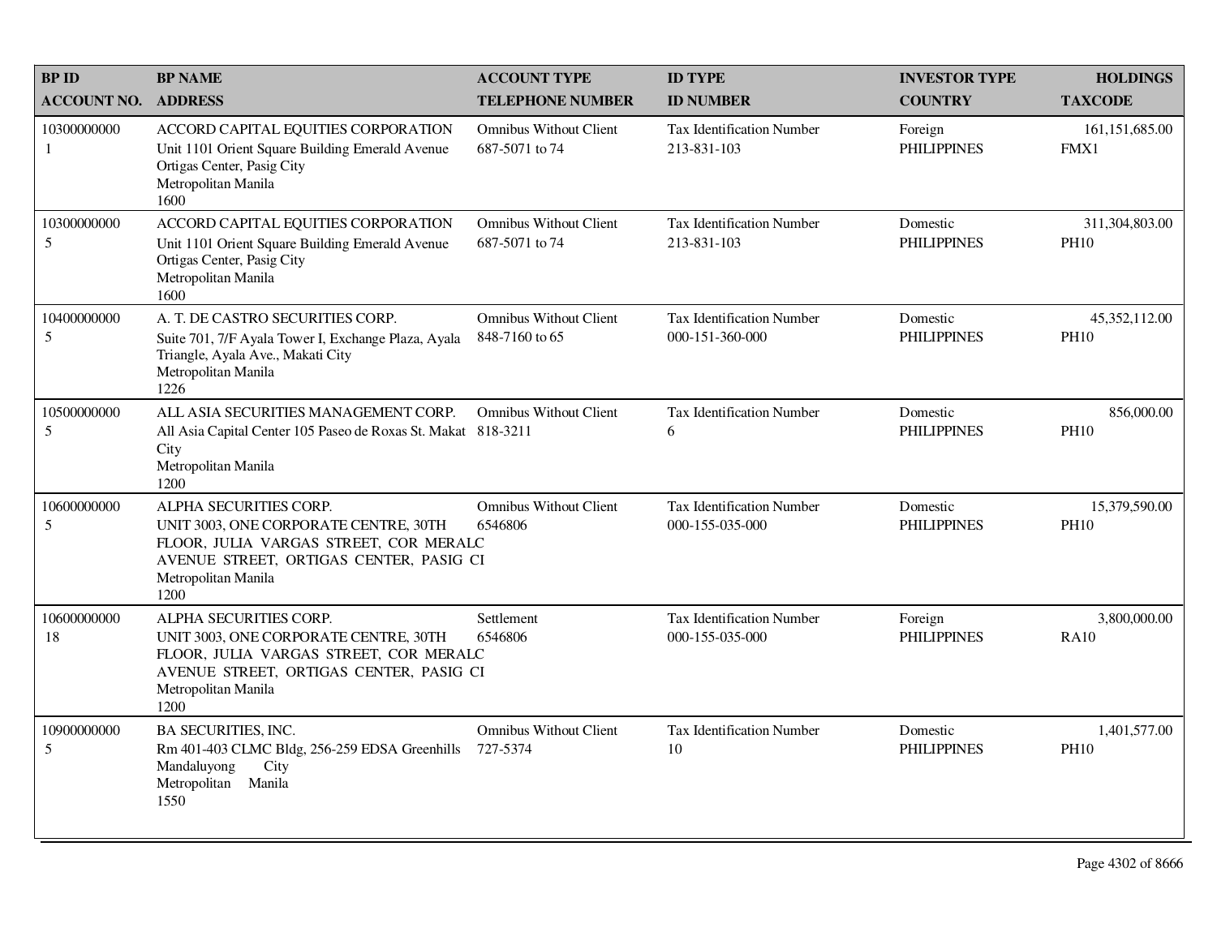| BP ID<br>ACCOUNT NO. | BP NAME<br>ADDRESS | ACCOUNT TYPE<br>TELEPHONE NUMBER | ID TYPE<br>ID NUMBER | INVESTOR TYPE<br>COUNTRY | HOLDINGS<br>TAXCODE |
|---|---|---|---|---|---|
| 10300000000<br>1 | ACCORD CAPITAL EQUITIES CORPORATION<br>Unit 1101 Orient Square Building Emerald Avenue Ortigas Center, Pasig City<br>Metropolitan Manila<br>1600 | Omnibus Without Client<br>687-5071 to 74 | Tax Identification Number<br>213-831-103 | Foreign<br>PHILIPPINES | 161,151,685.00<br>FMX1 |
| 10300000000<br>5 | ACCORD CAPITAL EQUITIES CORPORATION<br>Unit 1101 Orient Square Building Emerald Avenue Ortigas Center, Pasig City<br>Metropolitan Manila<br>1600 | Omnibus Without Client<br>687-5071 to 74 | Tax Identification Number<br>213-831-103 | Domestic<br>PHILIPPINES | 311,304,803.00<br>PH10 |
| 10400000000<br>5 | A. T. DE CASTRO SECURITIES CORP.<br>Suite 701, 7/F Ayala Tower I, Exchange Plaza, Ayala Triangle, Ayala Ave., Makati City<br>Metropolitan Manila<br>1226 | Omnibus Without Client<br>848-7160 to 65 | Tax Identification Number<br>000-151-360-000 | Domestic<br>PHILIPPINES | 45,352,112.00<br>PH10 |
| 10500000000<br>5 | ALL ASIA SECURITIES MANAGEMENT CORP.<br>All Asia Capital Center 105 Paseo de Roxas St. Makat City<br>Metropolitan Manila<br>1200 | Omnibus Without Client<br>818-3211 | Tax Identification Number<br>6 | Domestic<br>PHILIPPINES | 856,000.00<br>PH10 |
| 10600000000<br>5 | ALPHA SECURITIES CORP.<br>UNIT 3003, ONE CORPORATE CENTRE, 30TH FLOOR, JULIA VARGAS STREET, COR MERALC AVENUE STREET, ORTIGAS CENTER, PASIG CI<br>Metropolitan Manila<br>1200 | Omnibus Without Client<br>6546806 | Tax Identification Number<br>000-155-035-000 | Domestic<br>PHILIPPINES | 15,379,590.00<br>PH10 |
| 10600000000<br>18 | ALPHA SECURITIES CORP.<br>UNIT 3003, ONE CORPORATE CENTRE, 30TH FLOOR, JULIA VARGAS STREET, COR MERALC AVENUE STREET, ORTIGAS CENTER, PASIG CI<br>Metropolitan Manila<br>1200 | Settlement<br>6546806 | Tax Identification Number<br>000-155-035-000 | Foreign<br>PHILIPPINES | 3,800,000.00<br>RA10 |
| 10900000000<br>5 | BA SECURITIES, INC.<br>Rm 401-403 CLMC Bldg, 256-259 EDSA Greenhills Mandaluyong City<br>Metropolitan Manila<br>1550 | Omnibus Without Client<br>727-5374 | Tax Identification Number<br>10 | Domestic<br>PHILIPPINES | 1,401,577.00<br>PH10 |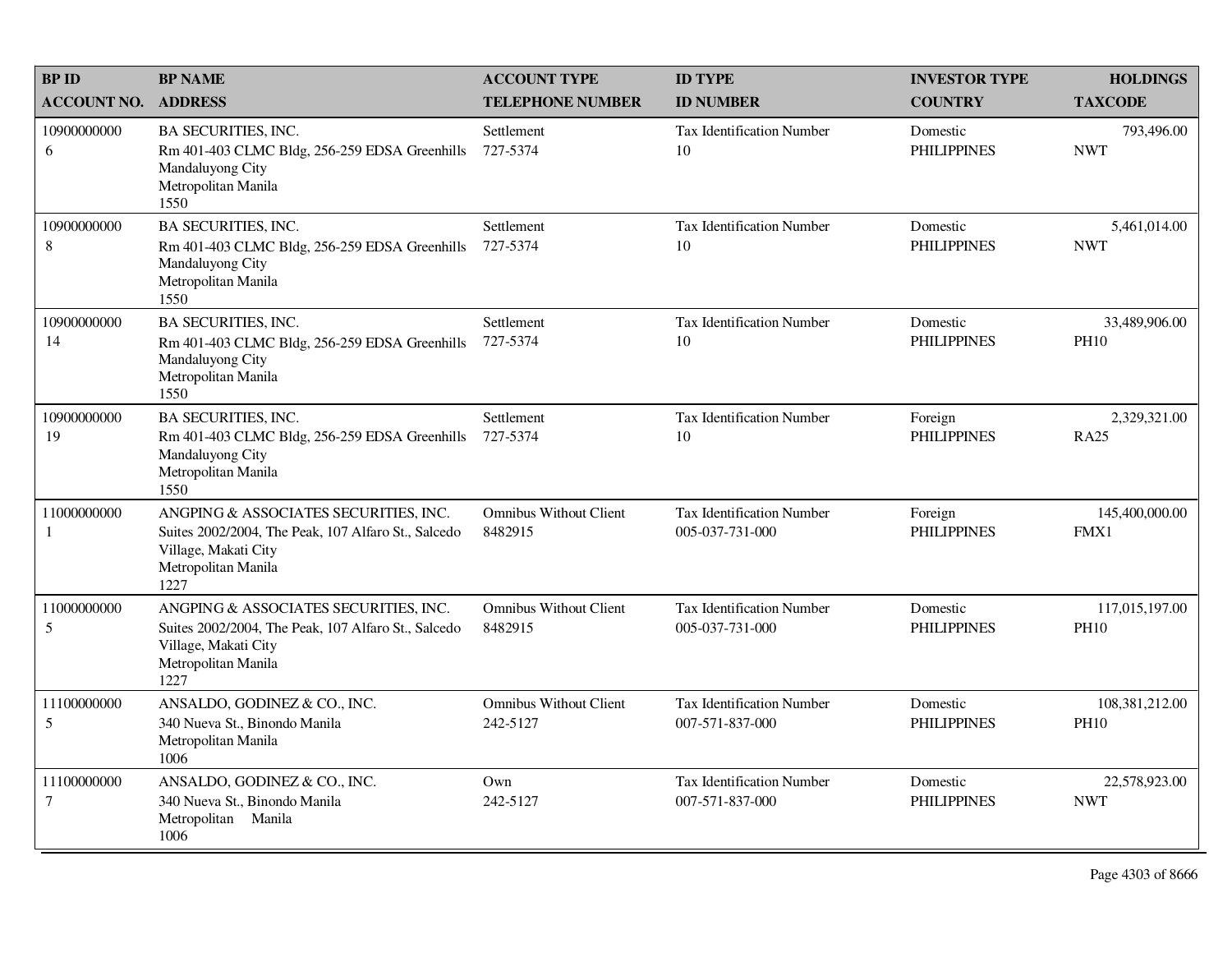| BP ID<br>ACCOUNT NO. | BP NAME<br>ADDRESS | ACCOUNT TYPE<br>TELEPHONE NUMBER | ID TYPE<br>ID NUMBER | INVESTOR TYPE<br>COUNTRY | HOLDINGS<br>TAXCODE |
|---|---|---|---|---|---|
| 10900000000<br>6 | BA SECURITIES, INC.<br>Rm 401-403 CLMC Bldg, 256-259 EDSA Greenhills<br>Mandaluyong City<br>Metropolitan Manila<br>1550 | Settlement<br>727-5374 | Tax Identification Number<br>10 | Domestic<br>PHILIPPINES | 793,496.00<br>NWT |
| 10900000000<br>8 | BA SECURITIES, INC.<br>Rm 401-403 CLMC Bldg, 256-259 EDSA Greenhills<br>Mandaluyong City<br>Metropolitan Manila<br>1550 | Settlement<br>727-5374 | Tax Identification Number<br>10 | Domestic<br>PHILIPPINES | 5,461,014.00<br>NWT |
| 10900000000<br>14 | BA SECURITIES, INC.<br>Rm 401-403 CLMC Bldg, 256-259 EDSA Greenhills<br>Mandaluyong City<br>Metropolitan Manila<br>1550 | Settlement<br>727-5374 | Tax Identification Number<br>10 | Domestic<br>PHILIPPINES | 33,489,906.00<br>PH10 |
| 10900000000<br>19 | BA SECURITIES, INC.<br>Rm 401-403 CLMC Bldg, 256-259 EDSA Greenhills<br>Mandaluyong City<br>Metropolitan Manila<br>1550 | Settlement<br>727-5374 | Tax Identification Number<br>10 | Foreign<br>PHILIPPINES | 2,329,321.00<br>RA25 |
| 11000000000<br>1 | ANGPING & ASSOCIATES SECURITIES, INC.<br>Suites 2002/2004, The Peak, 107 Alfaro St., Salcedo Village, Makati City<br>Metropolitan Manila<br>1227 | Omnibus Without Client<br>8482915 | Tax Identification Number<br>005-037-731-000 | Foreign<br>PHILIPPINES | 145,400,000.00<br>FMX1 |
| 11000000000<br>5 | ANGPING & ASSOCIATES SECURITIES, INC.<br>Suites 2002/2004, The Peak, 107 Alfaro St., Salcedo Village, Makati City<br>Metropolitan Manila<br>1227 | Omnibus Without Client<br>8482915 | Tax Identification Number<br>005-037-731-000 | Domestic<br>PHILIPPINES | 117,015,197.00<br>PH10 |
| 11100000000<br>5 | ANSALDO, GODINEZ & CO., INC.<br>340 Nueva St., Binondo Manila<br>Metropolitan Manila<br>1006 | Omnibus Without Client<br>242-5127 | Tax Identification Number<br>007-571-837-000 | Domestic<br>PHILIPPINES | 108,381,212.00<br>PH10 |
| 11100000000<br>7 | ANSALDO, GODINEZ & CO., INC.<br>340 Nueva St., Binondo Manila<br>Metropolitan Manila<br>1006 | Own<br>242-5127 | Tax Identification Number<br>007-571-837-000 | Domestic<br>PHILIPPINES | 22,578,923.00<br>NWT |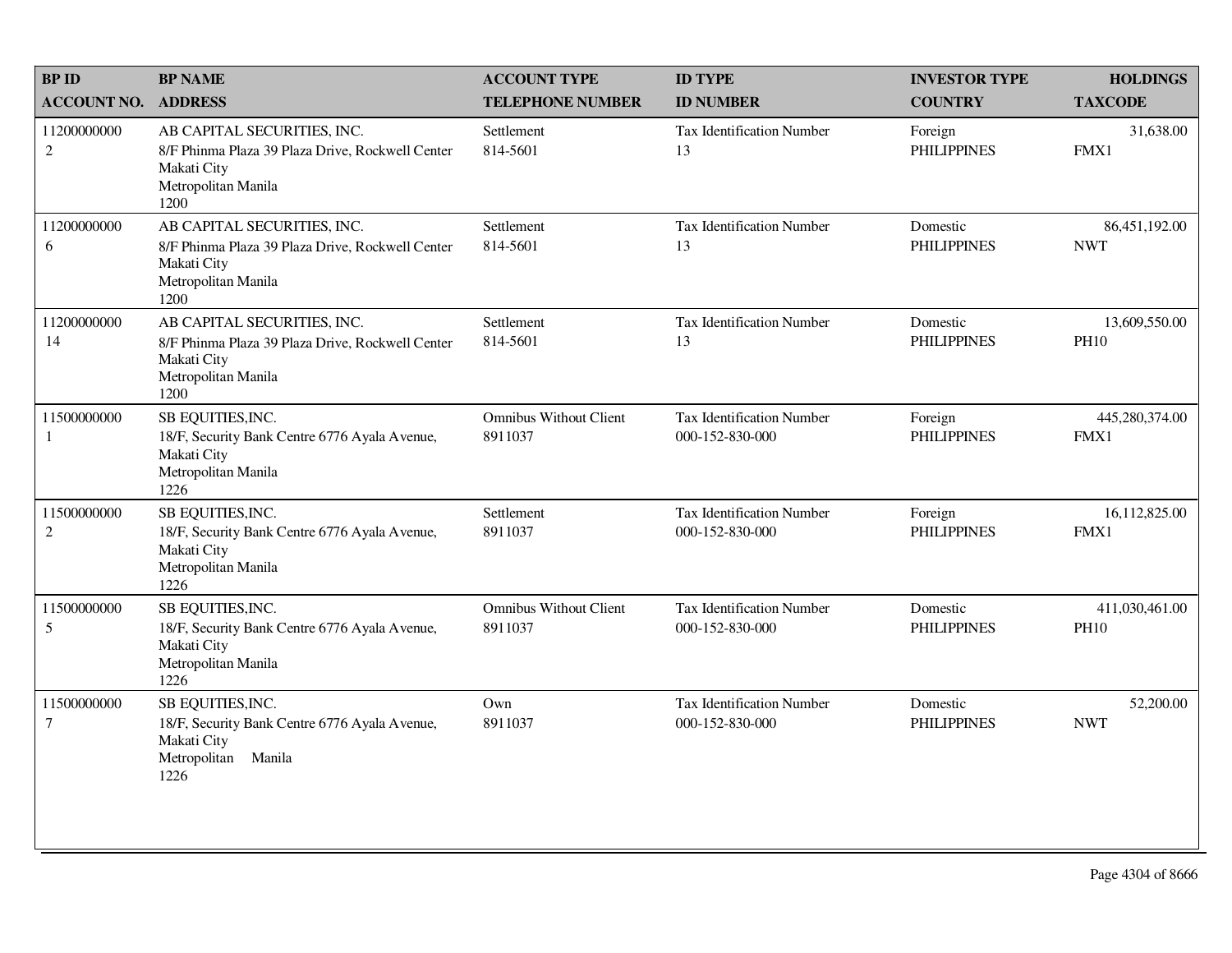| BP ID<br>ACCOUNT NO. | BP NAME<br>ADDRESS | ACCOUNT TYPE<br>TELEPHONE NUMBER | ID TYPE<br>ID NUMBER | INVESTOR TYPE<br>COUNTRY | HOLDINGS<br>TAXCODE |
|---|---|---|---|---|---|
| 11200000000<br>2 | AB CAPITAL SECURITIES, INC.<br>8/F Phinma Plaza 39 Plaza Drive, Rockwell Center<br>Makati City<br>Metropolitan Manila<br>1200 | Settlement<br>814-5601 | Tax Identification Number<br>13 | Foreign<br>PHILIPPINES | 31,638.00<br>FMX1 |
| 11200000000<br>6 | AB CAPITAL SECURITIES, INC.<br>8/F Phinma Plaza 39 Plaza Drive, Rockwell Center<br>Makati City<br>Metropolitan Manila<br>1200 | Settlement<br>814-5601 | Tax Identification Number<br>13 | Domestic<br>PHILIPPINES | 86,451,192.00<br>NWT |
| 11200000000<br>14 | AB CAPITAL SECURITIES, INC.<br>8/F Phinma Plaza 39 Plaza Drive, Rockwell Center<br>Makati City<br>Metropolitan Manila<br>1200 | Settlement<br>814-5601 | Tax Identification Number<br>13 | Domestic<br>PHILIPPINES | 13,609,550.00<br>PH10 |
| 11500000000<br>1 | SB EQUITIES,INC.<br>18/F, Security Bank Centre 6776 Ayala Avenue,<br>Makati City<br>Metropolitan Manila<br>1226 | Omnibus Without Client<br>8911037 | Tax Identification Number<br>000-152-830-000 | Foreign<br>PHILIPPINES | 445,280,374.00<br>FMX1 |
| 11500000000<br>2 | SB EQUITIES,INC.<br>18/F, Security Bank Centre 6776 Ayala Avenue,<br>Makati City<br>Metropolitan Manila<br>1226 | Settlement<br>8911037 | Tax Identification Number<br>000-152-830-000 | Foreign<br>PHILIPPINES | 16,112,825.00<br>FMX1 |
| 11500000000<br>5 | SB EQUITIES,INC.<br>18/F, Security Bank Centre 6776 Ayala Avenue,<br>Makati City<br>Metropolitan Manila<br>1226 | Omnibus Without Client<br>8911037 | Tax Identification Number<br>000-152-830-000 | Domestic<br>PHILIPPINES | 411,030,461.00<br>PH10 |
| 11500000000<br>7 | SB EQUITIES,INC.<br>18/F, Security Bank Centre 6776 Ayala Avenue,<br>Makati City<br>Metropolitan Manila<br>1226 | Own<br>8911037 | Tax Identification Number<br>000-152-830-000 | Domestic<br>PHILIPPINES | 52,200.00<br>NWT |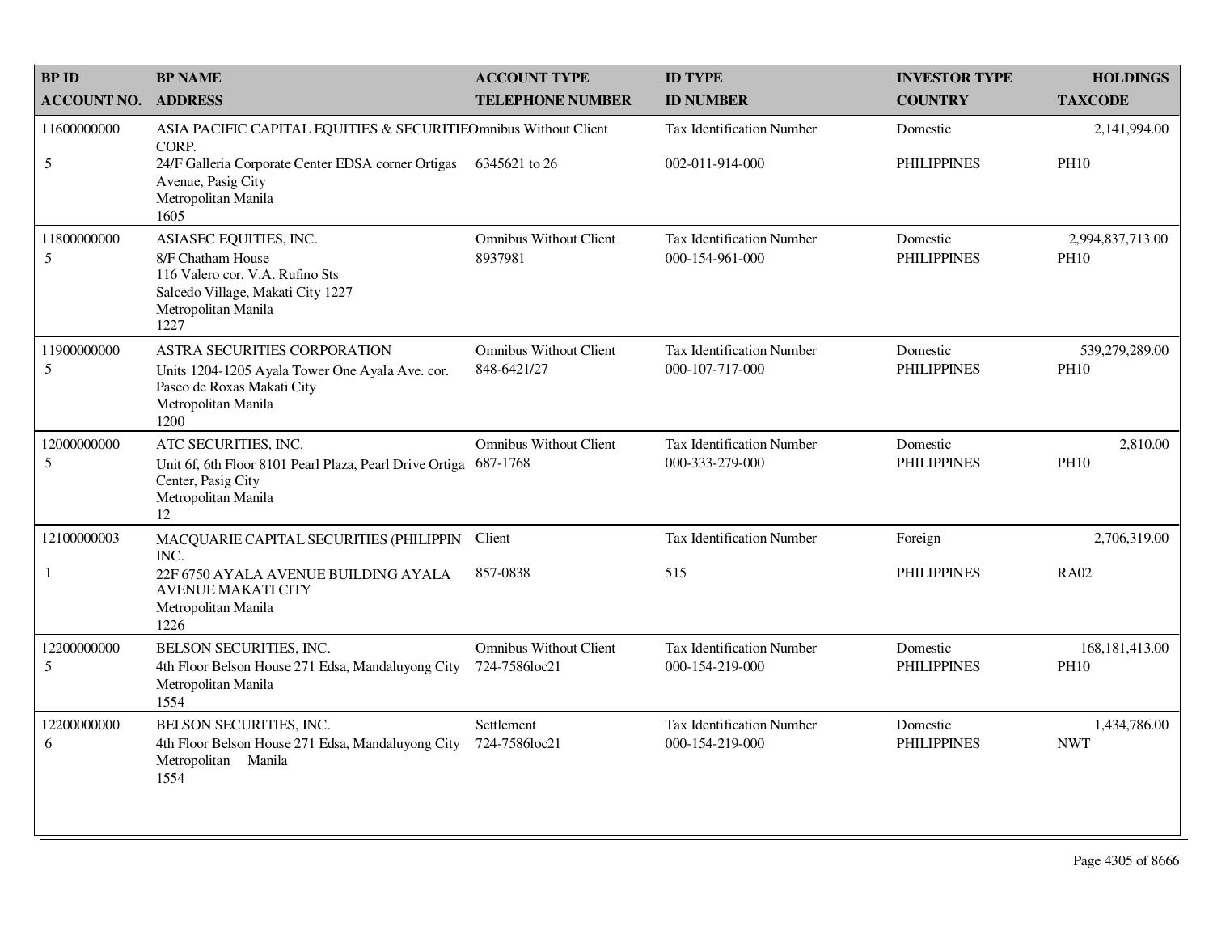| BP ID<br>ACCOUNT NO. | BP NAME<br>ADDRESS | ACCOUNT TYPE<br>TELEPHONE NUMBER | ID TYPE<br>ID NUMBER | INVESTOR TYPE<br>COUNTRY | HOLDINGS<br>TAXCODE |
|---|---|---|---|---|---|
| 11600000000<br>5 | ASIA PACIFIC CAPITAL EQUITIES & SECURITIE CORP.<br>24/F Galleria Corporate Center EDSA corner Ortigas Avenue, Pasig City<br>Metropolitan Manila<br>1605 | Omnibus Without Client<br>6345621 to 26 | Tax Identification Number<br>002-011-914-000 | Domestic<br>PHILIPPINES | 2,141,994.00<br>PH10 |
| 11800000000<br>5 | ASIASEC EQUITIES, INC.<br>8/F Chatham House<br>116 Valero cor. V.A. Rufino Sts<br>Salcedo Village, Makati City 1227<br>Metropolitan Manila<br>1227 | Omnibus Without Client<br>8937981 | Tax Identification Number<br>000-154-961-000 | Domestic<br>PHILIPPINES | 2,994,837,713.00<br>PH10 |
| 11900000000<br>5 | ASTRA SECURITIES CORPORATION<br>Units 1204-1205 Ayala Tower One Ayala Ave. cor. Paseo de Roxas Makati City<br>Metropolitan Manila<br>1200 | Omnibus Without Client<br>848-6421/27 | Tax Identification Number<br>000-107-717-000 | Domestic<br>PHILIPPINES | 539,279,289.00<br>PH10 |
| 12000000000<br>5 | ATC SECURITIES, INC.<br>Unit 6f, 6th Floor 8101 Pearl Plaza, Pearl Drive Ortiga Center, Pasig City<br>Metropolitan Manila<br>12 | Omnibus Without Client<br>687-1768 | Tax Identification Number<br>000-333-279-000 | Domestic<br>PHILIPPINES | 2,810.00<br>PH10 |
| 12100000003<br>1 | MACQUARIE CAPITAL SECURITIES (PHILIPPIN INC.<br>22F 6750 AYALA AVENUE BUILDING AYALA AVENUE MAKATI CITY<br>Metropolitan Manila<br>1226 | Client<br>857-0838 | Tax Identification Number<br>515 | Foreign<br>PHILIPPINES | 2,706,319.00<br>RA02 |
| 12200000000<br>5 | BELSON SECURITIES, INC.<br>4th Floor Belson House 271 Edsa, Mandaluyong City<br>Metropolitan Manila<br>1554 | Omnibus Without Client<br>724-7586loc21 | Tax Identification Number<br>000-154-219-000 | Domestic<br>PHILIPPINES | 168,181,413.00<br>PH10 |
| 12200000000<br>6 | BELSON SECURITIES, INC.<br>4th Floor Belson House 271 Edsa, Mandaluyong City<br>Metropolitan Manila<br>1554 | Settlement<br>724-7586loc21 | Tax Identification Number<br>000-154-219-000 | Domestic<br>PHILIPPINES | 1,434,786.00<br>NWT |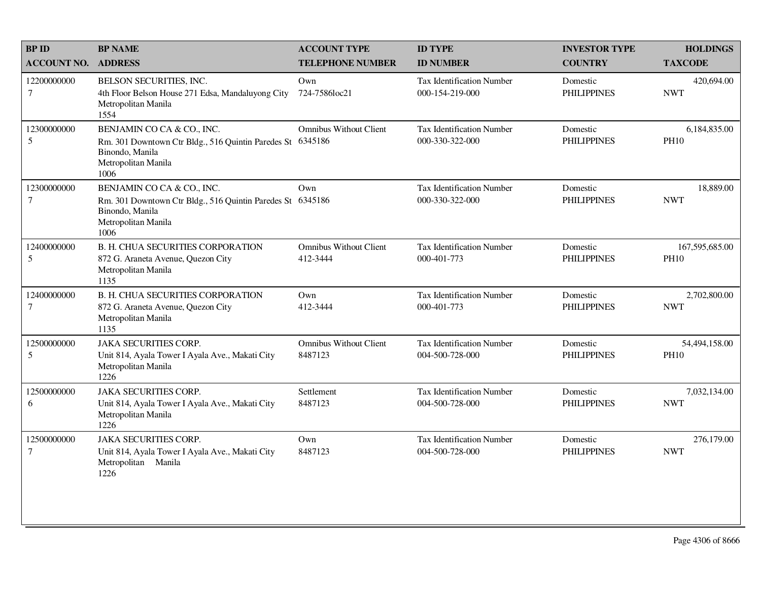| BP ID<br>ACCOUNT NO. | BP NAME<br>ADDRESS | ACCOUNT TYPE<br>TELEPHONE NUMBER | ID TYPE<br>ID NUMBER | INVESTOR TYPE<br>COUNTRY | HOLDINGS<br>TAXCODE |
|---|---|---|---|---|---|
| 12200000000<br>7 | BELSON SECURITIES, INC.<br>4th Floor Belson House 271 Edsa, Mandaluyong City<br>Metropolitan Manila<br>1554 | Own<br>724-7586loc21 | Tax Identification Number<br>000-154-219-000 | Domestic<br>PHILIPPINES | 420,694.00<br>NWT |
| 12300000000<br>5 | BENJAMIN CO CA & CO., INC.<br>Rm. 301 Downtown Ctr Bldg., 516 Quintin Paredes St<br>Binondo, Manila<br>Metropolitan Manila<br>1006 | Omnibus Without Client<br>6345186 | Tax Identification Number<br>000-330-322-000 | Domestic<br>PHILIPPINES | 6,184,835.00<br>PH10 |
| 12300000000<br>7 | BENJAMIN CO CA & CO., INC.<br>Rm. 301 Downtown Ctr Bldg., 516 Quintin Paredes St<br>Binondo, Manila<br>Metropolitan Manila<br>1006 | Own<br>6345186 | Tax Identification Number<br>000-330-322-000 | Domestic<br>PHILIPPINES | 18,889.00<br>NWT |
| 12400000000<br>5 | B. H. CHUA SECURITIES CORPORATION<br>872 G. Araneta Avenue, Quezon City<br>Metropolitan Manila<br>1135 | Omnibus Without Client<br>412-3444 | Tax Identification Number<br>000-401-773 | Domestic<br>PHILIPPINES | 167,595,685.00<br>PH10 |
| 12400000000<br>7 | B. H. CHUA SECURITIES CORPORATION<br>872 G. Araneta Avenue, Quezon City<br>Metropolitan Manila<br>1135 | Own<br>412-3444 | Tax Identification Number<br>000-401-773 | Domestic<br>PHILIPPINES | 2,702,800.00<br>NWT |
| 12500000000<br>5 | JAKA SECURITIES CORP.<br>Unit 814, Ayala Tower I Ayala Ave., Makati City<br>Metropolitan Manila<br>1226 | Omnibus Without Client<br>8487123 | Tax Identification Number<br>004-500-728-000 | Domestic<br>PHILIPPINES | 54,494,158.00<br>PH10 |
| 12500000000<br>6 | JAKA SECURITIES CORP.<br>Unit 814, Ayala Tower I Ayala Ave., Makati City<br>Metropolitan Manila<br>1226 | Settlement<br>8487123 | Tax Identification Number<br>004-500-728-000 | Domestic<br>PHILIPPINES | 7,032,134.00<br>NWT |
| 12500000000<br>7 | JAKA SECURITIES CORP.<br>Unit 814, Ayala Tower I Ayala Ave., Makati City<br>Metropolitan Manila<br>1226 | Own<br>8487123 | Tax Identification Number<br>004-500-728-000 | Domestic<br>PHILIPPINES | 276,179.00<br>NWT |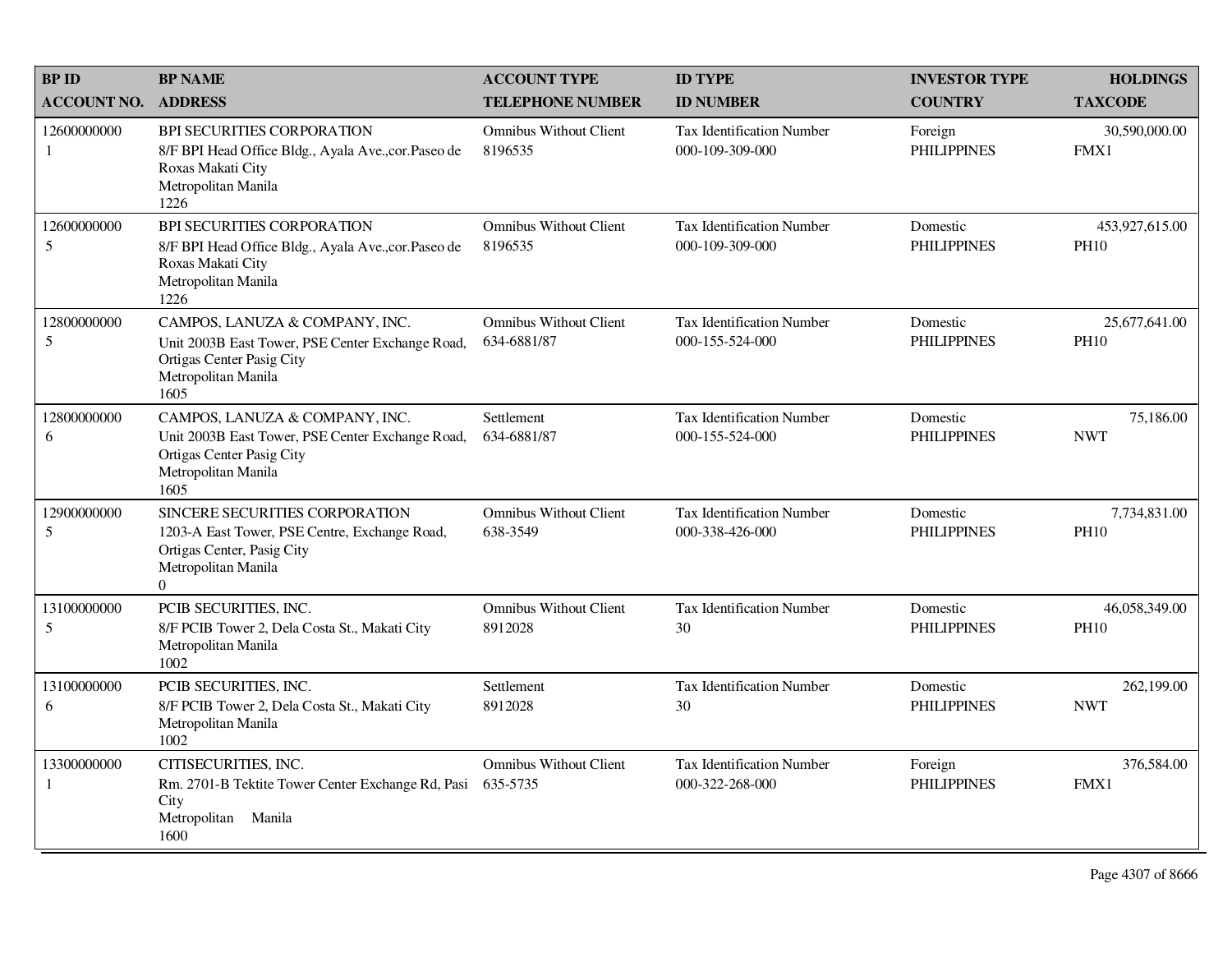| BP ID<br>ACCOUNT NO. | BP NAME<br>ADDRESS | ACCOUNT TYPE<br>TELEPHONE NUMBER | ID TYPE<br>ID NUMBER | INVESTOR TYPE<br>COUNTRY | HOLDINGS<br>TAXCODE |
|---|---|---|---|---|---|
| 12600000000<br>1 | BPI SECURITIES CORPORATION<br>8/F BPI Head Office Bldg., Ayala Ave.,cor.Paseo de Roxas Makati City<br>Metropolitan Manila<br>1226 | Omnibus Without Client<br>8196535 | Tax Identification Number<br>000-109-309-000 | Foreign<br>PHILIPPINES | 30,590,000.00<br>FMX1 |
| 12600000000<br>5 | BPI SECURITIES CORPORATION<br>8/F BPI Head Office Bldg., Ayala Ave.,cor.Paseo de Roxas Makati City<br>Metropolitan Manila<br>1226 | Omnibus Without Client<br>8196535 | Tax Identification Number<br>000-109-309-000 | Domestic<br>PHILIPPINES | 453,927,615.00<br>PH10 |
| 12800000000<br>5 | CAMPOS, LANUZA & COMPANY, INC.<br>Unit 2003B East Tower, PSE Center Exchange Road, Ortigas Center Pasig City<br>Metropolitan Manila<br>1605 | Omnibus Without Client<br>634-6881/87 | Tax Identification Number<br>000-155-524-000 | Domestic<br>PHILIPPINES | 25,677,641.00<br>PH10 |
| 12800000000<br>6 | CAMPOS, LANUZA & COMPANY, INC.<br>Unit 2003B East Tower, PSE Center Exchange Road, Ortigas Center Pasig City<br>Metropolitan Manila<br>1605 | Settlement<br>634-6881/87 | Tax Identification Number<br>000-155-524-000 | Domestic<br>PHILIPPINES | 75,186.00<br>NWT |
| 12900000000<br>5 | SINCERE SECURITIES CORPORATION<br>1203-A East Tower, PSE Centre, Exchange Road, Ortigas Center, Pasig City<br>Metropolitan Manila<br>0 | Omnibus Without Client<br>638-3549 | Tax Identification Number<br>000-338-426-000 | Domestic<br>PHILIPPINES | 7,734,831.00<br>PH10 |
| 13100000000<br>5 | PCIB SECURITIES, INC.<br>8/F PCIB Tower 2, Dela Costa St., Makati City<br>Metropolitan Manila<br>1002 | Omnibus Without Client<br>8912028 | Tax Identification Number<br>30 | Domestic<br>PHILIPPINES | 46,058,349.00<br>PH10 |
| 13100000000<br>6 | PCIB SECURITIES, INC.<br>8/F PCIB Tower 2, Dela Costa St., Makati City<br>Metropolitan Manila<br>1002 | Settlement<br>8912028 | Tax Identification Number<br>30 | Domestic<br>PHILIPPINES | 262,199.00<br>NWT |
| 13300000000<br>1 | CITISECURITIES, INC.<br>Rm. 2701-B Tektite Tower Center Exchange Rd, Pasi City<br>Metropolitan Manila<br>1600 | Omnibus Without Client<br>635-5735 | Tax Identification Number<br>000-322-268-000 | Foreign<br>PHILIPPINES | 376,584.00<br>FMX1 |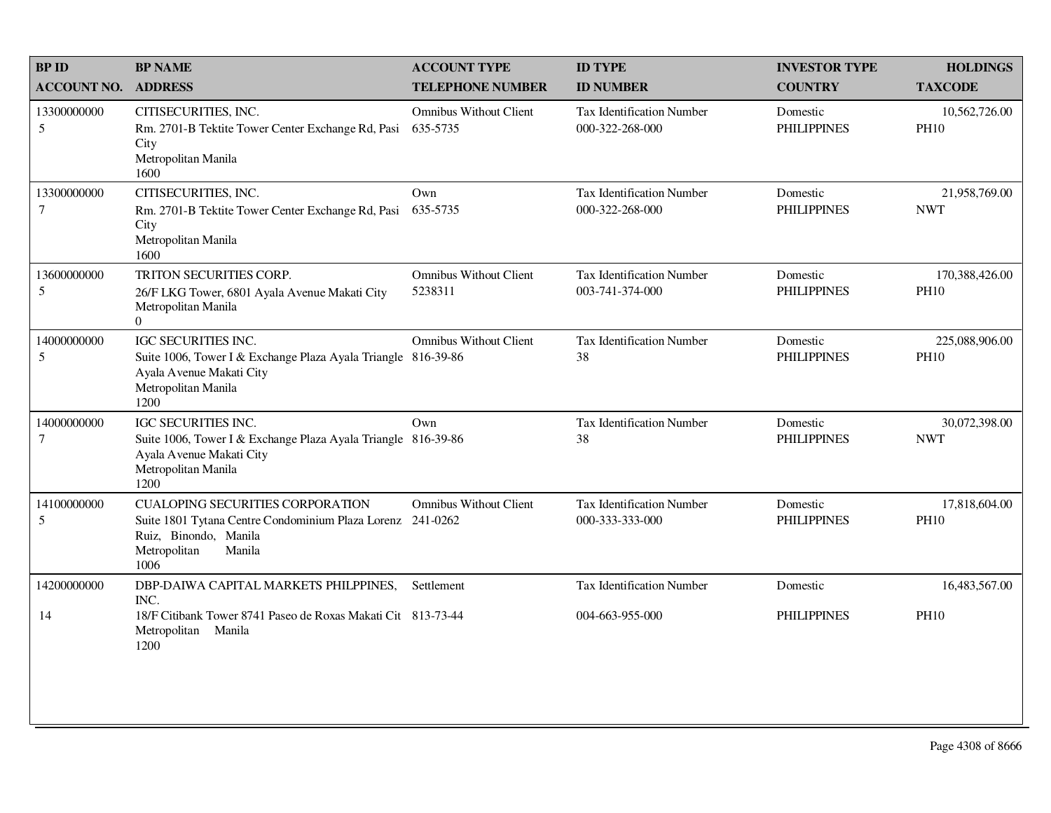| BP ID<br>ACCOUNT NO. | BP NAME<br>ADDRESS | ACCOUNT TYPE<br>TELEPHONE NUMBER | ID TYPE<br>ID NUMBER | INVESTOR TYPE<br>COUNTRY | HOLDINGS<br>TAXCODE |
|---|---|---|---|---|---|
| 13300000000<br>5 | CITISECURITIES, INC.<br>Rm. 2701-B Tektite Tower Center Exchange Rd, Pasi City<br>Metropolitan Manila<br>1600 | Omnibus Without Client<br>635-5735 | Tax Identification Number<br>000-322-268-000 | Domestic<br>PHILIPPINES | 10,562,726.00<br>PH10 |
| 13300000000<br>7 | CITISECURITIES, INC.<br>Rm. 2701-B Tektite Tower Center Exchange Rd, Pasi City<br>Metropolitan Manila<br>1600 | Own<br>635-5735 | Tax Identification Number<br>000-322-268-000 | Domestic<br>PHILIPPINES | 21,958,769.00<br>NWT |
| 13600000000<br>5 | TRITON SECURITIES CORP.<br>26/F LKG Tower, 6801 Ayala Avenue Makati City<br>Metropolitan Manila<br>0 | Omnibus Without Client<br>5238311 | Tax Identification Number<br>003-741-374-000 | Domestic<br>PHILIPPINES | 170,388,426.00<br>PH10 |
| 14000000000<br>5 | IGC SECURITIES INC.<br>Suite 1006, Tower I & Exchange Plaza Ayala Triangle Ayala Avenue Makati City<br>Metropolitan Manila<br>1200 | Omnibus Without Client<br>816-39-86 | Tax Identification Number<br>38 | Domestic<br>PHILIPPINES | 225,088,906.00<br>PH10 |
| 14000000000<br>7 | IGC SECURITIES INC.<br>Suite 1006, Tower I & Exchange Plaza Ayala Triangle Ayala Avenue Makati City<br>Metropolitan Manila<br>1200 | Own<br>816-39-86 | Tax Identification Number<br>38 | Domestic<br>PHILIPPINES | 30,072,398.00<br>NWT |
| 14100000000<br>5 | CUALOPING SECURITIES CORPORATION<br>Suite 1801 Tytana Centre Condominium Plaza Lorenz Ruiz, Binondo, Manila<br>Metropolitan Manila<br>1006 | Omnibus Without Client<br>241-0262 | Tax Identification Number<br>000-333-333-000 | Domestic<br>PHILIPPINES | 17,818,604.00<br>PH10 |
| 14200000000<br>14 | DBP-DAIWA CAPITAL MARKETS PHILPPINES, INC.<br>18/F Citibank Tower 8741 Paseo de Roxas Makati Cit<br>Metropolitan Manila<br>1200 | Settlement<br>813-73-44 | Tax Identification Number<br>004-663-955-000 | Domestic<br>PHILIPPINES | 16,483,567.00<br>PH10 |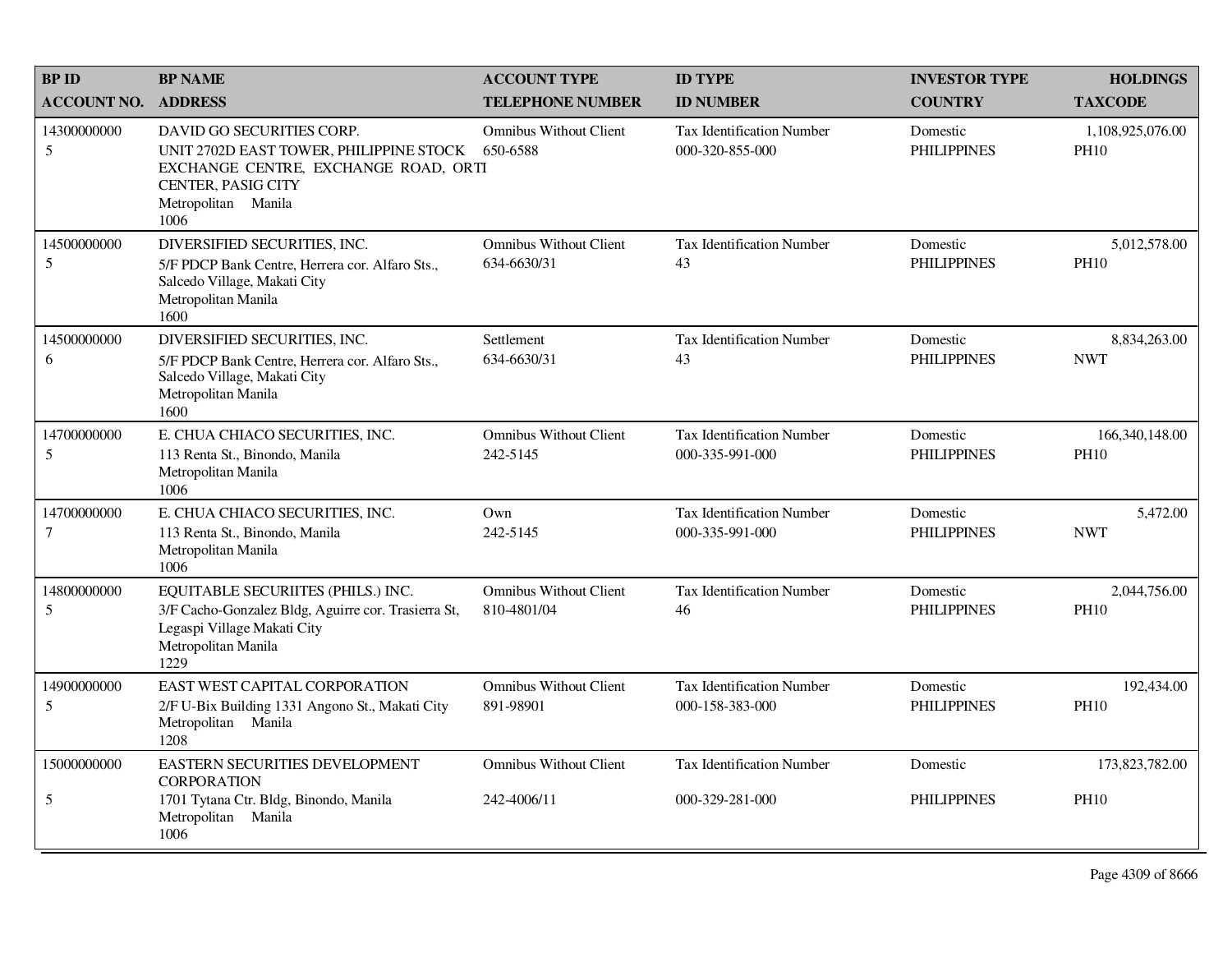| BP ID<br>ACCOUNT NO. | BP NAME<br>ADDRESS | ACCOUNT TYPE<br>TELEPHONE NUMBER | ID TYPE<br>ID NUMBER | INVESTOR TYPE<br>COUNTRY | HOLDINGS<br>TAXCODE |
|---|---|---|---|---|---|
| 14300000000<br>5 | DAVID GO SECURITIES CORP.<br>UNIT 2702D EAST TOWER, PHILIPPINE STOCK EXCHANGE CENTRE, EXCHANGE ROAD, ORTI CENTER, PASIG CITY<br>Metropolitan Manila<br>1006 | Omnibus Without Client<br>650-6588 | Tax Identification Number<br>000-320-855-000 | Domestic<br>PHILIPPINES | 1,108,925,076.00<br>PH10 |
| 14500000000<br>5 | DIVERSIFIED SECURITIES, INC.<br>5/F PDCP Bank Centre, Herrera cor. Alfaro Sts., Salcedo Village, Makati City<br>Metropolitan Manila<br>1600 | Omnibus Without Client<br>634-6630/31 | Tax Identification Number<br>43 | Domestic<br>PHILIPPINES | 5,012,578.00<br>PH10 |
| 14500000000<br>6 | DIVERSIFIED SECURITIES, INC.<br>5/F PDCP Bank Centre, Herrera cor. Alfaro Sts., Salcedo Village, Makati City<br>Metropolitan Manila<br>1600 | Settlement<br>634-6630/31 | Tax Identification Number<br>43 | Domestic<br>PHILIPPINES | 8,834,263.00<br>NWT |
| 14700000000<br>5 | E. CHUA CHIACO SECURITIES, INC.<br>113 Renta St., Binondo, Manila<br>Metropolitan Manila<br>1006 | Omnibus Without Client<br>242-5145 | Tax Identification Number<br>000-335-991-000 | Domestic<br>PHILIPPINES | 166,340,148.00<br>PH10 |
| 14700000000<br>7 | E. CHUA CHIACO SECURITIES, INC.<br>113 Renta St., Binondo, Manila<br>Metropolitan Manila<br>1006 | Own<br>242-5145 | Tax Identification Number<br>000-335-991-000 | Domestic<br>PHILIPPINES | 5,472.00<br>NWT |
| 14800000000<br>5 | EQUITABLE SECURIITES (PHILS.) INC.<br>3/F Cacho-Gonzalez Bldg, Aguirre cor. Trasierra St, Legaspi Village Makati City<br>Metropolitan Manila<br>1229 | Omnibus Without Client<br>810-4801/04 | Tax Identification Number<br>46 | Domestic<br>PHILIPPINES | 2,044,756.00<br>PH10 |
| 14900000000<br>5 | EAST WEST CAPITAL CORPORATION<br>2/F U-Bix Building 1331 Angono St., Makati City<br>Metropolitan Manila<br>1208 | Omnibus Without Client<br>891-98901 | Tax Identification Number<br>000-158-383-000 | Domestic<br>PHILIPPINES | 192,434.00<br>PH10 |
| 15000000000<br>5 | EASTERN SECURITIES DEVELOPMENT CORPORATION<br>1701 Tytana Ctr. Bldg, Binondo, Manila<br>Metropolitan Manila<br>1006 | Omnibus Without Client<br>242-4006/11 | Tax Identification Number<br>000-329-281-000 | Domestic<br>PHILIPPINES | 173,823,782.00<br>PH10 |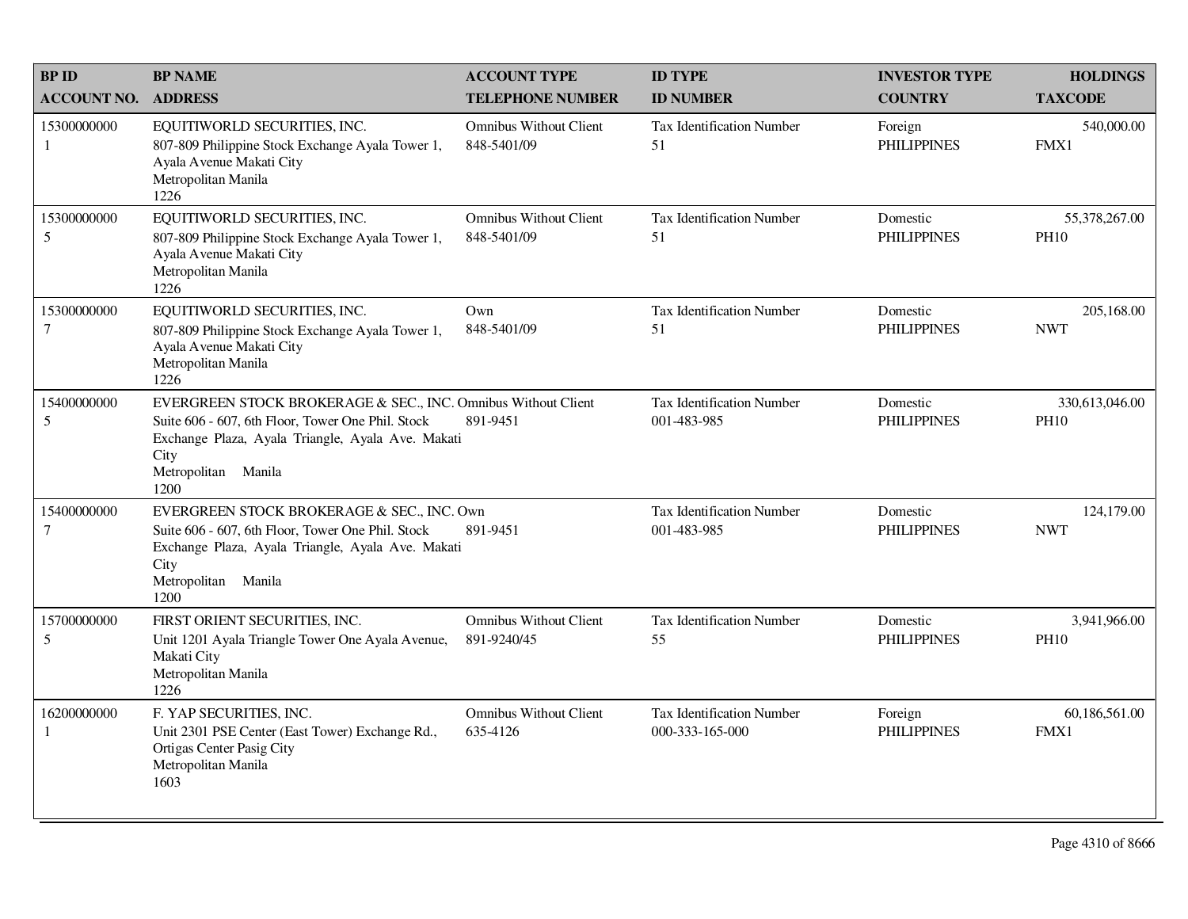| BP ID<br>ACCOUNT NO. | BP NAME<br>ADDRESS | ACCOUNT TYPE<br>TELEPHONE NUMBER | ID TYPE<br>ID NUMBER | INVESTOR TYPE<br>COUNTRY | HOLDINGS<br>TAXCODE |
|---|---|---|---|---|---|
| 15300000000<br>1 | EQUITIWORLD SECURITIES, INC.<br>807-809 Philippine Stock Exchange Ayala Tower 1, Ayala Avenue Makati City<br>Metropolitan Manila<br>1226 | Omnibus Without Client<br>848-5401/09 | Tax Identification Number<br>51 | Foreign<br>PHILIPPINES | 540,000.00<br>FMX1 |
| 15300000000<br>5 | EQUITIWORLD SECURITIES, INC.<br>807-809 Philippine Stock Exchange Ayala Tower 1, Ayala Avenue Makati City<br>Metropolitan Manila<br>1226 | Omnibus Without Client<br>848-5401/09 | Tax Identification Number<br>51 | Domestic<br>PHILIPPINES | 55,378,267.00<br>PH10 |
| 15300000000<br>7 | EQUITIWORLD SECURITIES, INC.<br>807-809 Philippine Stock Exchange Ayala Tower 1, Ayala Avenue Makati City<br>Metropolitan Manila<br>1226 | Own<br>848-5401/09 | Tax Identification Number<br>51 | Domestic<br>PHILIPPINES | 205,168.00<br>NWT |
| 15400000000<br>5 | EVERGREEN STOCK BROKERAGE & SEC., INC.<br>Suite 606 - 607, 6th Floor, Tower One Phil. Stock Exchange Plaza, Ayala Triangle, Ayala Ave. Makati City<br>Metropolitan Manila<br>1200 | Omnibus Without Client<br>891-9451 | Tax Identification Number<br>001-483-985 | Domestic<br>PHILIPPINES | 330,613,046.00<br>PH10 |
| 15400000000<br>7 | EVERGREEN STOCK BROKERAGE & SEC., INC.<br>Suite 606 - 607, 6th Floor, Tower One Phil. Stock Exchange Plaza, Ayala Triangle, Ayala Ave. Makati City<br>Metropolitan Manila<br>1200 | Own<br>891-9451 | Tax Identification Number<br>001-483-985 | Domestic<br>PHILIPPINES | 124,179.00<br>NWT |
| 15700000000<br>5 | FIRST ORIENT SECURITIES, INC.<br>Unit 1201 Ayala Triangle Tower One Ayala Avenue, Makati City<br>Metropolitan Manila<br>1226 | Omnibus Without Client<br>891-9240/45 | Tax Identification Number<br>55 | Domestic<br>PHILIPPINES | 3,941,966.00<br>PH10 |
| 16200000000<br>1 | F. YAP SECURITIES, INC.<br>Unit 2301 PSE Center (East Tower) Exchange Rd., Ortigas Center Pasig City<br>Metropolitan Manila<br>1603 | Omnibus Without Client<br>635-4126 | Tax Identification Number<br>000-333-165-000 | Foreign<br>PHILIPPINES | 60,186,561.00<br>FMX1 |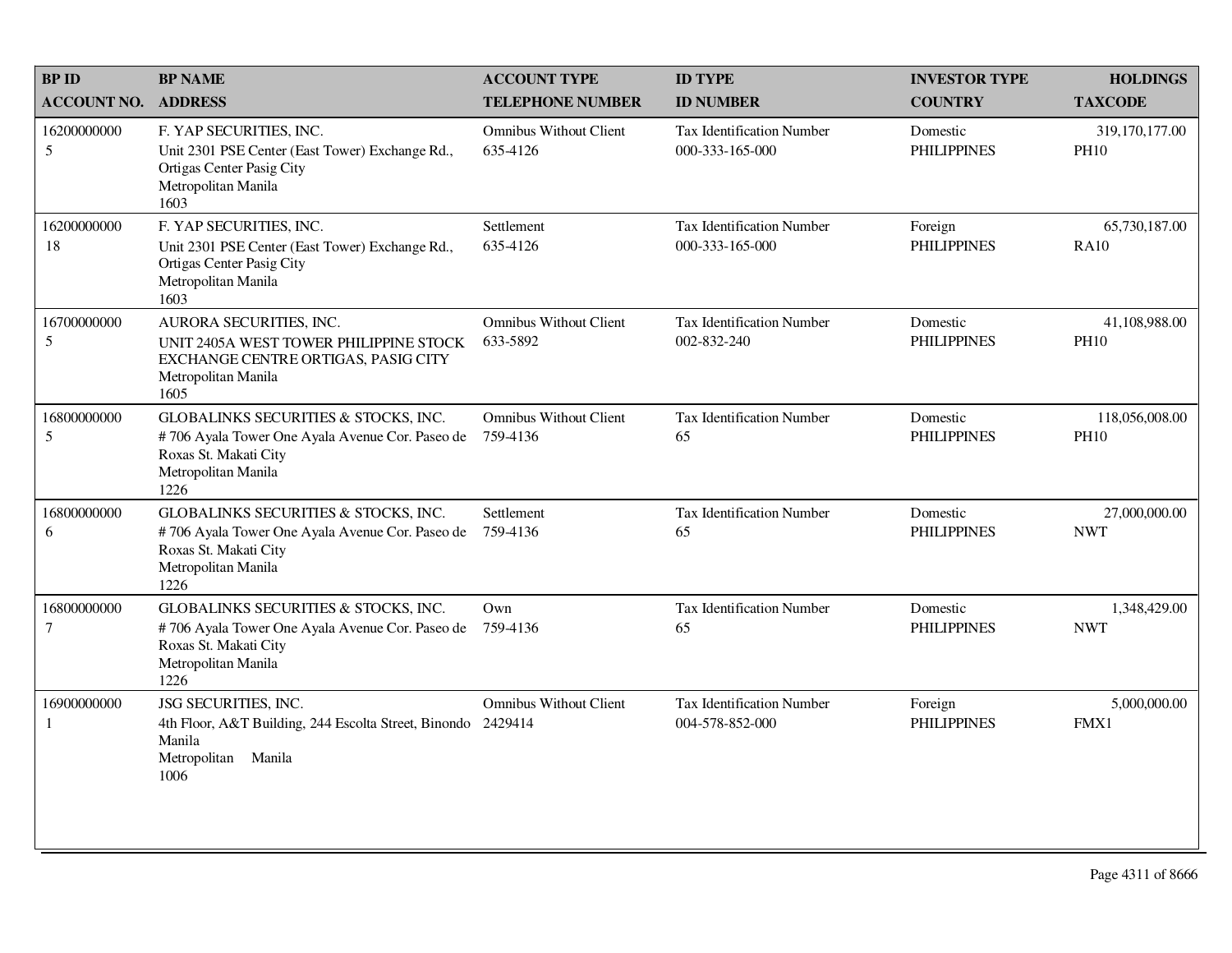| BP ID<br>ACCOUNT NO. | BP NAME<br>ADDRESS | ACCOUNT TYPE<br>TELEPHONE NUMBER | ID TYPE<br>ID NUMBER | INVESTOR TYPE<br>COUNTRY | HOLDINGS<br>TAXCODE |
|---|---|---|---|---|---|
| 16200000000<br>5 | F. YAP SECURITIES, INC.<br>Unit 2301 PSE Center (East Tower) Exchange Rd., Ortigas Center Pasig City<br>Metropolitan Manila<br>1603 | Omnibus Without Client<br>635-4126 | Tax Identification Number<br>000-333-165-000 | Domestic<br>PHILIPPINES | 319,170,177.00<br>PH10 |
| 16200000000<br>18 | F. YAP SECURITIES, INC.<br>Unit 2301 PSE Center (East Tower) Exchange Rd., Ortigas Center Pasig City<br>Metropolitan Manila<br>1603 | Settlement<br>635-4126 | Tax Identification Number<br>000-333-165-000 | Foreign<br>PHILIPPINES | 65,730,187.00<br>RA10 |
| 16700000000<br>5 | AURORA SECURITIES, INC.<br>UNIT 2405A WEST TOWER PHILIPPINE STOCK EXCHANGE CENTRE ORTIGAS, PASIG CITY<br>Metropolitan Manila<br>1605 | Omnibus Without Client<br>633-5892 | Tax Identification Number<br>002-832-240 | Domestic<br>PHILIPPINES | 41,108,988.00<br>PH10 |
| 16800000000<br>5 | GLOBALINKS SECURITIES & STOCKS, INC.<br># 706 Ayala Tower One Ayala Avenue Cor. Paseo de Roxas St. Makati City<br>Metropolitan Manila<br>1226 | Omnibus Without Client<br>759-4136 | Tax Identification Number<br>65 | Domestic<br>PHILIPPINES | 118,056,008.00<br>PH10 |
| 16800000000<br>6 | GLOBALINKS SECURITIES & STOCKS, INC.<br># 706 Ayala Tower One Ayala Avenue Cor. Paseo de Roxas St. Makati City<br>Metropolitan Manila<br>1226 | Settlement<br>759-4136 | Tax Identification Number<br>65 | Domestic<br>PHILIPPINES | 27,000,000.00<br>NWT |
| 16800000000<br>7 | GLOBALINKS SECURITIES & STOCKS, INC.<br># 706 Ayala Tower One Ayala Avenue Cor. Paseo de Roxas St. Makati City<br>Metropolitan Manila<br>1226 | Own<br>759-4136 | Tax Identification Number<br>65 | Domestic<br>PHILIPPINES | 1,348,429.00<br>NWT |
| 16900000000<br>1 | JSG SECURITIES, INC.<br>4th Floor, A&T Building, 244 Escolta Street, Binondo Manila<br>Metropolitan Manila<br>1006 | Omnibus Without Client<br>2429414 | Tax Identification Number<br>004-578-852-000 | Foreign<br>PHILIPPINES | 5,000,000.00<br>FMX1 |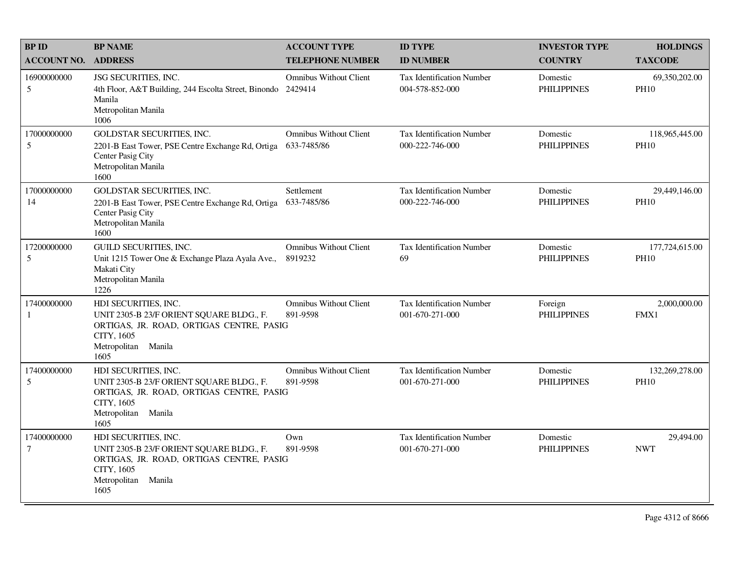| BP ID<br>ACCOUNT NO. | BP NAME<br>ADDRESS | ACCOUNT TYPE<br>TELEPHONE NUMBER | ID TYPE<br>ID NUMBER | INVESTOR TYPE<br>COUNTRY | HOLDINGS<br>TAXCODE |
|---|---|---|---|---|---|
| 16900000000<br>5 | JSG SECURITIES, INC.<br>4th Floor, A&T Building, 244 Escolta Street, Binondo Manila<br>Metropolitan Manila<br>1006 | Omnibus Without Client<br>2429414 | Tax Identification Number<br>004-578-852-000 | Domestic<br>PHILIPPINES | 69,350,202.00<br>PH10 |
| 17000000000<br>5 | GOLDSTAR SECURITIES, INC.<br>2201-B East Tower, PSE Centre Exchange Rd, Ortiga Center Pasig City<br>Metropolitan Manila<br>1600 | Omnibus Without Client<br>633-7485/86 | Tax Identification Number<br>000-222-746-000 | Domestic<br>PHILIPPINES | 118,965,445.00<br>PH10 |
| 17000000000<br>14 | GOLDSTAR SECURITIES, INC.<br>2201-B East Tower, PSE Centre Exchange Rd, Ortiga Center Pasig City<br>Metropolitan Manila<br>1600 | Settlement<br>633-7485/86 | Tax Identification Number<br>000-222-746-000 | Domestic<br>PHILIPPINES | 29,449,146.00<br>PH10 |
| 17200000000<br>5 | GUILD SECURITIES, INC.<br>Unit 1215 Tower One & Exchange Plaza Ayala Ave., Makati City<br>Metropolitan Manila<br>1226 | Omnibus Without Client<br>8919232 | Tax Identification Number<br>69 | Domestic<br>PHILIPPINES | 177,724,615.00<br>PH10 |
| 17400000000<br>1 | HDI SECURITIES, INC.<br>UNIT 2305-B 23/F ORIENT SQUARE BLDG., F. ORTIGAS, JR. ROAD, ORTIGAS CENTRE, PASIG CITY, 1605<br>Metropolitan Manila<br>1605 | Omnibus Without Client<br>891-9598 | Tax Identification Number<br>001-670-271-000 | Foreign<br>PHILIPPINES | 2,000,000.00<br>FMX1 |
| 17400000000<br>5 | HDI SECURITIES, INC.<br>UNIT 2305-B 23/F ORIENT SQUARE BLDG., F. ORTIGAS, JR. ROAD, ORTIGAS CENTRE, PASIG CITY, 1605<br>Metropolitan Manila<br>1605 | Omnibus Without Client<br>891-9598 | Tax Identification Number<br>001-670-271-000 | Domestic<br>PHILIPPINES | 132,269,278.00<br>PH10 |
| 17400000000<br>7 | HDI SECURITIES, INC.<br>UNIT 2305-B 23/F ORIENT SQUARE BLDG., F. ORTIGAS, JR. ROAD, ORTIGAS CENTRE, PASIG CITY, 1605<br>Metropolitan Manila<br>1605 | Own<br>891-9598 | Tax Identification Number<br>001-670-271-000 | Domestic<br>PHILIPPINES | 29,494.00<br>NWT |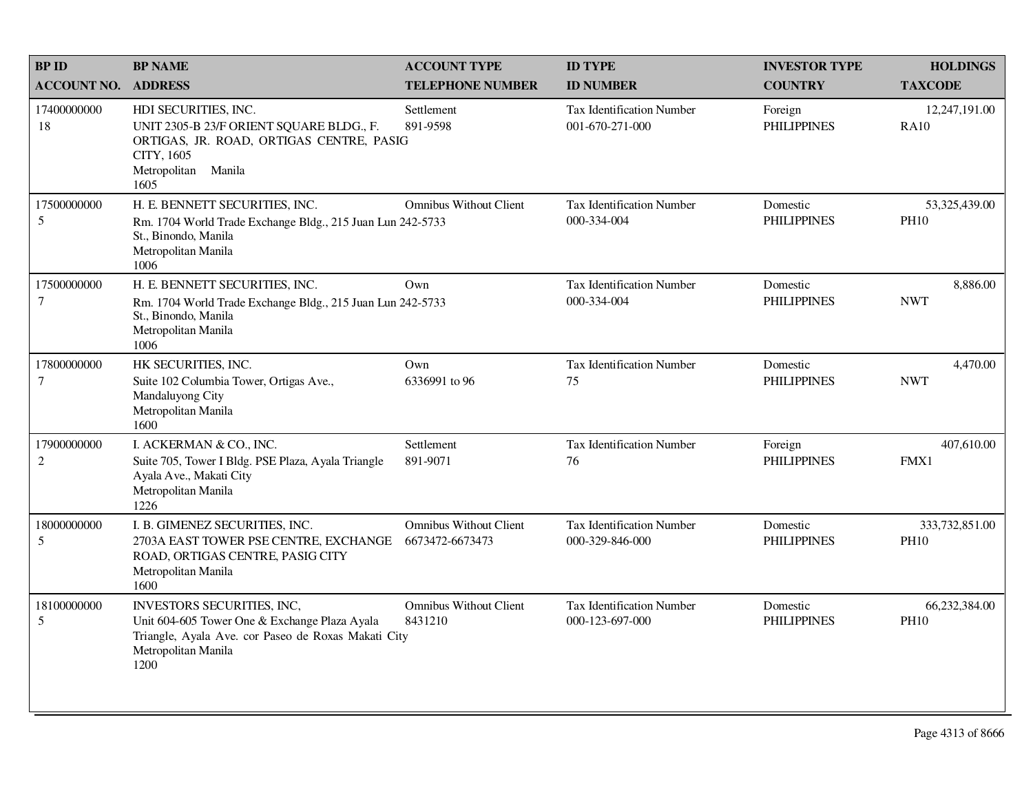| BP ID<br>ACCOUNT NO. | BP NAME<br>ADDRESS | ACCOUNT TYPE<br>TELEPHONE NUMBER | ID TYPE<br>ID NUMBER | INVESTOR TYPE<br>COUNTRY | HOLDINGS<br>TAXCODE |
|---|---|---|---|---|---|
| 17400000000<br>18 | HDI SECURITIES, INC.<br>UNIT 2305-B 23/F ORIENT SQUARE BLDG., F. ORTIGAS, JR. ROAD, ORTIGAS CENTRE, PASIG CITY, 1605<br>Metropolitan Manila<br>1605 | Settlement<br>891-9598 | Tax Identification Number<br>001-670-271-000 | Foreign<br>PHILIPPINES | 12,247,191.00<br>RA10 |
| 17500000000<br>5 | H. E. BENNETT SECURITIES, INC.<br>Rm. 1704 World Trade Exchange Bldg., 215 Juan Lun St., Binondo, Manila<br>Metropolitan Manila<br>1006 | Omnibus Without Client<br>242-5733 | Tax Identification Number<br>000-334-004 | Domestic<br>PHILIPPINES | 53,325,439.00<br>PH10 |
| 17500000000<br>7 | H. E. BENNETT SECURITIES, INC.<br>Rm. 1704 World Trade Exchange Bldg., 215 Juan Lun St., Binondo, Manila<br>Metropolitan Manila<br>1006 | Own<br>242-5733 | Tax Identification Number<br>000-334-004 | Domestic<br>PHILIPPINES | 8,886.00<br>NWT |
| 17800000000<br>7 | HK SECURITIES, INC.<br>Suite 102 Columbia Tower, Ortigas Ave., Mandaluyong City<br>Metropolitan Manila<br>1600 | Own<br>6336991 to 96 | Tax Identification Number<br>75 | Domestic<br>PHILIPPINES | 4,470.00<br>NWT |
| 17900000000<br>2 | I. ACKERMAN & CO., INC.<br>Suite 705, Tower I Bldg. PSE Plaza, Ayala Triangle Ayala Ave., Makati City<br>Metropolitan Manila<br>1226 | Settlement<br>891-9071 | Tax Identification Number<br>76 | Foreign<br>PHILIPPINES | 407,610.00<br>FMX1 |
| 18000000000<br>5 | I. B. GIMENEZ SECURITIES, INC.<br>2703A EAST TOWER PSE CENTRE, EXCHANGE ROAD, ORTIGAS CENTRE, PASIG CITY<br>Metropolitan Manila<br>1600 | Omnibus Without Client<br>6673472-6673473 | Tax Identification Number<br>000-329-846-000 | Domestic<br>PHILIPPINES | 333,732,851.00<br>PH10 |
| 18100000000<br>5 | INVESTORS SECURITIES, INC,<br>Unit 604-605 Tower One & Exchange Plaza Ayala Triangle, Ayala Ave. cor Paseo de Roxas Makati City<br>Metropolitan Manila<br>1200 | Omnibus Without Client<br>8431210 | Tax Identification Number<br>000-123-697-000 | Domestic<br>PHILIPPINES | 66,232,384.00<br>PH10 |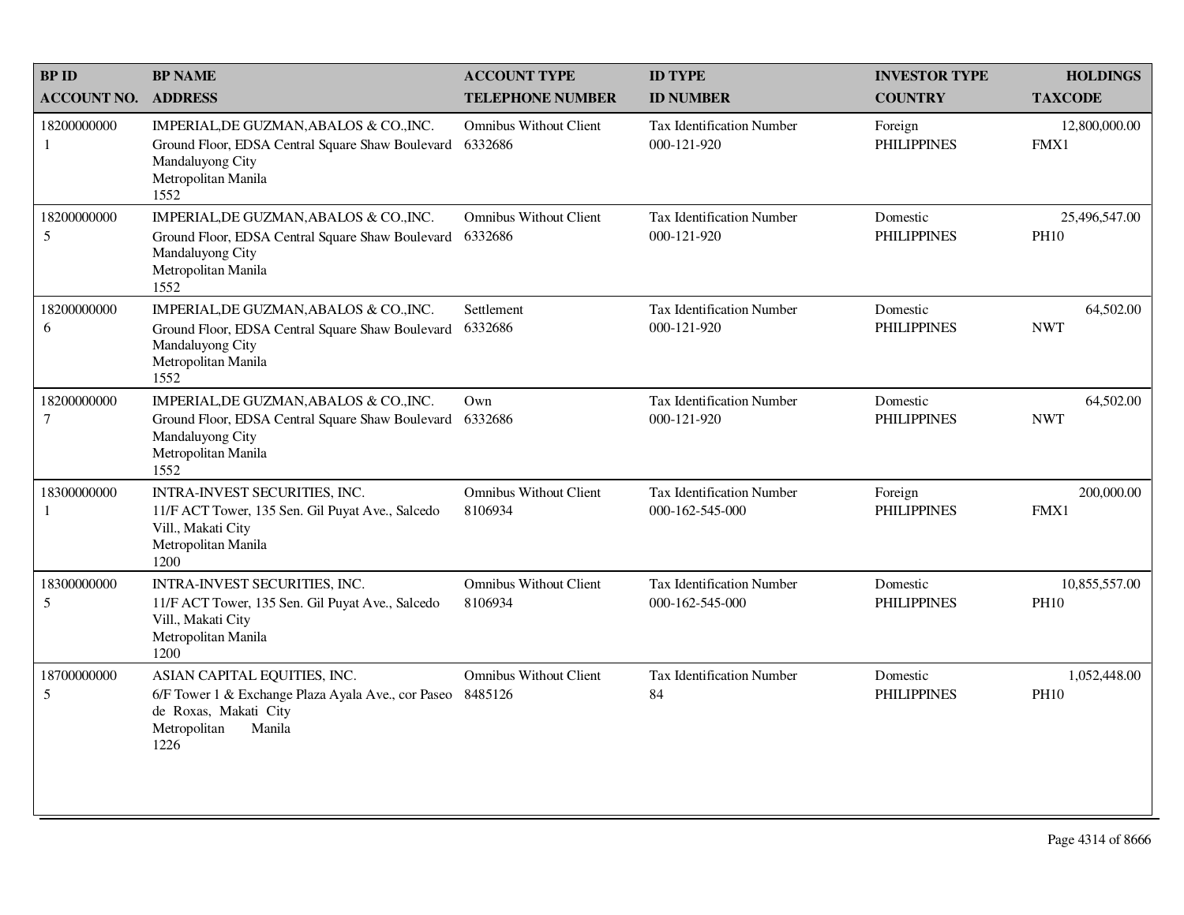| BP ID<br>ACCOUNT NO. | BP NAME<br>ADDRESS | ACCOUNT TYPE<br>TELEPHONE NUMBER | ID TYPE<br>ID NUMBER | INVESTOR TYPE<br>COUNTRY | HOLDINGS<br>TAXCODE |
|---|---|---|---|---|---|
| 18200000000<br>1 | IMPERIAL,DE GUZMAN,ABALOS & CO.,INC.<br>Ground Floor, EDSA Central Square Shaw Boulevard<br>Mandaluyong City<br>Metropolitan Manila<br>1552 | Omnibus Without Client<br>6332686 | Tax Identification Number<br>000-121-920 | Foreign<br>PHILIPPINES | 12,800,000.00<br>FMX1 |
| 18200000000<br>5 | IMPERIAL,DE GUZMAN,ABALOS & CO.,INC.<br>Ground Floor, EDSA Central Square Shaw Boulevard<br>Mandaluyong City<br>Metropolitan Manila<br>1552 | Omnibus Without Client<br>6332686 | Tax Identification Number<br>000-121-920 | Domestic<br>PHILIPPINES | 25,496,547.00<br>PH10 |
| 18200000000<br>6 | IMPERIAL,DE GUZMAN,ABALOS & CO.,INC.<br>Ground Floor, EDSA Central Square Shaw Boulevard<br>Mandaluyong City<br>Metropolitan Manila<br>1552 | Settlement<br>6332686 | Tax Identification Number<br>000-121-920 | Domestic<br>PHILIPPINES | 64,502.00<br>NWT |
| 18200000000<br>7 | IMPERIAL,DE GUZMAN,ABALOS & CO.,INC.<br>Ground Floor, EDSA Central Square Shaw Boulevard<br>Mandaluyong City<br>Metropolitan Manila<br>1552 | Own<br>6332686 | Tax Identification Number<br>000-121-920 | Domestic<br>PHILIPPINES | 64,502.00<br>NWT |
| 18300000000<br>1 | INTRA-INVEST SECURITIES, INC.<br>11/F ACT Tower, 135 Sen. Gil Puyat Ave., Salcedo Vill., Makati City<br>Metropolitan Manila<br>1200 | Omnibus Without Client<br>8106934 | Tax Identification Number<br>000-162-545-000 | Foreign<br>PHILIPPINES | 200,000.00<br>FMX1 |
| 18300000000<br>5 | INTRA-INVEST SECURITIES, INC.<br>11/F ACT Tower, 135 Sen. Gil Puyat Ave., Salcedo Vill., Makati City<br>Metropolitan Manila<br>1200 | Omnibus Without Client<br>8106934 | Tax Identification Number<br>000-162-545-000 | Domestic<br>PHILIPPINES | 10,855,557.00<br>PH10 |
| 18700000000<br>5 | ASIAN CAPITAL EQUITIES, INC.<br>6/F Tower 1 & Exchange Plaza Ayala Ave., cor Paseo de Roxas, Makati City<br>Metropolitan Manila<br>1226 | Omnibus Without Client<br>8485126 | Tax Identification Number<br>84 | Domestic<br>PHILIPPINES | 1,052,448.00<br>PH10 |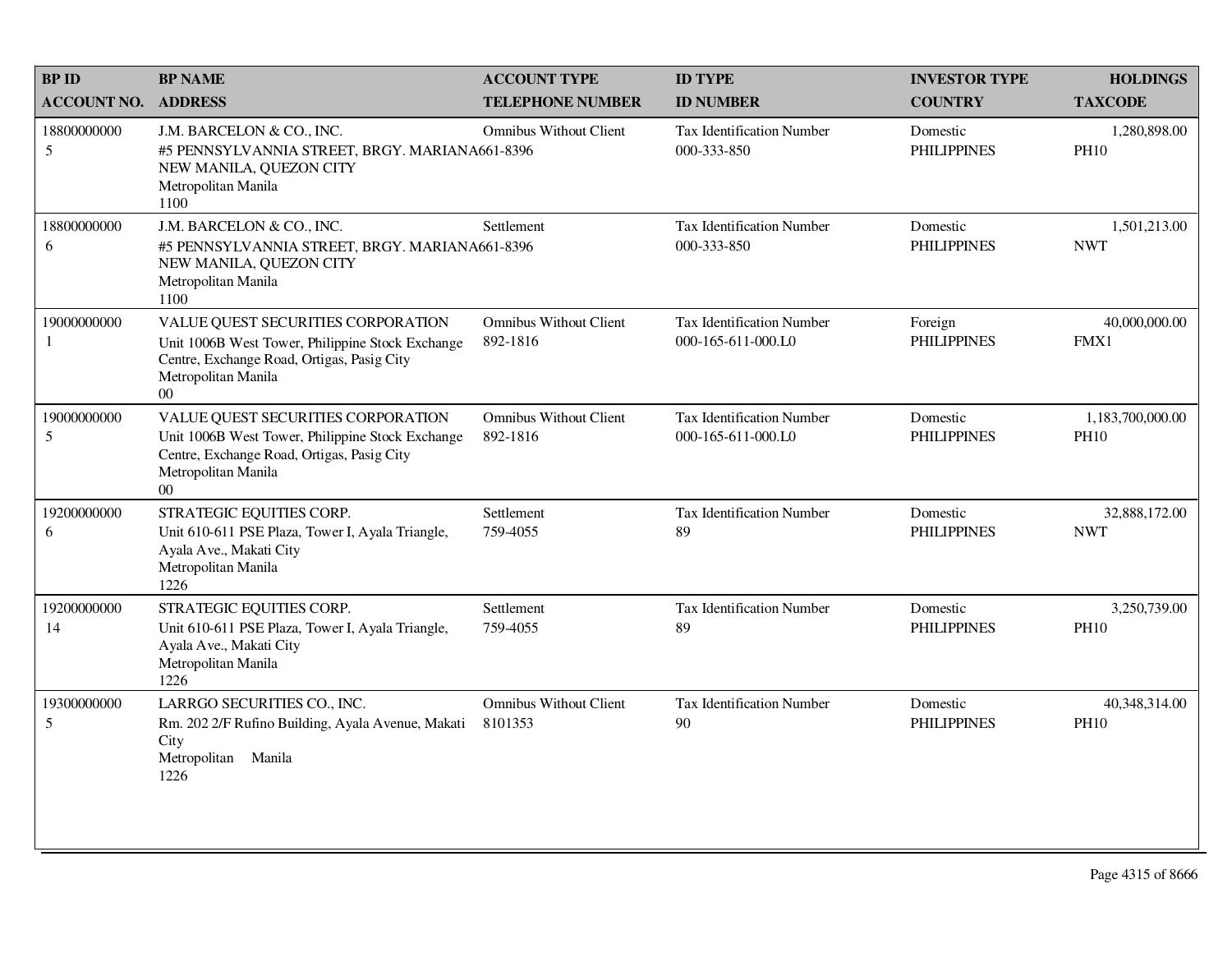| BP ID<br>ACCOUNT NO. | BP NAME<br>ADDRESS | ACCOUNT TYPE<br>TELEPHONE NUMBER | ID TYPE<br>ID NUMBER | INVESTOR TYPE<br>COUNTRY | HOLDINGS<br>TAXCODE |
|---|---|---|---|---|---|
| 18800000000<br>5 | J.M. BARCELON & CO., INC.<br>#5 PENNSYLVANNIA STREET, BRGY. MARIANA NEW MANILA, QUEZON CITY<br>Metropolitan Manila<br>1100 | Omnibus Without Client<br>661-8396 | Tax Identification Number<br>000-333-850 | Domestic<br>PHILIPPINES | 1,280,898.00<br>PH10 |
| 18800000000<br>6 | J.M. BARCELON & CO., INC.<br>#5 PENNSYLVANNIA STREET, BRGY. MARIANA NEW MANILA, QUEZON CITY<br>Metropolitan Manila<br>1100 | Settlement<br>661-8396 | Tax Identification Number<br>000-333-850 | Domestic<br>PHILIPPINES | 1,501,213.00<br>NWT |
| 19000000000<br>1 | VALUE QUEST SECURITIES CORPORATION<br>Unit 1006B West Tower, Philippine Stock Exchange Centre, Exchange Road, Ortigas, Pasig City<br>Metropolitan Manila<br>00 | Omnibus Without Client<br>892-1816 | Tax Identification Number<br>000-165-611-000.L0 | Foreign<br>PHILIPPINES | 40,000,000.00<br>FMX1 |
| 19000000000<br>5 | VALUE QUEST SECURITIES CORPORATION<br>Unit 1006B West Tower, Philippine Stock Exchange Centre, Exchange Road, Ortigas, Pasig City<br>Metropolitan Manila<br>00 | Omnibus Without Client<br>892-1816 | Tax Identification Number<br>000-165-611-000.L0 | Domestic<br>PHILIPPINES | 1,183,700,000.00<br>PH10 |
| 19200000000<br>6 | STRATEGIC EQUITIES CORP.<br>Unit 610-611 PSE Plaza, Tower I, Ayala Triangle, Ayala Ave., Makati City<br>Metropolitan Manila<br>1226 | Settlement<br>759-4055 | Tax Identification Number<br>89 | Domestic<br>PHILIPPINES | 32,888,172.00<br>NWT |
| 19200000000<br>14 | STRATEGIC EQUITIES CORP.<br>Unit 610-611 PSE Plaza, Tower I, Ayala Triangle, Ayala Ave., Makati City<br>Metropolitan Manila<br>1226 | Settlement<br>759-4055 | Tax Identification Number<br>89 | Domestic<br>PHILIPPINES | 3,250,739.00<br>PH10 |
| 19300000000<br>5 | LARRGO SECURITIES CO., INC.<br>Rm. 202 2/F Rufino Building, Ayala Avenue, Makati City<br>Metropolitan Manila<br>1226 | Omnibus Without Client<br>8101353 | Tax Identification Number<br>90 | Domestic<br>PHILIPPINES | 40,348,314.00<br>PH10 |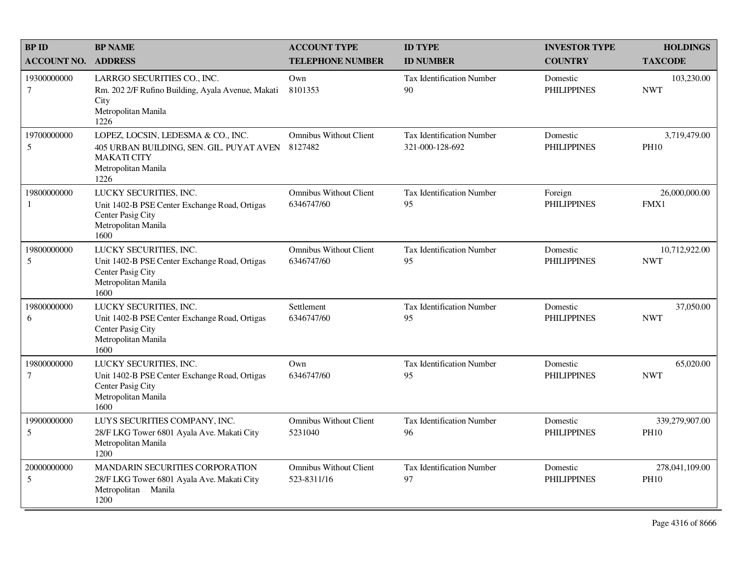| BP ID<br>ACCOUNT NO. | BP NAME<br>ADDRESS | ACCOUNT TYPE<br>TELEPHONE NUMBER | ID TYPE<br>ID NUMBER | INVESTOR TYPE<br>COUNTRY | HOLDINGS<br>TAXCODE |
|---|---|---|---|---|---|
| 19300000000<br>7 | LARRGO SECURITIES CO., INC.<br>Rm. 202 2/F Rufino Building, Ayala Avenue, Makati City<br>Metropolitan Manila<br>1226 | Own<br>8101353 | Tax Identification Number<br>90 | Domestic<br>PHILIPPINES | 103,230.00<br>NWT |
| 19700000000<br>5 | LOPEZ, LOCSIN, LEDESMA & CO., INC.<br>405 URBAN BUILDING, SEN. GIL. PUYAT AVEN MAKATI CITY<br>Metropolitan Manila<br>1226 | Omnibus Without Client<br>8127482 | Tax Identification Number<br>321-000-128-692 | Domestic<br>PHILIPPINES | 3,719,479.00<br>PH10 |
| 19800000000<br>1 | LUCKY SECURITIES, INC.<br>Unit 1402-B PSE Center Exchange Road, Ortigas Center Pasig City<br>Metropolitan Manila<br>1600 | Omnibus Without Client<br>6346747/60 | Tax Identification Number<br>95 | Foreign<br>PHILIPPINES | 26,000,000.00<br>FMX1 |
| 19800000000<br>5 | LUCKY SECURITIES, INC.<br>Unit 1402-B PSE Center Exchange Road, Ortigas Center Pasig City<br>Metropolitan Manila<br>1600 | Omnibus Without Client<br>6346747/60 | Tax Identification Number<br>95 | Domestic<br>PHILIPPINES | 10,712,922.00<br>NWT |
| 19800000000<br>6 | LUCKY SECURITIES, INC.<br>Unit 1402-B PSE Center Exchange Road, Ortigas Center Pasig City<br>Metropolitan Manila<br>1600 | Settlement<br>6346747/60 | Tax Identification Number<br>95 | Domestic<br>PHILIPPINES | 37,050.00<br>NWT |
| 19800000000<br>7 | LUCKY SECURITIES, INC.<br>Unit 1402-B PSE Center Exchange Road, Ortigas Center Pasig City<br>Metropolitan Manila<br>1600 | Own<br>6346747/60 | Tax Identification Number<br>95 | Domestic<br>PHILIPPINES | 65,020.00<br>NWT |
| 19900000000<br>5 | LUYS SECURITIES COMPANY, INC.<br>28/F LKG Tower 6801 Ayala Ave. Makati City<br>Metropolitan Manila<br>1200 | Omnibus Without Client<br>5231040 | Tax Identification Number<br>96 | Domestic<br>PHILIPPINES | 339,279,907.00<br>PH10 |
| 20000000000<br>5 | MANDARIN SECURITIES CORPORATION<br>28/F LKG Tower 6801 Ayala Ave. Makati City<br>Metropolitan Manila<br>1200 | Omnibus Without Client<br>523-8311/16 | Tax Identification Number<br>97 | Domestic<br>PHILIPPINES | 278,041,109.00<br>PH10 |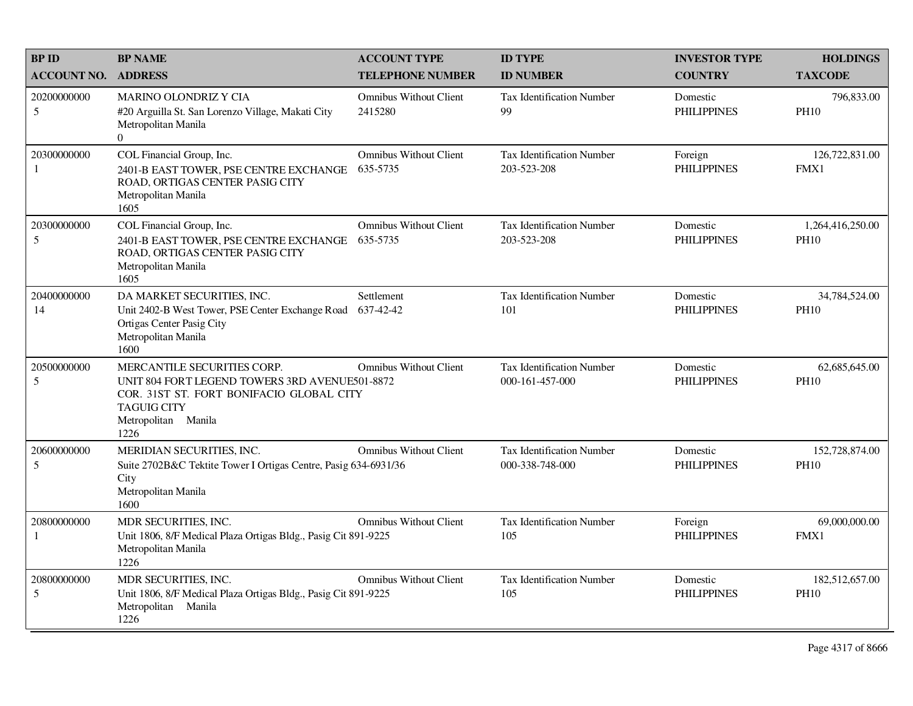| BP ID<br>ACCOUNT NO. | BP NAME<br>ADDRESS | ACCOUNT TYPE<br>TELEPHONE NUMBER | ID TYPE<br>ID NUMBER | INVESTOR TYPE<br>COUNTRY | HOLDINGS<br>TAXCODE |
|---|---|---|---|---|---|
| 20200000000<br>5 | MARINO OLONDRIZ Y CIA<br>#20 Arguilla St. San Lorenzo Village, Makati City<br>Metropolitan Manila<br>0 | Omnibus Without Client<br>2415280 | Tax Identification Number<br>99 | Domestic<br>PHILIPPINES | 796,833.00<br>PH10 |
| 20300000000<br>1 | COL Financial Group, Inc.<br>2401-B EAST TOWER, PSE CENTRE EXCHANGE ROAD, ORTIGAS CENTER PASIG CITY<br>Metropolitan Manila<br>1605 | Omnibus Without Client<br>635-5735 | Tax Identification Number<br>203-523-208 | Foreign<br>PHILIPPINES | 126,722,831.00<br>FMX1 |
| 20300000000<br>5 | COL Financial Group, Inc.<br>2401-B EAST TOWER, PSE CENTRE EXCHANGE ROAD, ORTIGAS CENTER PASIG CITY<br>Metropolitan Manila<br>1605 | Omnibus Without Client<br>635-5735 | Tax Identification Number<br>203-523-208 | Domestic<br>PHILIPPINES | 1,264,416,250.00<br>PH10 |
| 20400000000<br>14 | DA MARKET SECURITIES, INC.<br>Unit 2402-B West Tower, PSE Center Exchange Road Ortigas Center Pasig City<br>Metropolitan Manila<br>1600 | Settlement<br>637-42-42 | Tax Identification Number<br>101 | Domestic<br>PHILIPPINES | 34,784,524.00<br>PH10 |
| 20500000000<br>5 | MERCANTILE SECURITIES CORP.<br>UNIT 804 FORT LEGEND TOWERS 3RD AVENUE COR. 31ST ST. FORT BONIFACIO GLOBAL CITY TAGUIG CITY<br>Metropolitan Manila<br>1226 | Omnibus Without Client<br>501-8872 | Tax Identification Number<br>000-161-457-000 | Domestic<br>PHILIPPINES | 62,685,645.00<br>PH10 |
| 20600000000<br>5 | MERIDIAN SECURITIES, INC.<br>Suite 2702B&C Tektite Tower I Ortigas Centre, Pasig City<br>Metropolitan Manila<br>1600 | Omnibus Without Client<br>634-6931/36 | Tax Identification Number<br>000-338-748-000 | Domestic<br>PHILIPPINES | 152,728,874.00<br>PH10 |
| 20800000000<br>1 | MDR SECURITIES, INC.<br>Unit 1806, 8/F Medical Plaza Ortigas Bldg., Pasig Cit<br>Metropolitan Manila<br>1226 | Omnibus Without Client<br>891-9225 | Tax Identification Number<br>105 | Foreign<br>PHILIPPINES | 69,000,000.00<br>FMX1 |
| 20800000000<br>5 | MDR SECURITIES, INC.<br>Unit 1806, 8/F Medical Plaza Ortigas Bldg., Pasig Cit<br>Metropolitan Manila<br>1226 | Omnibus Without Client<br>891-9225 | Tax Identification Number<br>105 | Domestic<br>PHILIPPINES | 182,512,657.00<br>PH10 |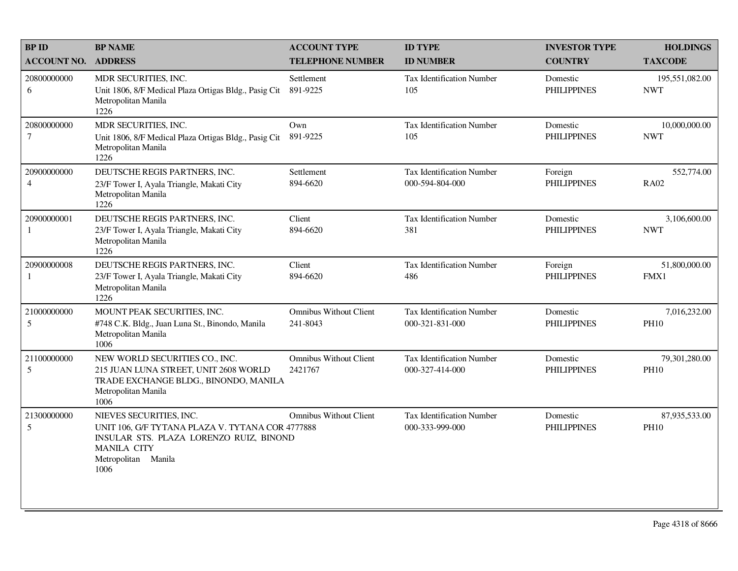| BP ID<br>ACCOUNT NO. | BP NAME<br>ADDRESS | ACCOUNT TYPE<br>TELEPHONE NUMBER | ID TYPE<br>ID NUMBER | INVESTOR TYPE<br>COUNTRY | HOLDINGS<br>TAXCODE |
|---|---|---|---|---|---|
| 20800000000<br>6 | MDR SECURITIES, INC.<br>Unit 1806, 8/F Medical Plaza Ortigas Bldg., Pasig Cit<br>Metropolitan Manila<br>1226 | Settlement<br>891-9225 | Tax Identification Number<br>105 | Domestic<br>PHILIPPINES | 195,551,082.00<br>NWT |
| 20800000000<br>7 | MDR SECURITIES, INC.<br>Unit 1806, 8/F Medical Plaza Ortigas Bldg., Pasig Cit<br>Metropolitan Manila<br>1226 | Own<br>891-9225 | Tax Identification Number<br>105 | Domestic<br>PHILIPPINES | 10,000,000.00<br>NWT |
| 20900000000<br>4 | DEUTSCHE REGIS PARTNERS, INC.<br>23/F Tower I, Ayala Triangle, Makati City<br>Metropolitan Manila<br>1226 | Settlement<br>894-6620 | Tax Identification Number<br>000-594-804-000 | Foreign<br>PHILIPPINES | 552,774.00<br>RA02 |
| 20900000001<br>1 | DEUTSCHE REGIS PARTNERS, INC.<br>23/F Tower I, Ayala Triangle, Makati City<br>Metropolitan Manila<br>1226 | Client<br>894-6620 | Tax Identification Number<br>381 | Domestic<br>PHILIPPINES | 3,106,600.00<br>NWT |
| 20900000008<br>1 | DEUTSCHE REGIS PARTNERS, INC.<br>23/F Tower I, Ayala Triangle, Makati City<br>Metropolitan Manila<br>1226 | Client<br>894-6620 | Tax Identification Number<br>486 | Foreign<br>PHILIPPINES | 51,800,000.00<br>FMX1 |
| 21000000000<br>5 | MOUNT PEAK SECURITIES, INC.<br>#748 C.K. Bldg., Juan Luna St., Binondo, Manila<br>Metropolitan Manila<br>1006 | Omnibus Without Client<br>241-8043 | Tax Identification Number<br>000-321-831-000 | Domestic<br>PHILIPPINES | 7,016,232.00<br>PH10 |
| 21100000000<br>5 | NEW WORLD SECURITIES CO., INC.<br>215 JUAN LUNA STREET, UNIT 2608 WORLD TRADE EXCHANGE BLDG., BINONDO, MANILA<br>Metropolitan Manila<br>1006 | Omnibus Without Client<br>2421767 | Tax Identification Number<br>000-327-414-000 | Domestic<br>PHILIPPINES | 79,301,280.00<br>PH10 |
| 21300000000<br>5 | NIEVES SECURITIES, INC.<br>UNIT 106, G/F TYTANA PLAZA V. TYTANA COR INSULAR STS. PLAZA LORENZO RUIZ, BINOND MANILA CITY<br>Metropolitan Manila<br>1006 | Omnibus Without Client<br>4777888 | Tax Identification Number<br>000-333-999-000 | Domestic<br>PHILIPPINES | 87,935,533.00<br>PH10 |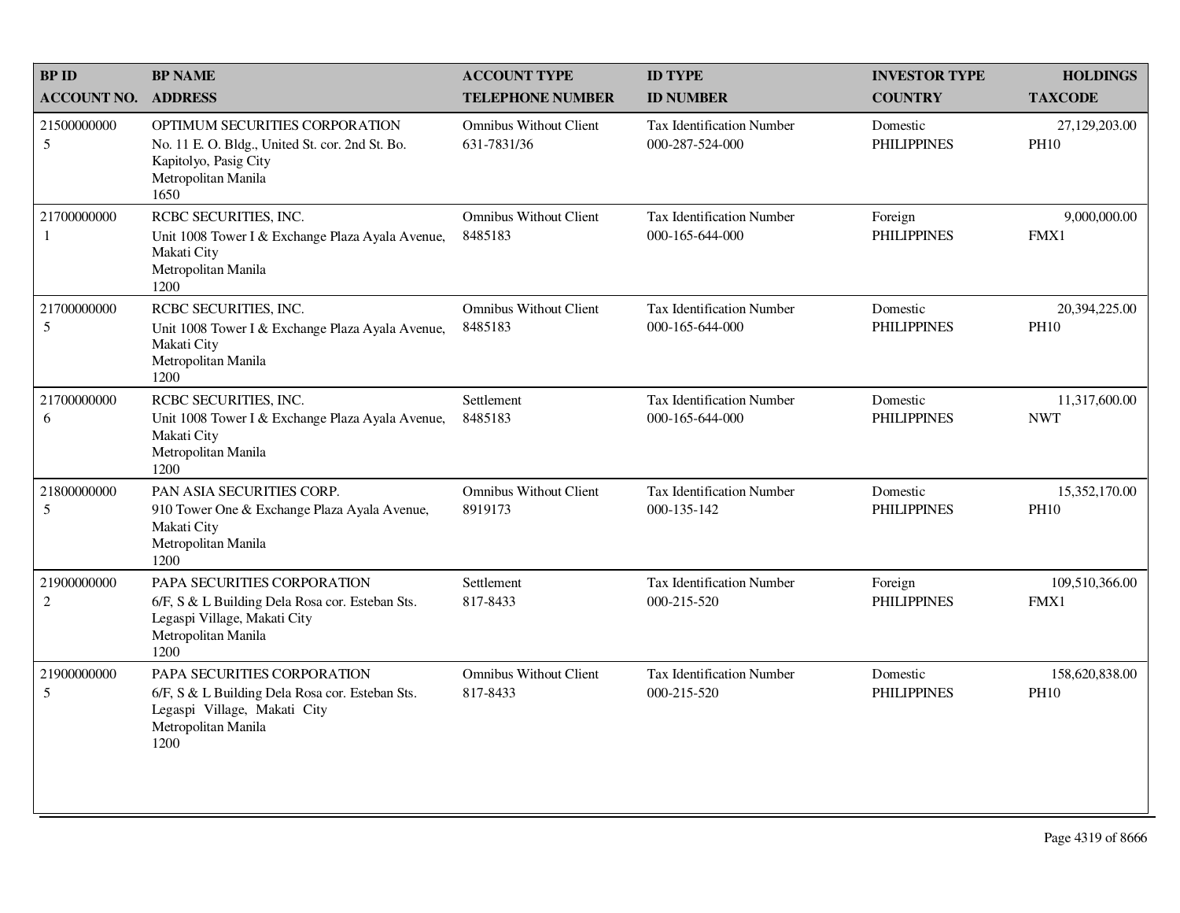| BP ID<br>ACCOUNT NO. | BP NAME<br>ADDRESS | ACCOUNT TYPE<br>TELEPHONE NUMBER | ID TYPE<br>ID NUMBER | INVESTOR TYPE<br>COUNTRY | HOLDINGS<br>TAXCODE |
|---|---|---|---|---|---|
| 21500000000<br>5 | OPTIMUM SECURITIES CORPORATION<br>No. 11 E. O. Bldg., United St. cor. 2nd St. Bo. Kapitolyo, Pasig City<br>Metropolitan Manila<br>1650 | Omnibus Without Client<br>631-7831/36 | Tax Identification Number<br>000-287-524-000 | Domestic<br>PHILIPPINES | 27,129,203.00<br>PH10 |
| 21700000000<br>1 | RCBC SECURITIES, INC.<br>Unit 1008 Tower I & Exchange Plaza Ayala Avenue, Makati City<br>Metropolitan Manila<br>1200 | Omnibus Without Client<br>8485183 | Tax Identification Number<br>000-165-644-000 | Foreign<br>PHILIPPINES | 9,000,000.00<br>FMX1 |
| 21700000000<br>5 | RCBC SECURITIES, INC.<br>Unit 1008 Tower I & Exchange Plaza Ayala Avenue, Makati City<br>Metropolitan Manila<br>1200 | Omnibus Without Client<br>8485183 | Tax Identification Number<br>000-165-644-000 | Domestic<br>PHILIPPINES | 20,394,225.00<br>PH10 |
| 21700000000<br>6 | RCBC SECURITIES, INC.<br>Unit 1008 Tower I & Exchange Plaza Ayala Avenue, Makati City<br>Metropolitan Manila<br>1200 | Settlement<br>8485183 | Tax Identification Number<br>000-165-644-000 | Domestic<br>PHILIPPINES | 11,317,600.00<br>NWT |
| 21800000000<br>5 | PAN ASIA SECURITIES CORP.<br>910 Tower One & Exchange Plaza Ayala Avenue, Makati City<br>Metropolitan Manila<br>1200 | Omnibus Without Client<br>8919173 | Tax Identification Number<br>000-135-142 | Domestic<br>PHILIPPINES | 15,352,170.00<br>PH10 |
| 21900000000<br>2 | PAPA SECURITIES CORPORATION<br>6/F, S & L Building Dela Rosa cor. Esteban Sts. Legaspi Village, Makati City<br>Metropolitan Manila<br>1200 | Settlement<br>817-8433 | Tax Identification Number<br>000-215-520 | Foreign<br>PHILIPPINES | 109,510,366.00<br>FMX1 |
| 21900000000<br>5 | PAPA SECURITIES CORPORATION<br>6/F, S & L Building Dela Rosa cor. Esteban Sts. Legaspi Village, Makati City<br>Metropolitan Manila<br>1200 | Omnibus Without Client<br>817-8433 | Tax Identification Number<br>000-215-520 | Domestic<br>PHILIPPINES | 158,620,838.00<br>PH10 |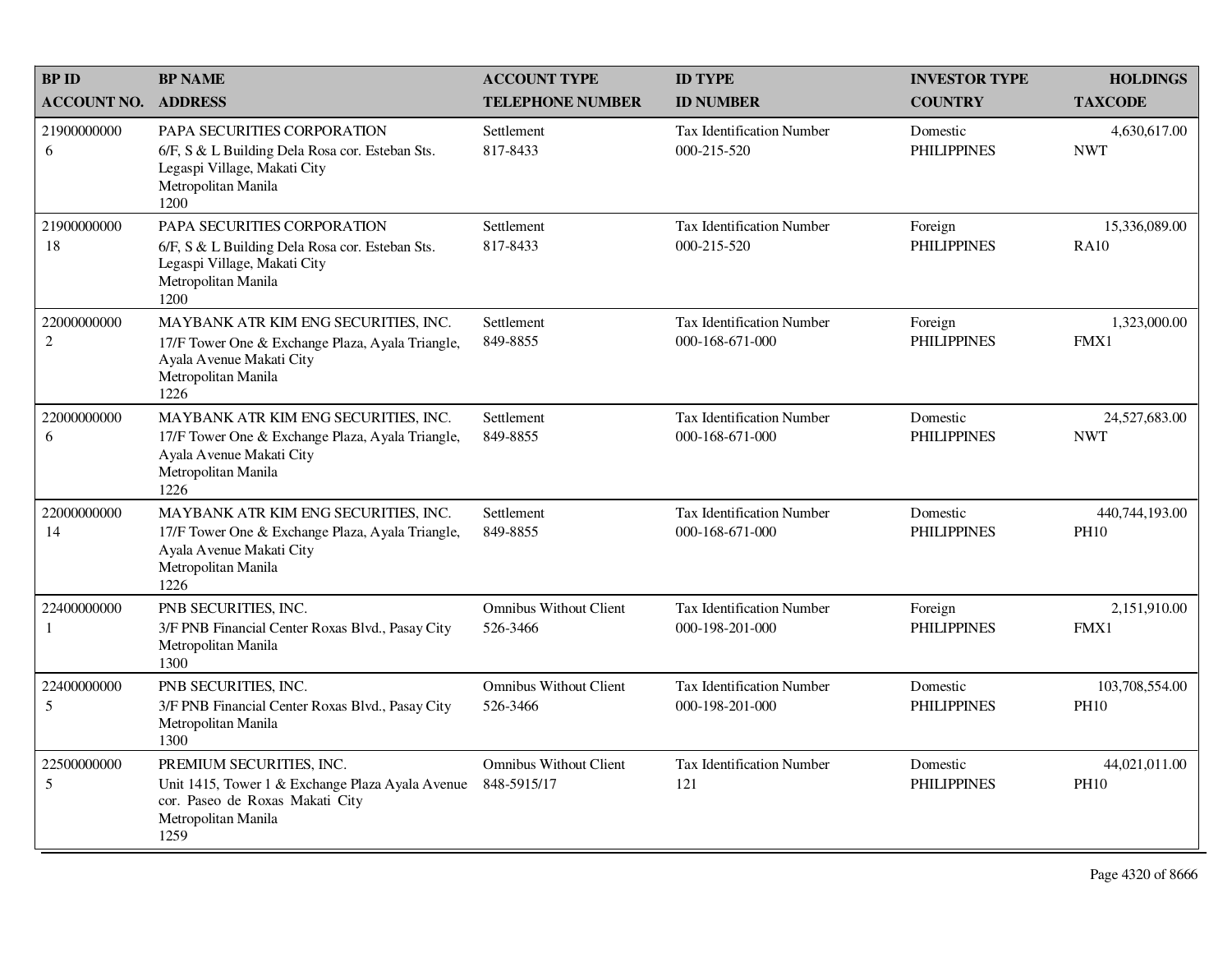| BP ID<br>ACCOUNT NO. | BP NAME<br>ADDRESS | ACCOUNT TYPE<br>TELEPHONE NUMBER | ID TYPE<br>ID NUMBER | INVESTOR TYPE<br>COUNTRY | HOLDINGS<br>TAXCODE |
|---|---|---|---|---|---|
| 21900000000<br>6 | PAPA SECURITIES CORPORATION<br>6/F, S & L Building Dela Rosa cor. Esteban Sts. Legaspi Village, Makati City<br>Metropolitan Manila<br>1200 | Settlement<br>817-8433 | Tax Identification Number<br>000-215-520 | Domestic<br>PHILIPPINES | 4,630,617.00<br>NWT |
| 21900000000<br>18 | PAPA SECURITIES CORPORATION<br>6/F, S & L Building Dela Rosa cor. Esteban Sts. Legaspi Village, Makati City<br>Metropolitan Manila<br>1200 | Settlement<br>817-8433 | Tax Identification Number<br>000-215-520 | Foreign<br>PHILIPPINES | 15,336,089.00<br>RA10 |
| 22000000000<br>2 | MAYBANK ATR KIM ENG SECURITIES, INC.<br>17/F Tower One & Exchange Plaza, Ayala Triangle, Ayala Avenue Makati City<br>Metropolitan Manila<br>1226 | Settlement<br>849-8855 | Tax Identification Number<br>000-168-671-000 | Foreign<br>PHILIPPINES | 1,323,000.00<br>FMX1 |
| 22000000000<br>6 | MAYBANK ATR KIM ENG SECURITIES, INC.<br>17/F Tower One & Exchange Plaza, Ayala Triangle, Ayala Avenue Makati City<br>Metropolitan Manila<br>1226 | Settlement<br>849-8855 | Tax Identification Number<br>000-168-671-000 | Domestic<br>PHILIPPINES | 24,527,683.00<br>NWT |
| 22000000000<br>14 | MAYBANK ATR KIM ENG SECURITIES, INC.<br>17/F Tower One & Exchange Plaza, Ayala Triangle, Ayala Avenue Makati City<br>Metropolitan Manila<br>1226 | Settlement<br>849-8855 | Tax Identification Number<br>000-168-671-000 | Domestic<br>PHILIPPINES | 440,744,193.00<br>PH10 |
| 22400000000<br>1 | PNB SECURITIES, INC.<br>3/F PNB Financial Center Roxas Blvd., Pasay City<br>Metropolitan Manila<br>1300 | Omnibus Without Client<br>526-3466 | Tax Identification Number<br>000-198-201-000 | Foreign<br>PHILIPPINES | 2,151,910.00<br>FMX1 |
| 22400000000<br>5 | PNB SECURITIES, INC.<br>3/F PNB Financial Center Roxas Blvd., Pasay City<br>Metropolitan Manila<br>1300 | Omnibus Without Client<br>526-3466 | Tax Identification Number<br>000-198-201-000 | Domestic<br>PHILIPPINES | 103,708,554.00<br>PH10 |
| 22500000000<br>5 | PREMIUM SECURITIES, INC.<br>Unit 1415, Tower 1 & Exchange Plaza Ayala Avenue cor. Paseo de Roxas Makati City<br>Metropolitan Manila<br>1259 | Omnibus Without Client<br>848-5915/17 | Tax Identification Number<br>121 | Domestic<br>PHILIPPINES | 44,021,011.00<br>PH10 |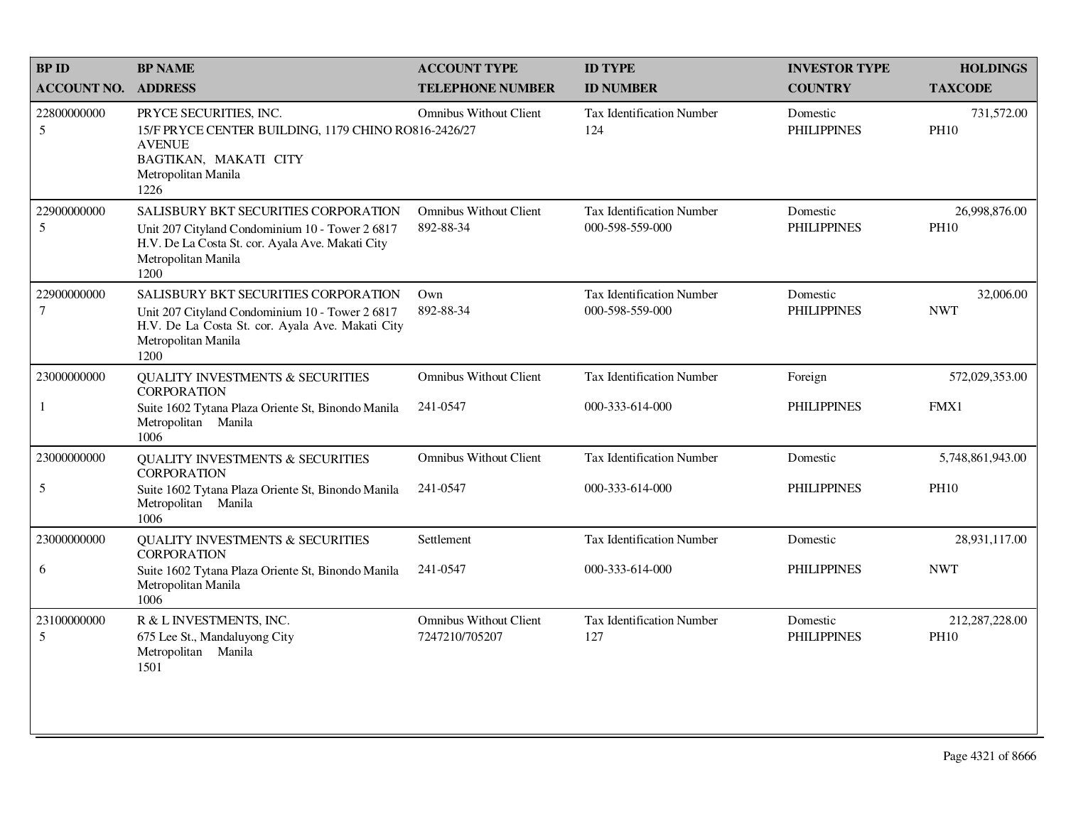| BP ID<br>ACCOUNT NO. | BP NAME<br>ADDRESS | ACCOUNT TYPE<br>TELEPHONE NUMBER | ID TYPE<br>ID NUMBER | INVESTOR TYPE<br>COUNTRY | HOLDINGS<br>TAXCODE |
|---|---|---|---|---|---|
| 22800000000<br>5 | PRYCE SECURITIES, INC.<br>15/F PRYCE CENTER BUILDING, 1179 CHINO ROCES AVENUE<br>BAGTIKAN, MAKATI CITY<br>Metropolitan Manila<br>1226 | Omnibus Without Client<br>816-2426/27 | Tax Identification Number<br>124 | Domestic<br>PHILIPPINES | 731,572.00<br>PH10 |
| 22900000000<br>5 | SALISBURY BKT SECURITIES CORPORATION<br>Unit 207 Cityland Condominium 10 - Tower 2 6817 H.V. De La Costa St. cor. Ayala Ave. Makati City<br>Metropolitan Manila<br>1200 | Omnibus Without Client<br>892-88-34 | Tax Identification Number<br>000-598-559-000 | Domestic<br>PHILIPPINES | 26,998,876.00<br>PH10 |
| 22900000000<br>7 | SALISBURY BKT SECURITIES CORPORATION<br>Unit 207 Cityland Condominium 10 - Tower 2 6817 H.V. De La Costa St. cor. Ayala Ave. Makati City<br>Metropolitan Manila<br>1200 | Own<br>892-88-34 | Tax Identification Number<br>000-598-559-000 | Domestic<br>PHILIPPINES | 32,006.00<br>NWT |
| 23000000000<br>1 | QUALITY INVESTMENTS & SECURITIES CORPORATION<br>Suite 1602 Tytana Plaza Oriente St, Binondo Manila<br>Metropolitan Manila<br>1006 | Omnibus Without Client<br>241-0547 | Tax Identification Number<br>000-333-614-000 | Foreign<br>PHILIPPINES | 572,029,353.00<br>FMX1 |
| 23000000000<br>5 | QUALITY INVESTMENTS & SECURITIES CORPORATION<br>Suite 1602 Tytana Plaza Oriente St, Binondo Manila<br>Metropolitan Manila<br>1006 | Omnibus Without Client<br>241-0547 | Tax Identification Number<br>000-333-614-000 | Domestic<br>PHILIPPINES | 5,748,861,943.00<br>PH10 |
| 23000000000<br>6 | QUALITY INVESTMENTS & SECURITIES CORPORATION<br>Suite 1602 Tytana Plaza Oriente St, Binondo Manila<br>Metropolitan Manila<br>1006 | Settlement<br>241-0547 | Tax Identification Number<br>000-333-614-000 | Domestic<br>PHILIPPINES | 28,931,117.00<br>NWT |
| 23100000000<br>5 | R & L INVESTMENTS, INC.<br>675 Lee St., Mandaluyong City<br>Metropolitan Manila<br>1501 | Omnibus Without Client<br>7247210/705207 | Tax Identification Number<br>127 | Domestic<br>PHILIPPINES | 212,287,228.00<br>PH10 |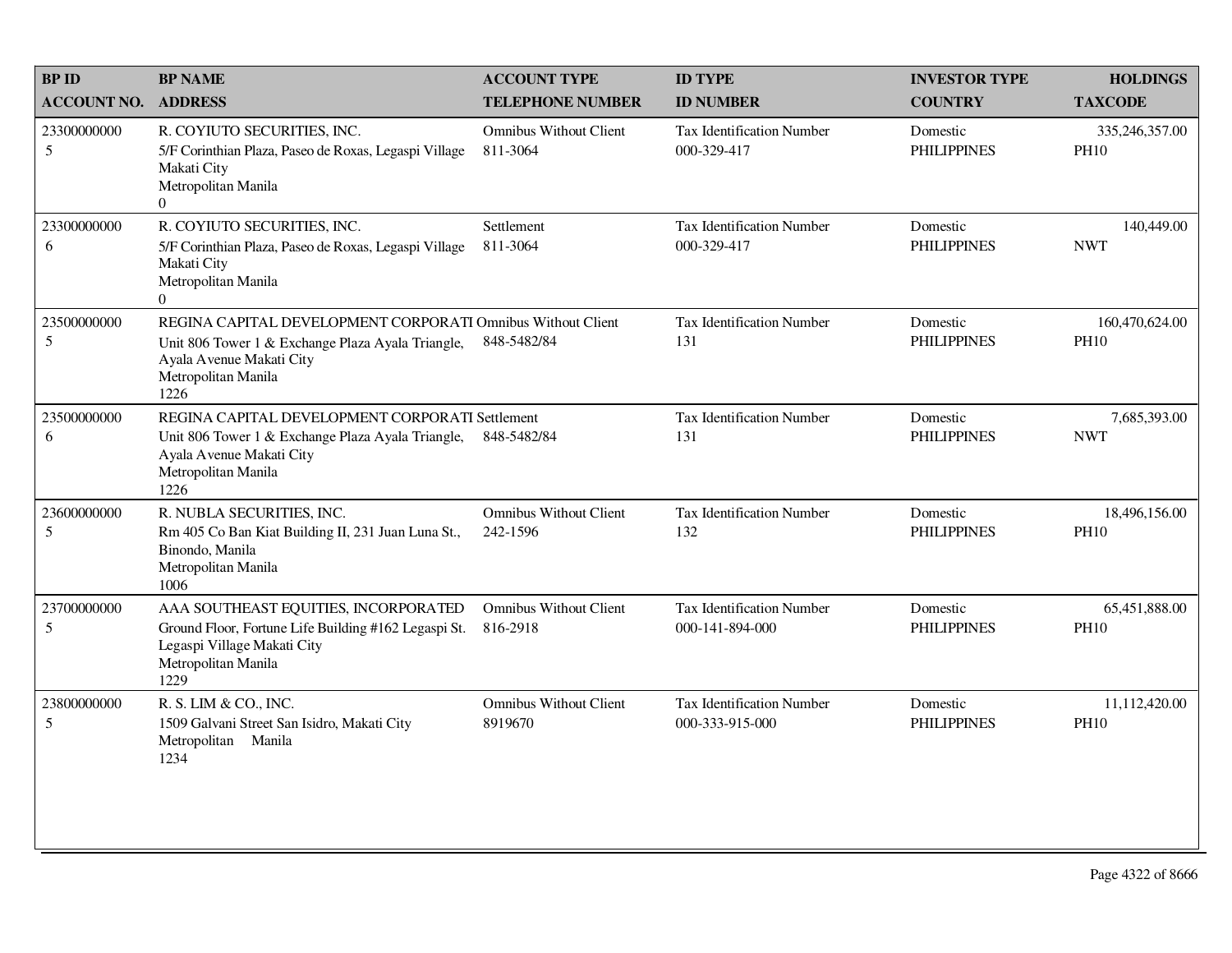| BP ID<br>ACCOUNT NO. | BP NAME<br>ADDRESS | ACCOUNT TYPE<br>TELEPHONE NUMBER | ID TYPE<br>ID NUMBER | INVESTOR TYPE<br>COUNTRY | HOLDINGS<br>TAXCODE |
|---|---|---|---|---|---|
| 23300000000<br>5 | R. COYIUTO SECURITIES, INC.<br>5/F Corinthian Plaza, Paseo de Roxas, Legaspi Village Makati City<br>Metropolitan Manila<br>0 | Omnibus Without Client<br>811-3064 | Tax Identification Number<br>000-329-417 | Domestic<br>PHILIPPINES | 335,246,357.00<br>PH10 |
| 23300000000<br>6 | R. COYIUTO SECURITIES, INC.<br>5/F Corinthian Plaza, Paseo de Roxas, Legaspi Village Makati City<br>Metropolitan Manila<br>0 | Settlement<br>811-3064 | Tax Identification Number<br>000-329-417 | Domestic<br>PHILIPPINES | 140,449.00<br>NWT |
| 23500000000<br>5 | REGINA CAPITAL DEVELOPMENT CORPORATI<br>Unit 806 Tower 1 & Exchange Plaza Ayala Triangle, Ayala Avenue Makati City<br>Metropolitan Manila<br>1226 | Omnibus Without Client<br>848-5482/84 | Tax Identification Number<br>131 | Domestic<br>PHILIPPINES | 160,470,624.00<br>PH10 |
| 23500000000<br>6 | REGINA CAPITAL DEVELOPMENT CORPORATI<br>Unit 806 Tower 1 & Exchange Plaza Ayala Triangle, Ayala Avenue Makati City<br>Metropolitan Manila<br>1226 | Settlement<br>848-5482/84 | Tax Identification Number<br>131 | Domestic<br>PHILIPPINES | 7,685,393.00<br>NWT |
| 23600000000<br>5 | R. NUBLA SECURITIES, INC.<br>Rm 405 Co Ban Kiat Building II, 231 Juan Luna St., Binondo, Manila<br>Metropolitan Manila<br>1006 | Omnibus Without Client<br>242-1596 | Tax Identification Number<br>132 | Domestic<br>PHILIPPINES | 18,496,156.00<br>PH10 |
| 23700000000<br>5 | AAA SOUTHEAST EQUITIES, INCORPORATED<br>Ground Floor, Fortune Life Building #162 Legaspi St. Legaspi Village Makati City<br>Metropolitan Manila<br>1229 | Omnibus Without Client<br>816-2918 | Tax Identification Number<br>000-141-894-000 | Domestic<br>PHILIPPINES | 65,451,888.00<br>PH10 |
| 23800000000<br>5 | R. S. LIM & CO., INC.<br>1509 Galvani Street San Isidro, Makati City<br>Metropolitan Manila<br>1234 | Omnibus Without Client<br>8919670 | Tax Identification Number<br>000-333-915-000 | Domestic<br>PHILIPPINES | 11,112,420.00<br>PH10 |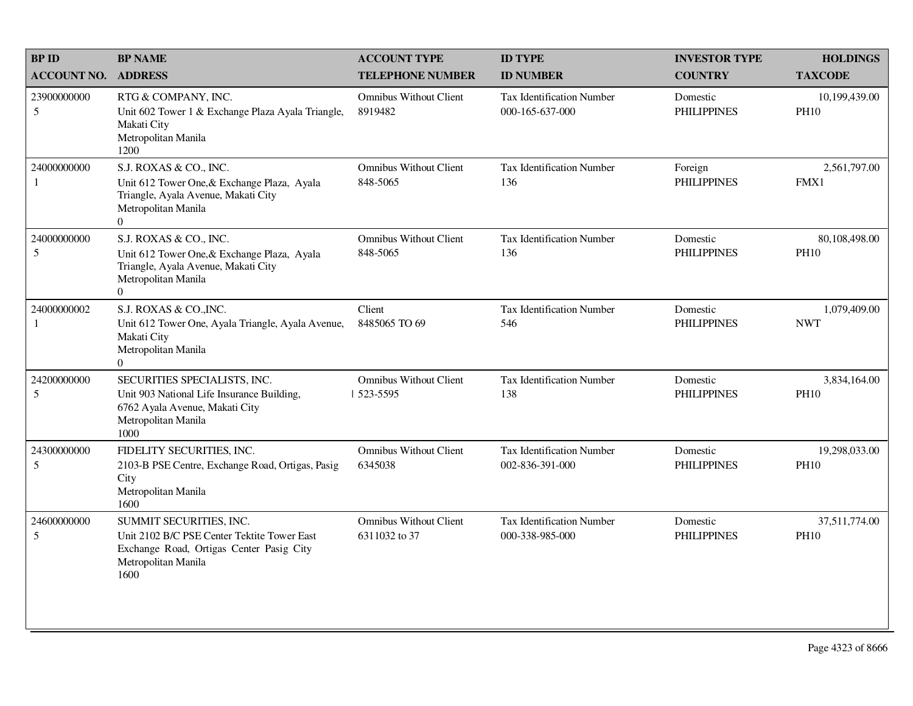| BP ID<br>ACCOUNT NO. | BP NAME<br>ADDRESS | ACCOUNT TYPE<br>TELEPHONE NUMBER | ID TYPE<br>ID NUMBER | INVESTOR TYPE<br>COUNTRY | HOLDINGS<br>TAXCODE |
|---|---|---|---|---|---|
| 23900000000<br>5 | RTG & COMPANY, INC.<br>Unit 602 Tower 1 & Exchange Plaza Ayala Triangle, Makati City<br>Metropolitan Manila<br>1200 | Omnibus Without Client<br>8919482 | Tax Identification Number<br>000-165-637-000 | Domestic<br>PHILIPPINES | 10,199,439.00<br>PH10 |
| 24000000000<br>1 | S.J. ROXAS & CO., INC.<br>Unit 612 Tower One,& Exchange Plaza, Ayala Triangle, Ayala Avenue, Makati City<br>Metropolitan Manila<br>0 | Omnibus Without Client<br>848-5065 | Tax Identification Number<br>136 | Foreign<br>PHILIPPINES | 2,561,797.00<br>FMX1 |
| 24000000000<br>5 | S.J. ROXAS & CO., INC.<br>Unit 612 Tower One,& Exchange Plaza, Ayala Triangle, Ayala Avenue, Makati City<br>Metropolitan Manila<br>0 | Omnibus Without Client<br>848-5065 | Tax Identification Number<br>136 | Domestic<br>PHILIPPINES | 80,108,498.00<br>PH10 |
| 24000000002<br>1 | S.J. ROXAS & CO.,INC.<br>Unit 612 Tower One, Ayala Triangle, Ayala Avenue, Makati City<br>Metropolitan Manila<br>0 | Client<br>8485065 TO 69 | Tax Identification Number<br>546 | Domestic<br>PHILIPPINES | 1,079,409.00<br>NWT |
| 24200000000<br>5 | SECURITIES SPECIALISTS, INC.<br>Unit 903 National Life Insurance Building, 6762 Ayala Avenue, Makati City<br>Metropolitan Manila<br>1000 | Omnibus Without Client<br>523-5595 | Tax Identification Number<br>138 | Domestic<br>PHILIPPINES | 3,834,164.00<br>PH10 |
| 24300000000<br>5 | FIDELITY SECURITIES, INC.<br>2103-B PSE Centre, Exchange Road, Ortigas, Pasig City<br>Metropolitan Manila<br>1600 | Omnibus Without Client<br>6345038 | Tax Identification Number<br>002-836-391-000 | Domestic<br>PHILIPPINES | 19,298,033.00<br>PH10 |
| 24600000000<br>5 | SUMMIT SECURITIES, INC.<br>Unit 2102 B/C PSE Center Tektite Tower East Exchange Road, Ortigas Center Pasig City<br>Metropolitan Manila<br>1600 | Omnibus Without Client<br>6311032 to 37 | Tax Identification Number<br>000-338-985-000 | Domestic<br>PHILIPPINES | 37,511,774.00<br>PH10 |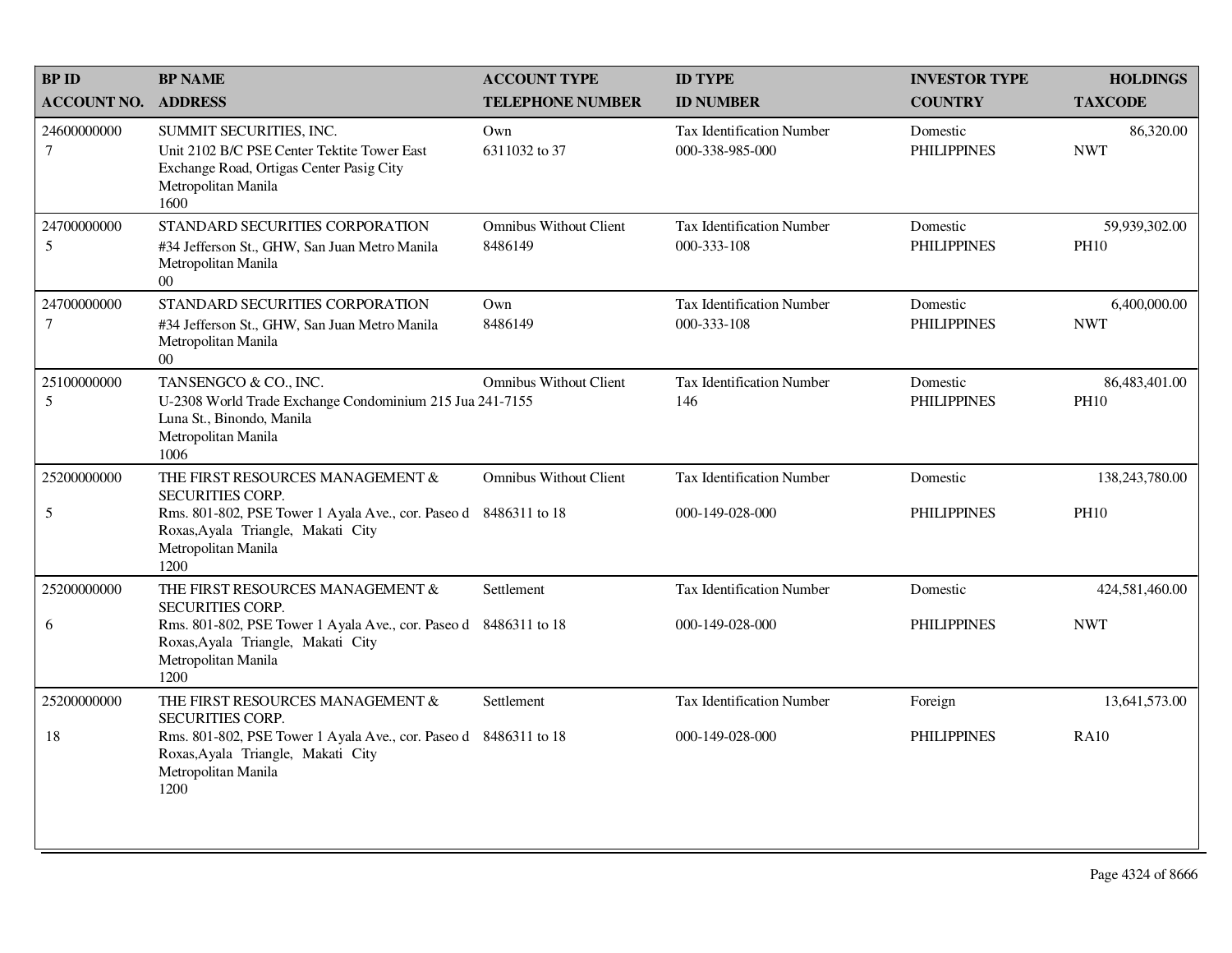| BP ID<br>ACCOUNT NO. | BP NAME<br>ADDRESS | ACCOUNT TYPE<br>TELEPHONE NUMBER | ID TYPE<br>ID NUMBER | INVESTOR TYPE<br>COUNTRY | HOLDINGS<br>TAXCODE |
|---|---|---|---|---|---|
| 24600000000<br>7 | SUMMIT SECURITIES, INC.<br>Unit 2102 B/C PSE Center Tektite Tower East Exchange Road, Ortigas Center Pasig City<br>Metropolitan Manila<br>1600 | Own<br>6311032 to 37 | Tax Identification Number<br>000-338-985-000 | Domestic<br>PHILIPPINES | 86,320.00<br>NWT |
| 24700000000<br>5 | STANDARD SECURITIES CORPORATION<br>#34 Jefferson St., GHW, San Juan Metro Manila<br>Metropolitan Manila<br>00 | Omnibus Without Client<br>8486149 | Tax Identification Number<br>000-333-108 | Domestic<br>PHILIPPINES | 59,939,302.00<br>PH10 |
| 24700000000<br>7 | STANDARD SECURITIES CORPORATION<br>#34 Jefferson St., GHW, San Juan Metro Manila<br>Metropolitan Manila<br>00 | Own<br>8486149 | Tax Identification Number<br>000-333-108 | Domestic<br>PHILIPPINES | 6,400,000.00<br>NWT |
| 25100000000<br>5 | TANSENGCO & CO., INC.<br>U-2308 World Trade Exchange Condominium 215 Jua Luna St., Binondo, Manila<br>Metropolitan Manila<br>1006 | Omnibus Without Client<br>241-7155 | Tax Identification Number<br>146 | Domestic<br>PHILIPPINES | 86,483,401.00<br>PH10 |
| 25200000000<br>5 | THE FIRST RESOURCES MANAGEMENT & SECURITIES CORP.<br>Rms. 801-802, PSE Tower 1 Ayala Ave., cor. Paseo d Roxas,Ayala Triangle, Makati City<br>Metropolitan Manila<br>1200 | Omnibus Without Client<br>8486311 to 18 | Tax Identification Number<br>000-149-028-000 | Domestic<br>PHILIPPINES | 138,243,780.00<br>PH10 |
| 25200000000<br>6 | THE FIRST RESOURCES MANAGEMENT & SECURITIES CORP.<br>Rms. 801-802, PSE Tower 1 Ayala Ave., cor. Paseo d Roxas,Ayala Triangle, Makati City<br>Metropolitan Manila<br>1200 | Settlement<br>8486311 to 18 | Tax Identification Number<br>000-149-028-000 | Domestic<br>PHILIPPINES | 424,581,460.00<br>NWT |
| 25200000000<br>18 | THE FIRST RESOURCES MANAGEMENT & SECURITIES CORP.<br>Rms. 801-802, PSE Tower 1 Ayala Ave., cor. Paseo d Roxas,Ayala Triangle, Makati City<br>Metropolitan Manila<br>1200 | Settlement<br>8486311 to 18 | Tax Identification Number<br>000-149-028-000 | Foreign<br>PHILIPPINES | 13,641,573.00<br>RA10 |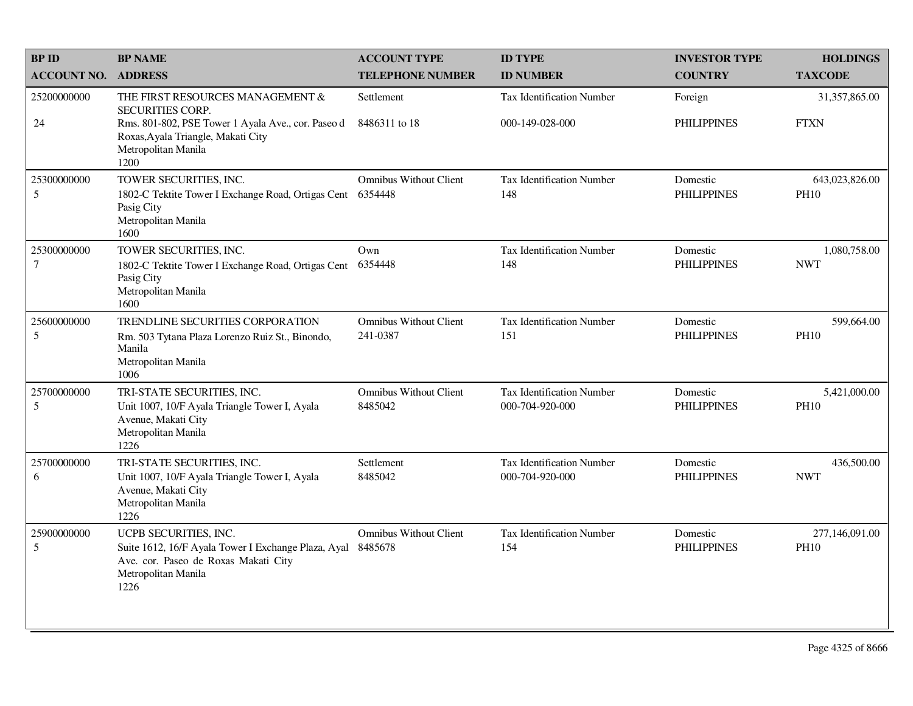| BP ID<br>ACCOUNT NO. | BP NAME<br>ADDRESS | ACCOUNT TYPE<br>TELEPHONE NUMBER | ID TYPE<br>ID NUMBER | INVESTOR TYPE<br>COUNTRY | HOLDINGS<br>TAXCODE |
|---|---|---|---|---|---|
| 25200000000<br>24 | THE FIRST RESOURCES MANAGEMENT & SECURITIES CORP.<br>Rms. 801-802, PSE Tower 1 Ayala Ave., cor. Paseo d Roxas,Ayala Triangle, Makati City<br>Metropolitan Manila<br>1200 | Settlement<br>8486311 to 18 | Tax Identification Number<br>000-149-028-000 | Foreign<br>PHILIPPINES | 31,357,865.00<br>FTXN |
| 25300000000<br>5 | TOWER SECURITIES, INC.<br>1802-C Tektite Tower I Exchange Road, Ortigas Cent Pasig City<br>Metropolitan Manila<br>1600 | Omnibus Without Client<br>6354448 | Tax Identification Number<br>148 | Domestic<br>PHILIPPINES | 643,023,826.00<br>PH10 |
| 25300000000<br>7 | TOWER SECURITIES, INC.<br>1802-C Tektite Tower I Exchange Road, Ortigas Cent Pasig City<br>Metropolitan Manila<br>1600 | Own<br>6354448 | Tax Identification Number<br>148 | Domestic<br>PHILIPPINES | 1,080,758.00<br>NWT |
| 25600000000<br>5 | TRENDLINE SECURITIES CORPORATION<br>Rm. 503 Tytana Plaza Lorenzo Ruiz St., Binondo, Manila<br>Metropolitan Manila<br>1006 | Omnibus Without Client<br>241-0387 | Tax Identification Number<br>151 | Domestic<br>PHILIPPINES | 599,664.00<br>PH10 |
| 25700000000<br>5 | TRI-STATE SECURITIES, INC.<br>Unit 1007, 10/F Ayala Triangle Tower I, Ayala Avenue, Makati City<br>Metropolitan Manila<br>1226 | Omnibus Without Client<br>8485042 | Tax Identification Number<br>000-704-920-000 | Domestic<br>PHILIPPINES | 5,421,000.00<br>PH10 |
| 25700000000<br>6 | TRI-STATE SECURITIES, INC.<br>Unit 1007, 10/F Ayala Triangle Tower I, Ayala Avenue, Makati City<br>Metropolitan Manila<br>1226 | Settlement<br>8485042 | Tax Identification Number<br>000-704-920-000 | Domestic<br>PHILIPPINES | 436,500.00<br>NWT |
| 25900000000<br>5 | UCPB SECURITIES, INC.<br>Suite 1612, 16/F Ayala Tower I Exchange Plaza, Ayal Ave. cor. Paseo de Roxas Makati City<br>Metropolitan Manila<br>1226 | Omnibus Without Client<br>8485678 | Tax Identification Number<br>154 | Domestic<br>PHILIPPINES | 277,146,091.00<br>PH10 |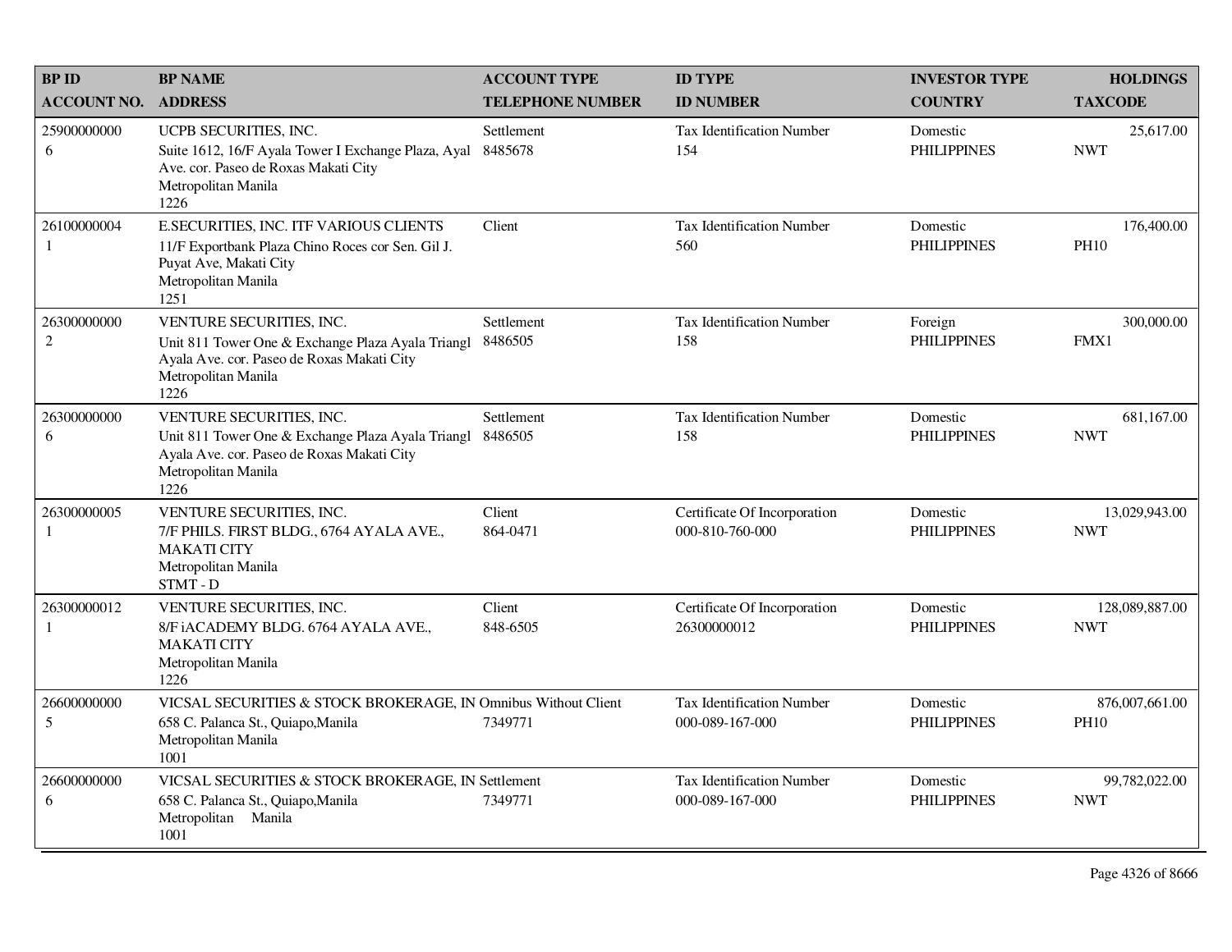| BP ID<br>ACCOUNT NO. | BP NAME<br>ADDRESS | ACCOUNT TYPE<br>TELEPHONE NUMBER | ID TYPE<br>ID NUMBER | INVESTOR TYPE<br>COUNTRY | HOLDINGS<br>TAXCODE |
|---|---|---|---|---|---|
| 25900000000<br>6 | UCPB SECURITIES, INC.<br>Suite 1612, 16/F Ayala Tower I Exchange Plaza, Ayal Ave. cor. Paseo de Roxas Makati City<br>Metropolitan Manila<br>1226 | Settlement<br>8485678 | Tax Identification Number<br>154 | Domestic<br>PHILIPPINES | 25,617.00<br>NWT |
| 26100000004<br>1 | E.SECURITIES, INC. ITF VARIOUS CLIENTS<br>11/F Exportbank Plaza Chino Roces cor Sen. Gil J. Puyat Ave, Makati City<br>Metropolitan Manila<br>1251 | Client | Tax Identification Number<br>560 | Domestic<br>PHILIPPINES | 176,400.00<br>PH10 |
| 26300000000<br>2 | VENTURE SECURITIES, INC.<br>Unit 811 Tower One & Exchange Plaza Ayala Triangl Ayala Ave. cor. Paseo de Roxas Makati City<br>Metropolitan Manila<br>1226 | Settlement<br>8486505 | Tax Identification Number<br>158 | Foreign<br>PHILIPPINES | 300,000.00<br>FMX1 |
| 26300000000<br>6 | VENTURE SECURITIES, INC.<br>Unit 811 Tower One & Exchange Plaza Ayala Triangl Ayala Ave. cor. Paseo de Roxas Makati City<br>Metropolitan Manila<br>1226 | Settlement<br>8486505 | Tax Identification Number<br>158 | Domestic<br>PHILIPPINES | 681,167.00<br>NWT |
| 26300000005<br>1 | VENTURE SECURITIES, INC.<br>7/F PHILS. FIRST BLDG., 6764 AYALA AVE., MAKATI CITY<br>Metropolitan Manila<br>STMT - D | Client<br>864-0471 | Certificate Of Incorporation<br>000-810-760-000 | Domestic<br>PHILIPPINES | 13,029,943.00<br>NWT |
| 26300000012<br>1 | VENTURE SECURITIES, INC.<br>8/F iACADEMY BLDG. 6764 AYALA AVE., MAKATI CITY<br>Metropolitan Manila<br>1226 | Client<br>848-6505 | Certificate Of Incorporation<br>26300000012 | Domestic<br>PHILIPPINES | 128,089,887.00<br>NWT |
| 26600000000<br>5 | VICSAL SECURITIES & STOCK BROKERAGE, IN<br>658 C. Palanca St., Quiapo,Manila<br>Metropolitan Manila<br>1001 | Omnibus Without Client<br>7349771 | Tax Identification Number<br>000-089-167-000 | Domestic<br>PHILIPPINES | 876,007,661.00<br>PH10 |
| 26600000000<br>6 | VICSAL SECURITIES & STOCK BROKERAGE, IN<br>658 C. Palanca St., Quiapo,Manila<br>Metropolitan Manila<br>1001 | Settlement<br>7349771 | Tax Identification Number<br>000-089-167-000 | Domestic<br>PHILIPPINES | 99,782,022.00<br>NWT |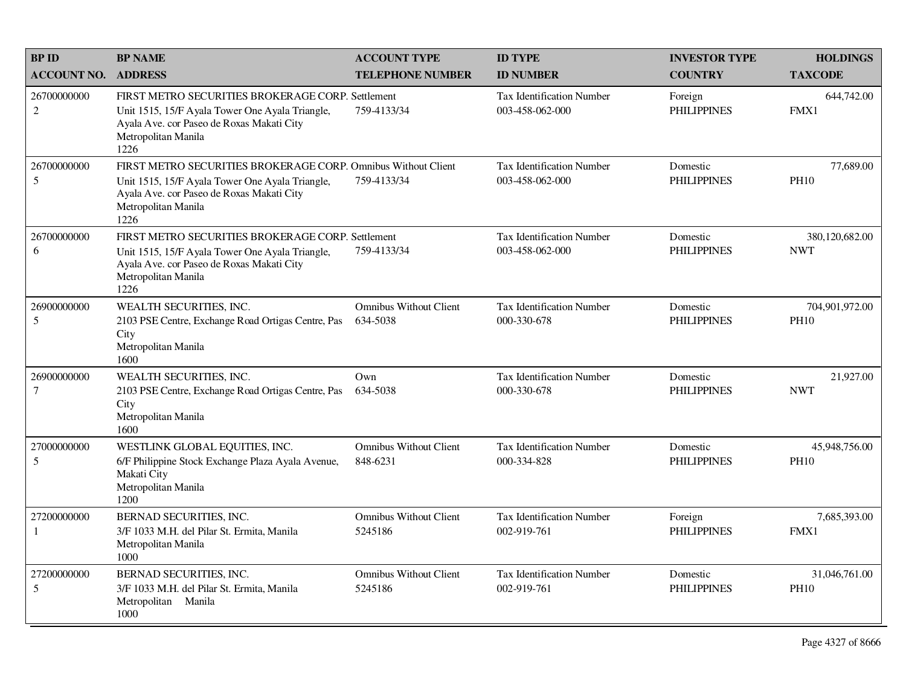| BP ID<br>ACCOUNT NO. | BP NAME<br>ADDRESS | ACCOUNT TYPE<br>TELEPHONE NUMBER | ID TYPE<br>ID NUMBER | INVESTOR TYPE<br>COUNTRY | HOLDINGS<br>TAXCODE |
|---|---|---|---|---|---|
| 26700000000<br>2 | FIRST METRO SECURITIES BROKERAGE CORP.<br>Unit 1515, 15/F Ayala Tower One Ayala Triangle, Ayala Ave. cor Paseo de Roxas Makati City<br>Metropolitan Manila<br>1226 | Settlement<br>759-4133/34 | Tax Identification Number<br>003-458-062-000 | Foreign<br>PHILIPPINES | 644,742.00<br>FMX1 |
| 26700000000<br>5 | FIRST METRO SECURITIES BROKERAGE CORP.<br>Unit 1515, 15/F Ayala Tower One Ayala Triangle, Ayala Ave. cor Paseo de Roxas Makati City<br>Metropolitan Manila<br>1226 | Omnibus Without Client<br>759-4133/34 | Tax Identification Number<br>003-458-062-000 | Domestic<br>PHILIPPINES | 77,689.00<br>PH10 |
| 26700000000<br>6 | FIRST METRO SECURITIES BROKERAGE CORP.<br>Unit 1515, 15/F Ayala Tower One Ayala Triangle, Ayala Ave. cor Paseo de Roxas Makati City<br>Metropolitan Manila<br>1226 | Settlement<br>759-4133/34 | Tax Identification Number<br>003-458-062-000 | Domestic<br>PHILIPPINES | 380,120,682.00<br>NWT |
| 26900000000<br>5 | WEALTH SECURITIES, INC.<br>2103 PSE Centre, Exchange Road Ortigas Centre, Pas City<br>Metropolitan Manila<br>1600 | Omnibus Without Client<br>634-5038 | Tax Identification Number<br>000-330-678 | Domestic<br>PHILIPPINES | 704,901,972.00<br>PH10 |
| 26900000000<br>7 | WEALTH SECURITIES, INC.<br>2103 PSE Centre, Exchange Road Ortigas Centre, Pas City<br>Metropolitan Manila<br>1600 | Own<br>634-5038 | Tax Identification Number<br>000-330-678 | Domestic<br>PHILIPPINES | 21,927.00<br>NWT |
| 27000000000<br>5 | WESTLINK GLOBAL EQUITIES, INC.<br>6/F Philippine Stock Exchange Plaza Ayala Avenue, Makati City<br>Metropolitan Manila<br>1200 | Omnibus Without Client<br>848-6231 | Tax Identification Number<br>000-334-828 | Domestic<br>PHILIPPINES | 45,948,756.00<br>PH10 |
| 27200000000<br>1 | BERNAD SECURITIES, INC.<br>3/F 1033 M.H. del Pilar St. Ermita, Manila<br>Metropolitan Manila<br>1000 | Omnibus Without Client<br>5245186 | Tax Identification Number<br>002-919-761 | Foreign<br>PHILIPPINES | 7,685,393.00<br>FMX1 |
| 27200000000<br>5 | BERNAD SECURITIES, INC.<br>3/F 1033 M.H. del Pilar St. Ermita, Manila<br>Metropolitan Manila<br>1000 | Omnibus Without Client<br>5245186 | Tax Identification Number<br>002-919-761 | Domestic<br>PHILIPPINES | 31,046,761.00<br>PH10 |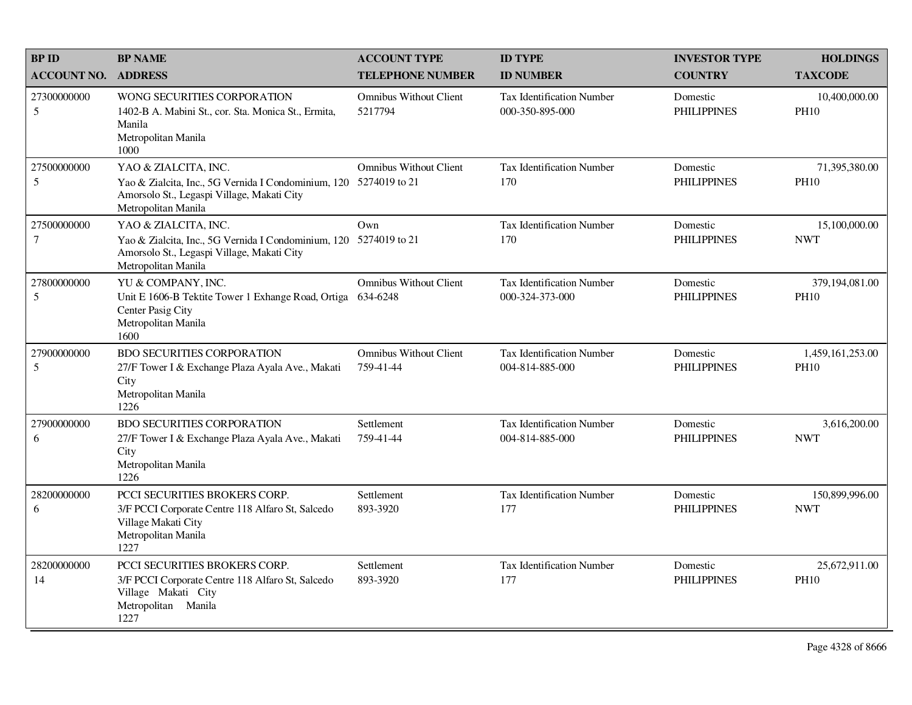| BP ID<br>ACCOUNT NO. | BP NAME<br>ADDRESS | ACCOUNT TYPE<br>TELEPHONE NUMBER | ID TYPE<br>ID NUMBER | INVESTOR TYPE<br>COUNTRY | HOLDINGS<br>TAXCODE |
|---|---|---|---|---|---|
| 27300000000<br>5 | WONG SECURITIES CORPORATION<br>1402-B A. Mabini St., cor. Sta. Monica St., Ermita, Manila<br>Metropolitan Manila<br>1000 | Omnibus Without Client<br>5217794 | Tax Identification Number<br>000-350-895-000 | Domestic<br>PHILIPPINES | 10,400,000.00<br>PH10 |
| 27500000000<br>5 | YAO & ZIALCITA, INC.<br>Yao & Zialcita, Inc., 5G Vernida I Condominium, 120 Amorsolo St., Legaspi Village, Makati City<br>Metropolitan Manila | Omnibus Without Client<br>5274019 to 21 | Tax Identification Number<br>170 | Domestic<br>PHILIPPINES | 71,395,380.00<br>PH10 |
| 27500000000<br>7 | YAO & ZIALCITA, INC.<br>Yao & Zialcita, Inc., 5G Vernida I Condominium, 120 Amorsolo St., Legaspi Village, Makati City<br>Metropolitan Manila | Own<br>5274019 to 21 | Tax Identification Number<br>170 | Domestic<br>PHILIPPINES | 15,100,000.00<br>NWT |
| 27800000000<br>5 | YU & COMPANY, INC.<br>Unit E 1606-B Tektite Tower 1 Exhange Road, Ortiga Center Pasig City<br>Metropolitan Manila<br>1600 | Omnibus Without Client<br>634-6248 | Tax Identification Number<br>000-324-373-000 | Domestic<br>PHILIPPINES | 379,194,081.00<br>PH10 |
| 27900000000<br>5 | BDO SECURITIES CORPORATION<br>27/F Tower I & Exchange Plaza Ayala Ave., Makati City<br>Metropolitan Manila<br>1226 | Omnibus Without Client<br>759-41-44 | Tax Identification Number<br>004-814-885-000 | Domestic<br>PHILIPPINES | 1,459,161,253.00<br>PH10 |
| 27900000000<br>6 | BDO SECURITIES CORPORATION<br>27/F Tower I & Exchange Plaza Ayala Ave., Makati City<br>Metropolitan Manila<br>1226 | Settlement<br>759-41-44 | Tax Identification Number<br>004-814-885-000 | Domestic<br>PHILIPPINES | 3,616,200.00<br>NWT |
| 28200000000<br>6 | PCCI SECURITIES BROKERS CORP.<br>3/F PCCI Corporate Centre 118 Alfaro St, Salcedo Village Makati City<br>Metropolitan Manila<br>1227 | Settlement<br>893-3920 | Tax Identification Number<br>177 | Domestic<br>PHILIPPINES | 150,899,996.00<br>NWT |
| 28200000000<br>14 | PCCI SECURITIES BROKERS CORP.<br>3/F PCCI Corporate Centre 118 Alfaro St, Salcedo Village Makati City<br>Metropolitan Manila<br>1227 | Settlement<br>893-3920 | Tax Identification Number<br>177 | Domestic<br>PHILIPPINES | 25,672,911.00<br>PH10 |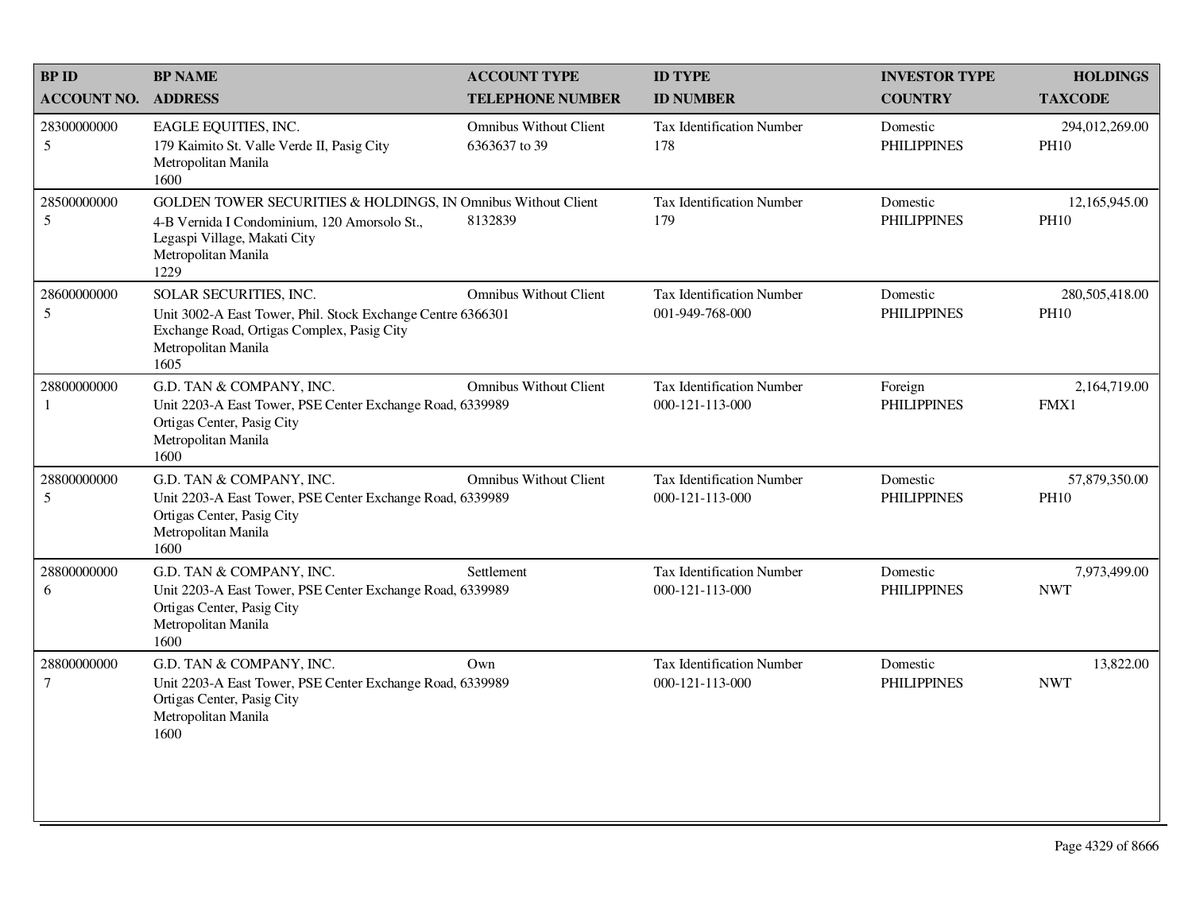| BP ID<br>ACCOUNT NO. | BP NAME<br>ADDRESS | ACCOUNT TYPE<br>TELEPHONE NUMBER | ID TYPE<br>ID NUMBER | INVESTOR TYPE<br>COUNTRY | HOLDINGS<br>TAXCODE |
|---|---|---|---|---|---|
| 28300000000<br>5 | EAGLE EQUITIES, INC.<br>179 Kaimito St. Valle Verde II, Pasig City<br>Metropolitan Manila<br>1600 | Omnibus Without Client<br>6363637 to 39 | Tax Identification Number<br>178 | Domestic<br>PHILIPPINES | 294,012,269.00<br>PH10 |
| 28500000000<br>5 | GOLDEN TOWER SECURITIES & HOLDINGS, IN<br>4-B Vernida I Condominium, 120 Amorsolo St.,<br>Legaspi Village, Makati City<br>Metropolitan Manila<br>1229 | Omnibus Without Client<br>8132839 | Tax Identification Number<br>179 | Domestic<br>PHILIPPINES | 12,165,945.00<br>PH10 |
| 28600000000<br>5 | SOLAR SECURITIES, INC.<br>Unit 3002-A East Tower, Phil. Stock Exchange Centre<br>Exchange Road, Ortigas Complex, Pasig City<br>Metropolitan Manila<br>1605 | Omnibus Without Client<br>6366301 | Tax Identification Number<br>001-949-768-000 | Domestic<br>PHILIPPINES | 280,505,418.00<br>PH10 |
| 28800000000<br>1 | G.D. TAN & COMPANY, INC.<br>Unit 2203-A East Tower, PSE Center Exchange Road,<br>Ortigas Center, Pasig City<br>Metropolitan Manila<br>1600 | Omnibus Without Client<br>6339989 | Tax Identification Number<br>000-121-113-000 | Foreign<br>PHILIPPINES | 2,164,719.00<br>FMX1 |
| 28800000000<br>5 | G.D. TAN & COMPANY, INC.<br>Unit 2203-A East Tower, PSE Center Exchange Road,<br>Ortigas Center, Pasig City<br>Metropolitan Manila<br>1600 | Omnibus Without Client<br>6339989 | Tax Identification Number<br>000-121-113-000 | Domestic<br>PHILIPPINES | 57,879,350.00<br>PH10 |
| 28800000000<br>6 | G.D. TAN & COMPANY, INC.<br>Unit 2203-A East Tower, PSE Center Exchange Road,<br>Ortigas Center, Pasig City<br>Metropolitan Manila<br>1600 | Settlement<br>6339989 | Tax Identification Number<br>000-121-113-000 | Domestic<br>PHILIPPINES | 7,973,499.00<br>NWT |
| 28800000000<br>7 | G.D. TAN & COMPANY, INC.<br>Unit 2203-A East Tower, PSE Center Exchange Road,<br>Ortigas Center, Pasig City<br>Metropolitan Manila<br>1600 | Own<br>6339989 | Tax Identification Number<br>000-121-113-000 | Domestic<br>PHILIPPINES | 13,822.00<br>NWT |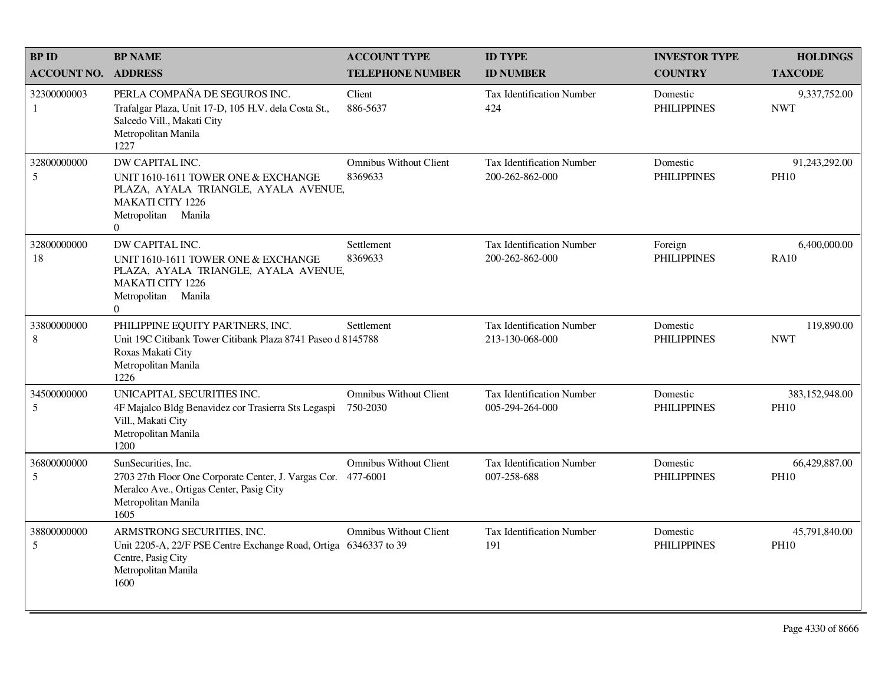| BP ID<br>ACCOUNT NO. | BP NAME<br>ADDRESS | ACCOUNT TYPE<br>TELEPHONE NUMBER | ID TYPE<br>ID NUMBER | INVESTOR TYPE<br>COUNTRY | HOLDINGS<br>TAXCODE |
|---|---|---|---|---|---|
| 32300000003<br>1 | PERLA COMPAÑA DE SEGUROS INC.<br>Trafalgar Plaza, Unit 17-D, 105 H.V. dela Costa St., Salcedo Vill., Makati City<br>Metropolitan Manila<br>1227 | Client<br>886-5637 | Tax Identification Number<br>424 | Domestic<br>PHILIPPINES | 9,337,752.00<br>NWT |
| 32800000000<br>5 | DW CAPITAL INC.<br>UNIT 1610-1611 TOWER ONE & EXCHANGE PLAZA, AYALA TRIANGLE, AYALA AVENUE, MAKATI CITY 1226<br>Metropolitan Manila<br>0 | Omnibus Without Client<br>8369633 | Tax Identification Number<br>200-262-862-000 | Domestic<br>PHILIPPINES | 91,243,292.00<br>PH10 |
| 32800000000<br>18 | DW CAPITAL INC.<br>UNIT 1610-1611 TOWER ONE & EXCHANGE PLAZA, AYALA TRIANGLE, AYALA AVENUE, MAKATI CITY 1226<br>Metropolitan Manila<br>0 | Settlement<br>8369633 | Tax Identification Number<br>200-262-862-000 | Foreign<br>PHILIPPINES | 6,400,000.00<br>RA10 |
| 33800000000<br>8 | PHILIPPINE EQUITY PARTNERS, INC.<br>Unit 19C Citibank Tower Citibank Plaza 8741 Paseo d Roxas Makati City<br>Metropolitan Manila<br>1226 | Settlement<br>8145788 | Tax Identification Number<br>213-130-068-000 | Domestic<br>PHILIPPINES | 119,890.00<br>NWT |
| 34500000000<br>5 | UNICAPITAL SECURITIES INC.<br>4F Majalco Bldg Benavidez cor Trasierra Sts Legaspi Vill., Makati City<br>Metropolitan Manila<br>1200 | Omnibus Without Client<br>750-2030 | Tax Identification Number<br>005-294-264-000 | Domestic<br>PHILIPPINES | 383,152,948.00<br>PH10 |
| 36800000000<br>5 | SunSecurities, Inc.<br>2703 27th Floor One Corporate Center, J. Vargas Cor. Meralco Ave., Ortigas Center, Pasig City<br>Metropolitan Manila<br>1605 | Omnibus Without Client<br>477-6001 | Tax Identification Number<br>007-258-688 | Domestic<br>PHILIPPINES | 66,429,887.00<br>PH10 |
| 38800000000<br>5 | ARMSTRONG SECURITIES, INC.<br>Unit 2205-A, 22/F PSE Centre Exchange Road, Ortiga Centre, Pasig City<br>Metropolitan Manila<br>1600 | Omnibus Without Client<br>6346337 to 39 | Tax Identification Number<br>191 | Domestic<br>PHILIPPINES | 45,791,840.00<br>PH10 |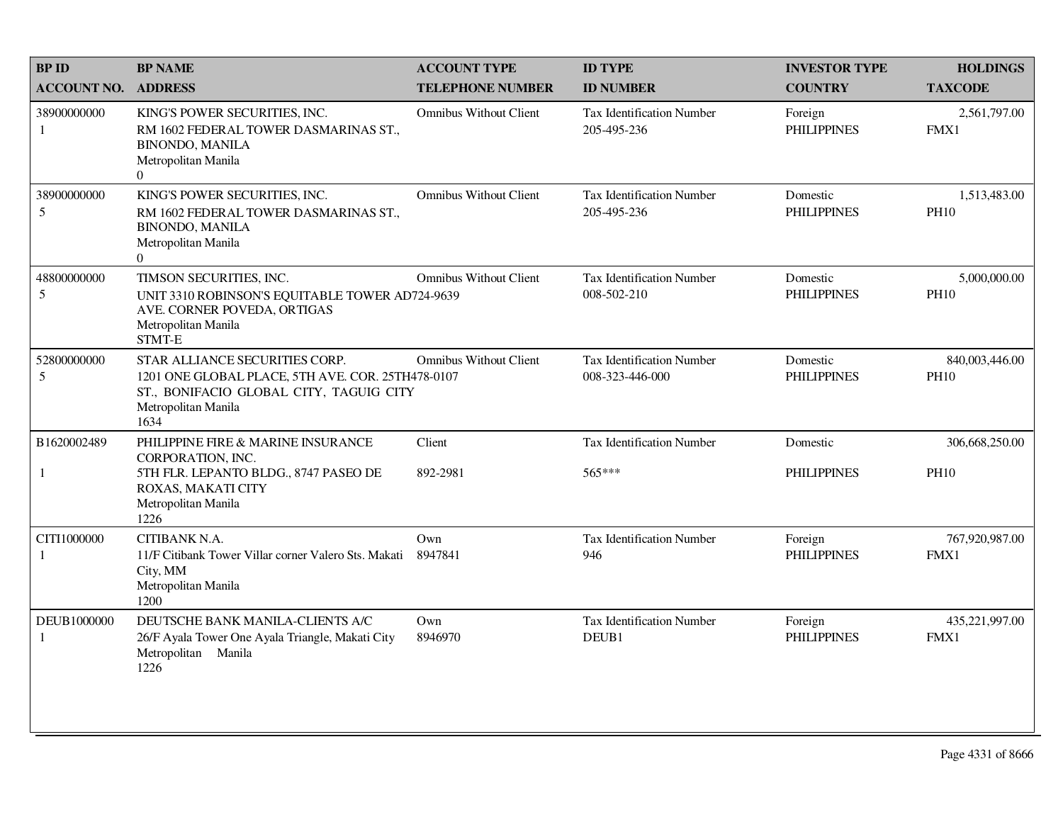| BP ID<br>ACCOUNT NO. | BP NAME<br>ADDRESS | ACCOUNT TYPE<br>TELEPHONE NUMBER | ID TYPE<br>ID NUMBER | INVESTOR TYPE<br>COUNTRY | HOLDINGS<br>TAXCODE |
|---|---|---|---|---|---|
| 38900000000<br>1 | KING'S POWER SECURITIES, INC.<br>RM 1602 FEDERAL TOWER DASMARINAS ST., BINONDO, MANILA<br>Metropolitan Manila<br>0 | Omnibus Without Client | Tax Identification Number<br>205-495-236 | Foreign<br>PHILIPPINES | 2,561,797.00<br>FMX1 |
| 38900000000<br>5 | KING'S POWER SECURITIES, INC.<br>RM 1602 FEDERAL TOWER DASMARINAS ST., BINONDO, MANILA<br>Metropolitan Manila<br>0 | Omnibus Without Client | Tax Identification Number<br>205-495-236 | Domestic<br>PHILIPPINES | 1,513,483.00<br>PH10 |
| 48800000000<br>5 | TIMSON SECURITIES, INC.<br>UNIT 3310 ROBINSON'S EQUITABLE TOWER AD AVE. CORNER POVEDA, ORTIGAS<br>Metropolitan Manila<br>STMT-E | Omnibus Without Client<br>724-9639 | Tax Identification Number<br>008-502-210 | Domestic<br>PHILIPPINES | 5,000,000.00<br>PH10 |
| 52800000000<br>5 | STAR ALLIANCE SECURITIES CORP.<br>1201 ONE GLOBAL PLACE, 5TH AVE. COR. 25TH ST., BONIFACIO GLOBAL CITY, TAGUIG CITY<br>Metropolitan Manila<br>1634 | Omnibus Without Client<br>478-0107 | Tax Identification Number<br>008-323-446-000 | Domestic<br>PHILIPPINES | 840,003,446.00<br>PH10 |
| B1620002489<br>1 | PHILIPPINE FIRE & MARINE INSURANCE CORPORATION, INC.<br>5TH FLR. LEPANTO BLDG., 8747 PASEO DE ROXAS, MAKATI CITY<br>Metropolitan Manila<br>1226 | Client<br>892-2981 | Tax Identification Number<br>565*** | Domestic<br>PHILIPPINES | 306,668,250.00<br>PH10 |
| CITI1000000<br>1 | CITIBANK N.A.<br>11/F Citibank Tower Villar corner Valero Sts. Makati City, MM<br>Metropolitan Manila<br>1200 | Own<br>8947841 | Tax Identification Number<br>946 | Foreign<br>PHILIPPINES | 767,920,987.00<br>FMX1 |
| DEUB1000000<br>1 | DEUTSCHE BANK MANILA-CLIENTS A/C<br>26/F Ayala Tower One Ayala Triangle, Makati City<br>Metropolitan Manila<br>1226 | Own<br>8946970 | Tax Identification Number<br>DEUB1 | Foreign<br>PHILIPPINES | 435,221,997.00<br>FMX1 |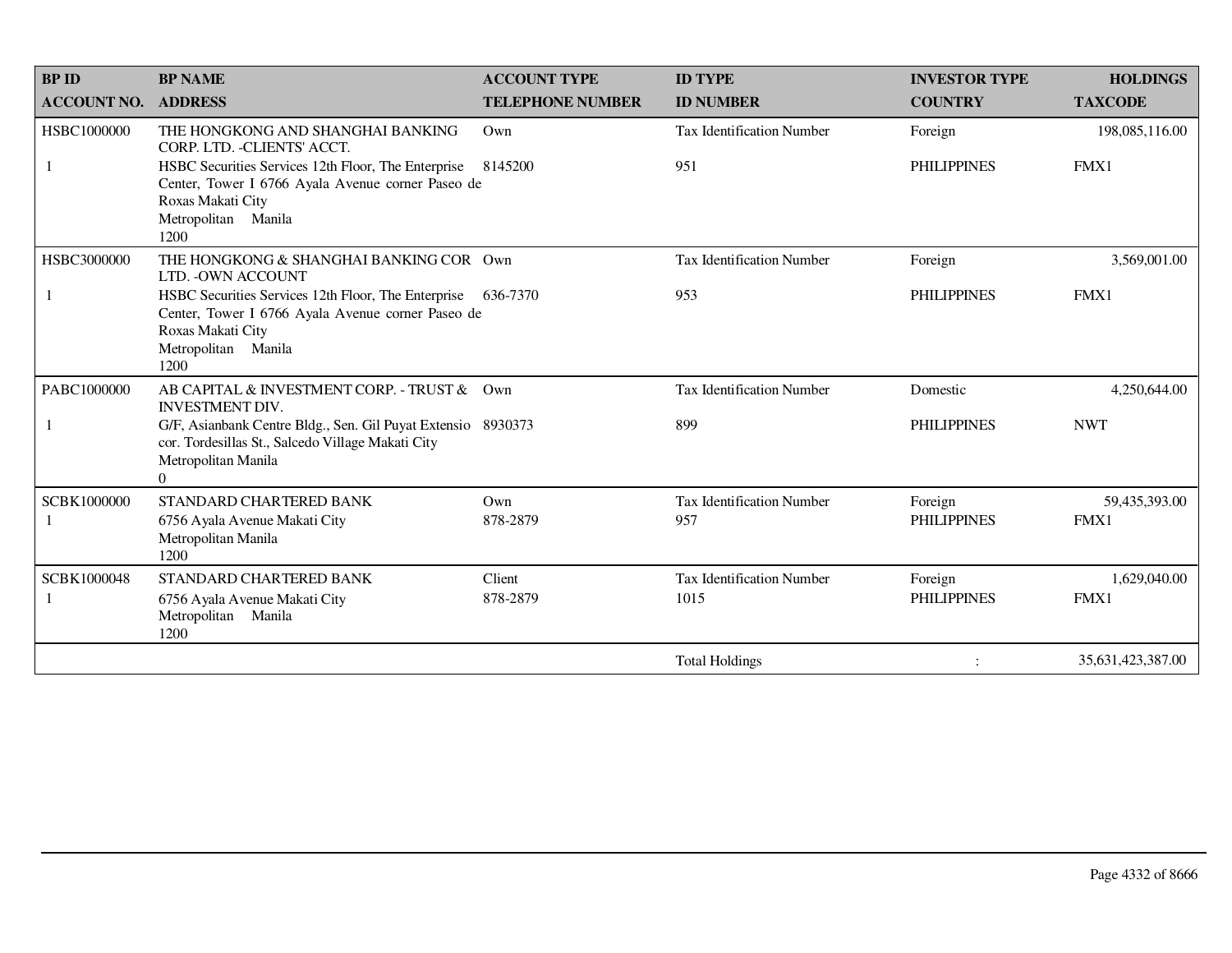| BP ID<br>ACCOUNT NO. | BP NAME<br>ADDRESS | ACCOUNT TYPE<br>TELEPHONE NUMBER | ID TYPE<br>ID NUMBER | INVESTOR TYPE<br>COUNTRY | HOLDINGS<br>TAXCODE |
|---|---|---|---|---|---|
| HSBC1000000<br>1 | THE HONGKONG AND SHANGHAI BANKING CORP. LTD. -CLIENTS' ACCT.<br>HSBC Securities Services 12th Floor, The Enterprise Center, Tower I 6766 Ayala Avenue corner Paseo de Roxas Makati City<br>Metropolitan Manila<br>1200 | Own<br>8145200 | Tax Identification Number<br>951 | Foreign<br>PHILIPPINES | 198,085,116.00<br>FMX1 |
| HSBC3000000<br>1 | THE HONGKONG & SHANGHAI BANKING COR LTD. -OWN ACCOUNT<br>HSBC Securities Services 12th Floor, The Enterprise Center, Tower I 6766 Ayala Avenue corner Paseo de Roxas Makati City<br>Metropolitan Manila<br>1200 | Own<br>636-7370 | Tax Identification Number<br>953 | Foreign<br>PHILIPPINES | 3,569,001.00<br>FMX1 |
| PABC1000000<br>1 | AB CAPITAL & INVESTMENT CORP. - TRUST & INVESTMENT DIV.<br>G/F, Asianbank Centre Bldg., Sen. Gil Puyat Extensio cor. Tordesillas St., Salcedo Village Makati City<br>Metropolitan Manila<br>0 | Own<br>8930373 | Tax Identification Number<br>899 | Domestic<br>PHILIPPINES | 4,250,644.00<br>NWT |
| SCBK1000000<br>1 | STANDARD CHARTERED BANK<br>6756 Ayala Avenue Makati City<br>Metropolitan Manila<br>1200 | Own<br>878-2879 | Tax Identification Number<br>957 | Foreign<br>PHILIPPINES | 59,435,393.00<br>FMX1 |
| SCBK1000048<br>1 | STANDARD CHARTERED BANK<br>6756 Ayala Avenue Makati City<br>Metropolitan Manila<br>1200 | Client<br>878-2879 | Tax Identification Number<br>1015 | Foreign<br>PHILIPPINES | 1,629,040.00<br>FMX1 |
| | | | Total Holdings | : | 35,631,423,387.00 |